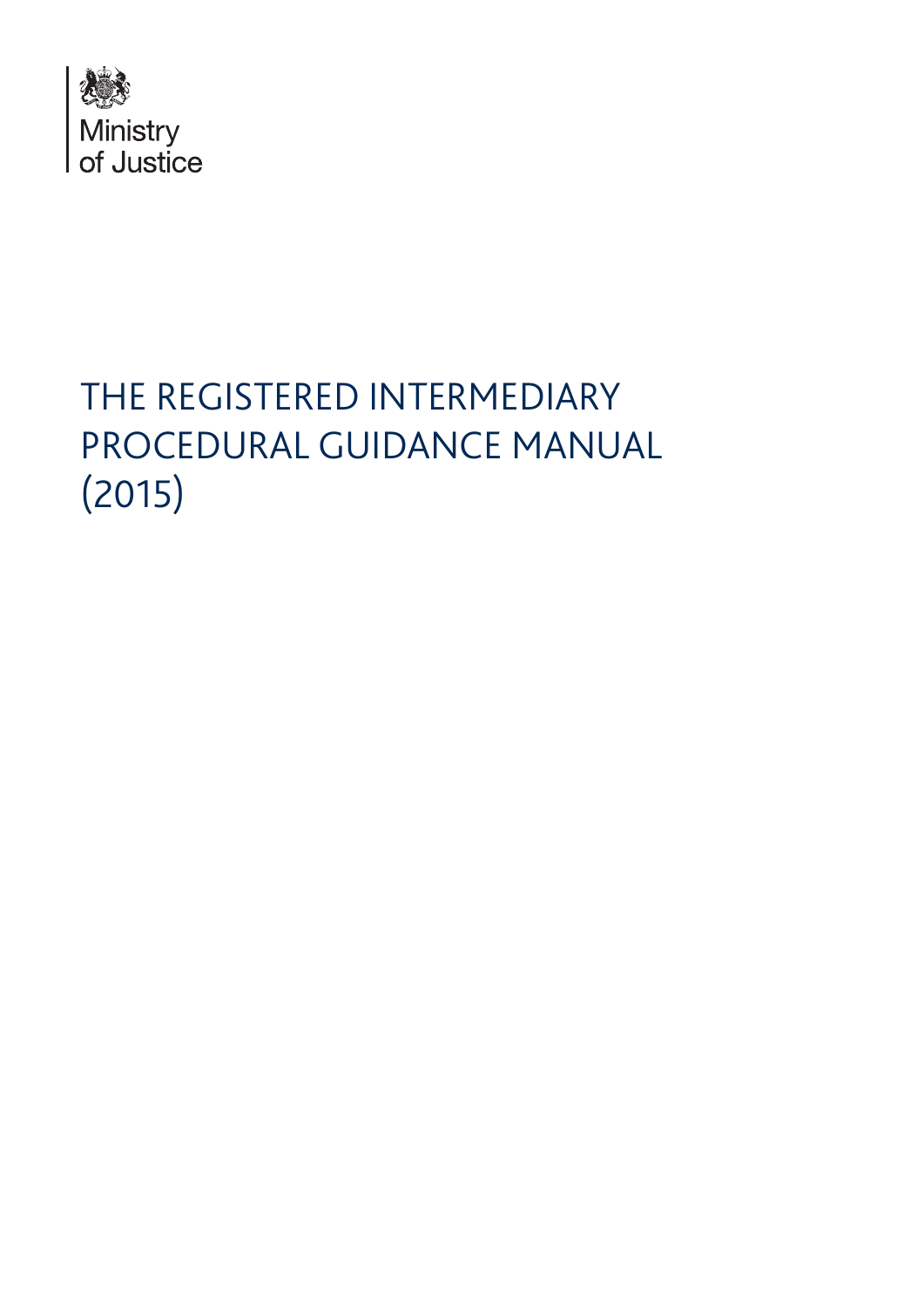Ministry of Justice

# THE REGISTERED INTERMEDIARY PROCEDURAL GUIDANCE MANUAL (2015)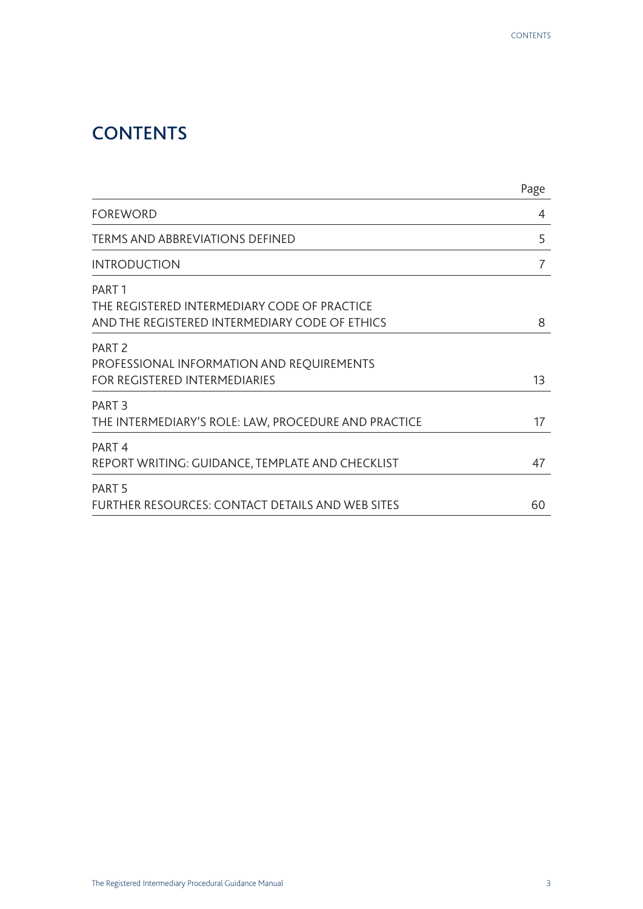# CONTENTS

| | Page |
|---|---|
| FOREWORD | 4 |
| TERMS AND ABBREVIATIONS DEFINED | 5 |
| INTRODUCTION | 7 |
| PART 1<br>THE REGISTERED INTERMEDIARY CODE OF PRACTICE<br>AND THE REGISTERED INTERMEDIARY CODE OF ETHICS | 8 |
| PART 2<br>PROFESSIONAL INFORMATION AND REQUIREMENTS<br>FOR REGISTERED INTERMEDIARIES | 13 |
| PART 3<br>THE INTERMEDIARY'S ROLE: LAW, PROCEDURE AND PRACTICE | 17 |
| PART 4<br>REPORT WRITING: GUIDANCE, TEMPLATE AND CHECKLIST | 47 |
| PART 5<br>FURTHER RESOURCES: CONTACT DETAILS AND WEB SITES | 60 |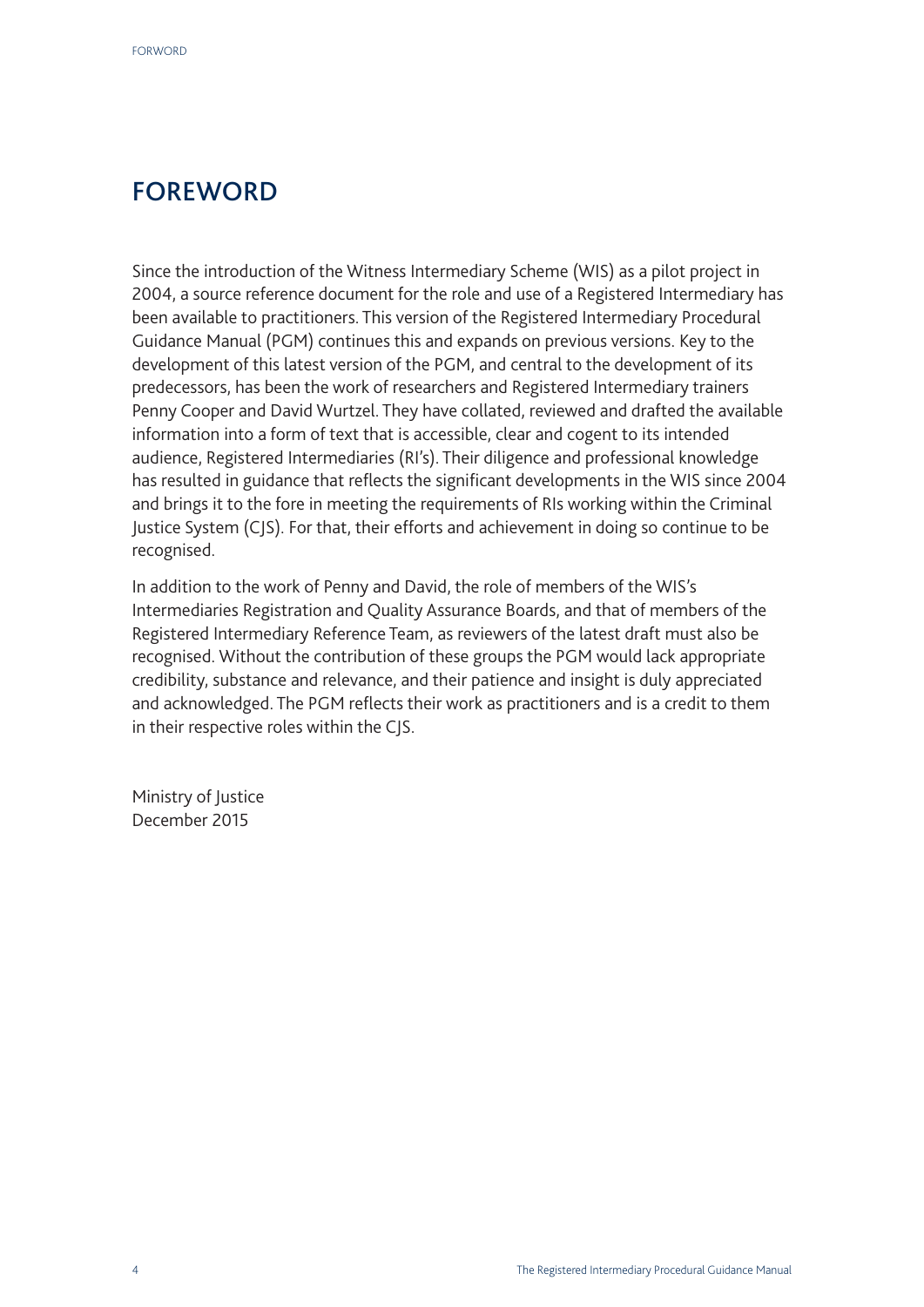# FOREWORD

Since the introduction of the Witness Intermediary Scheme (WIS) as a pilot project in 2004, a source reference document for the role and use of a Registered Intermediary has been available to practitioners. This version of the Registered Intermediary Procedural Guidance Manual (PGM) continues this and expands on previous versions. Key to the development of this latest version of the PGM, and central to the development of its predecessors, has been the work of researchers and Registered Intermediary trainers Penny Cooper and David Wurtzel. They have collated, reviewed and drafted the available information into a form of text that is accessible, clear and cogent to its intended audience, Registered Intermediaries (RI's). Their diligence and professional knowledge has resulted in guidance that reflects the significant developments in the WIS since 2004 and brings it to the fore in meeting the requirements of RIs working within the Criminal Justice System (CJS). For that, their efforts and achievement in doing so continue to be recognised.

In addition to the work of Penny and David, the role of members of the WIS's Intermediaries Registration and Quality Assurance Boards, and that of members of the Registered Intermediary Reference Team, as reviewers of the latest draft must also be recognised. Without the contribution of these groups the PGM would lack appropriate credibility, substance and relevance, and their patience and insight is duly appreciated and acknowledged. The PGM reflects their work as practitioners and is a credit to them in their respective roles within the CJS.

Ministry of Justice
December 2015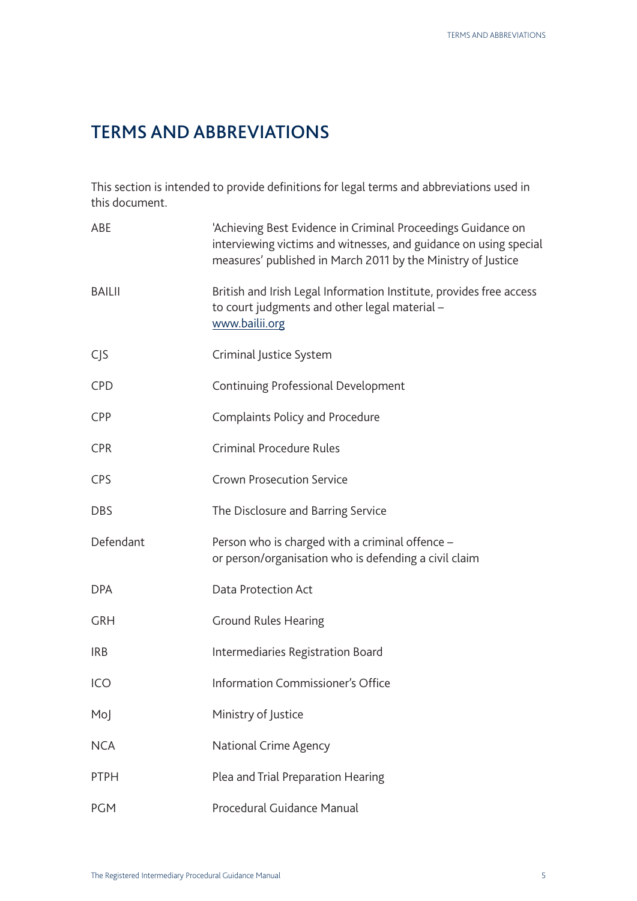# TERMS AND ABBREVIATIONS

This section is intended to provide definitions for legal terms and abbreviations used in this document.

| | |
|---|---|
| ABE | 'Achieving Best Evidence in Criminal Proceedings Guidance on interviewing victims and witnesses, and guidance on using special measures' published in March 2011 by the Ministry of Justice |
| BAILII | British and Irish Legal Information Institute, provides free access to court judgments and other legal material – www.bailii.org |
| CJS | Criminal Justice System |
| CPD | Continuing Professional Development |
| CPP | Complaints Policy and Procedure |
| CPR | Criminal Procedure Rules |
| CPS | Crown Prosecution Service |
| DBS | The Disclosure and Barring Service |
| Defendant | Person who is charged with a criminal offence – or person/organisation who is defending a civil claim |
| DPA | Data Protection Act |
| GRH | Ground Rules Hearing |
| IRB | Intermediaries Registration Board |
| ICO | Information Commissioner's Office |
| MoJ | Ministry of Justice |
| NCA | National Crime Agency |
| PTPH | Plea and Trial Preparation Hearing |
| PGM | Procedural Guidance Manual |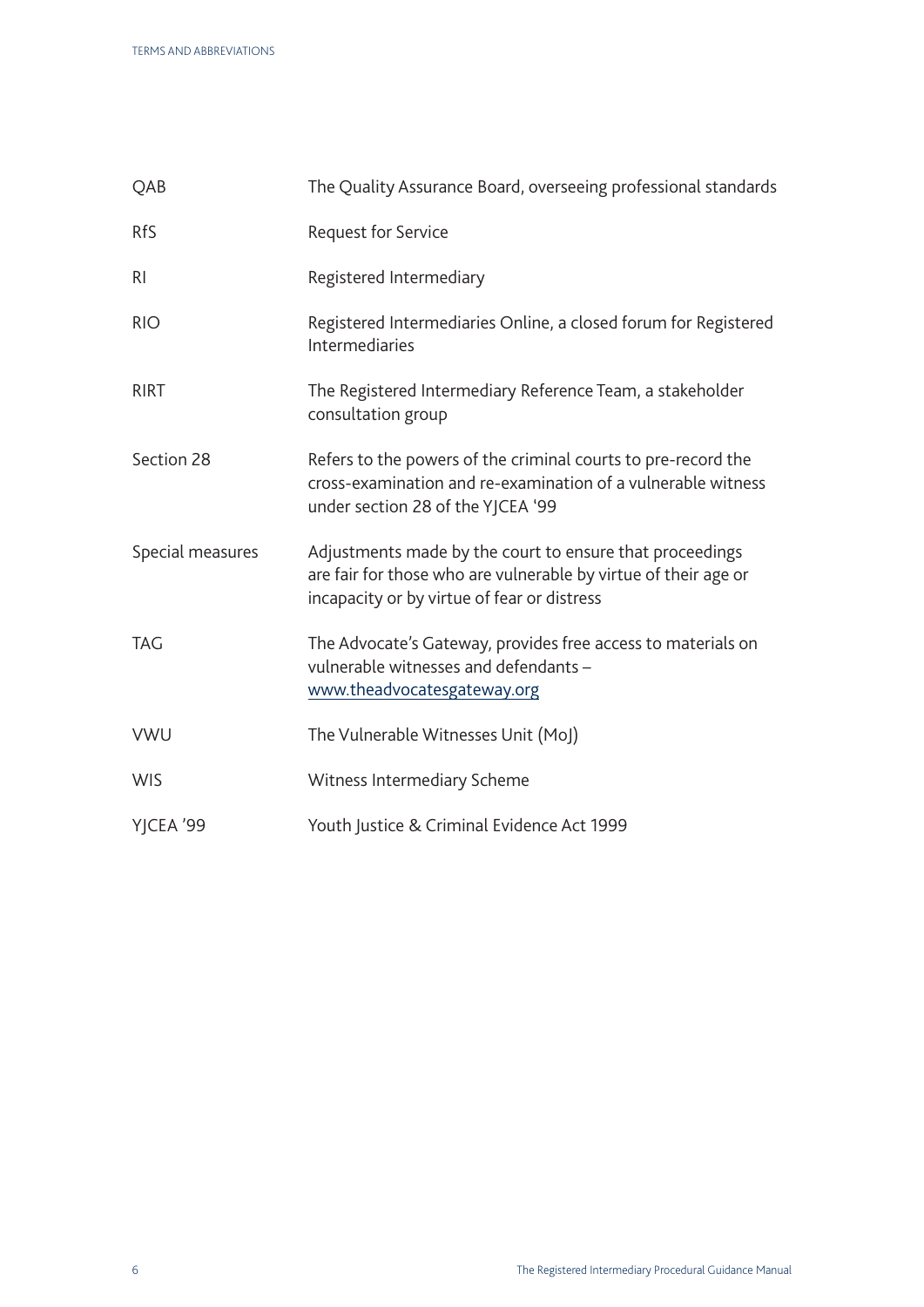| | |
|---|---|
| QAB | The Quality Assurance Board, overseeing professional standards |
| RfS | Request for Service |
| RI | Registered Intermediary |
| RIO | Registered Intermediaries Online, a closed forum for Registered Intermediaries |
| RIRT | The Registered Intermediary Reference Team, a stakeholder consultation group |
| Section 28 | Refers to the powers of the criminal courts to pre-record the cross-examination and re-examination of a vulnerable witness under section 28 of the YJCEA '99 |
| Special measures | Adjustments made by the court to ensure that proceedings are fair for those who are vulnerable by virtue of their age or incapacity or by virtue of fear or distress |
| TAG | The Advocate's Gateway, provides free access to materials on vulnerable witnesses and defendants – www.theadvocatesgateway.org |
| VWU | The Vulnerable Witnesses Unit (MoJ) |
| WIS | Witness Intermediary Scheme |
| YJCEA '99 | Youth Justice & Criminal Evidence Act 1999 |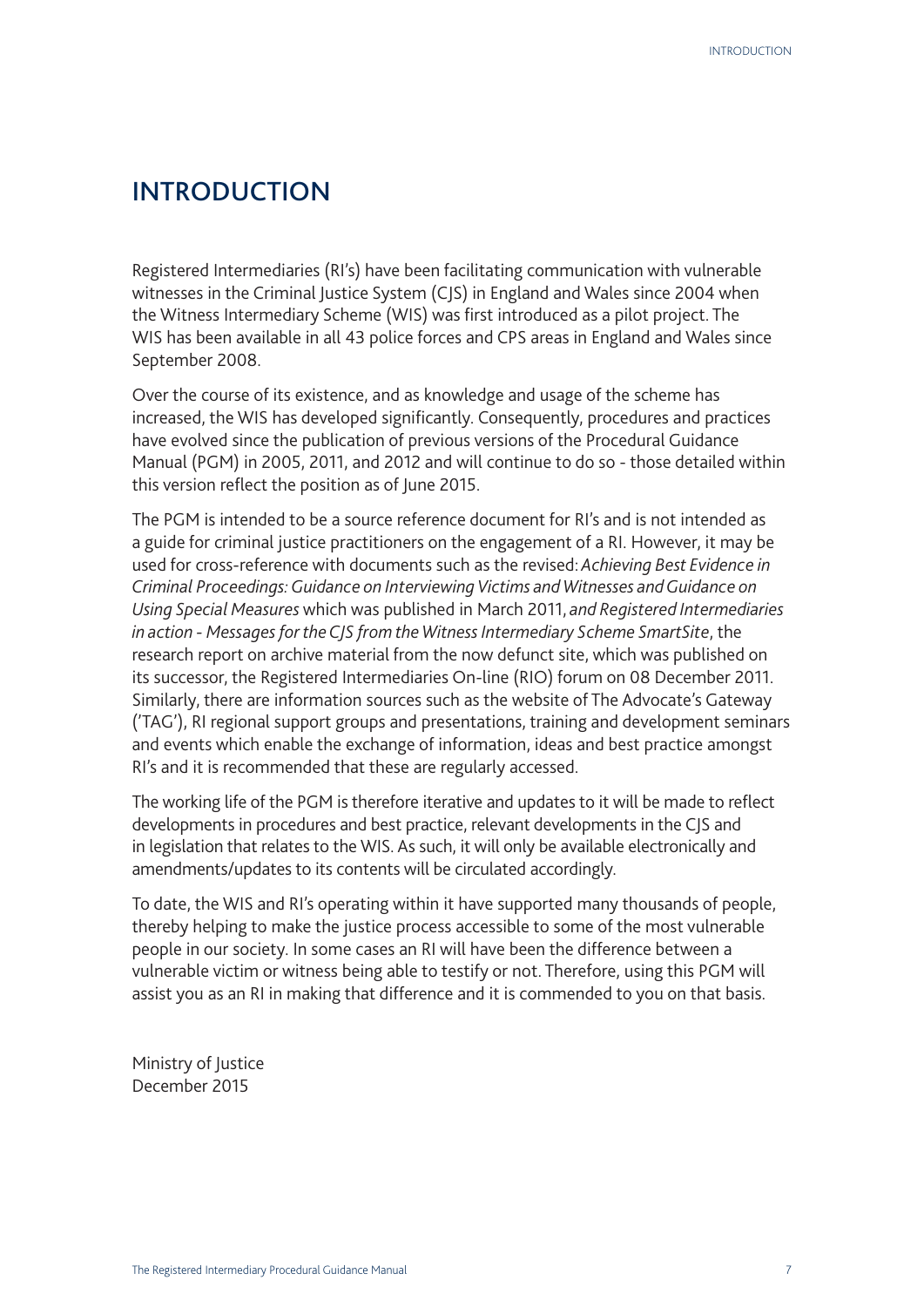# INTRODUCTION

Registered Intermediaries (RI's) have been facilitating communication with vulnerable witnesses in the Criminal Justice System (CJS) in England and Wales since 2004 when the Witness Intermediary Scheme (WIS) was first introduced as a pilot project. The WIS has been available in all 43 police forces and CPS areas in England and Wales since September 2008.

Over the course of its existence, and as knowledge and usage of the scheme has increased, the WIS has developed significantly. Consequently, procedures and practices have evolved since the publication of previous versions of the Procedural Guidance Manual (PGM) in 2005, 2011, and 2012 and will continue to do so - those detailed within this version reflect the position as of June 2015.

The PGM is intended to be a source reference document for RI's and is not intended as a guide for criminal justice practitioners on the engagement of a RI. However, it may be used for cross-reference with documents such as the revised: *Achieving Best Evidence in Criminal Proceedings: Guidance on Interviewing Victims and Witnesses and Guidance on Using Special Measures* which was published in March 2011, *and Registered Intermediaries in action - Messages for the CJS from the Witness Intermediary Scheme SmartSite*, the research report on archive material from the now defunct site, which was published on its successor, the Registered Intermediaries On-line (RIO) forum on 08 December 2011. Similarly, there are information sources such as the website of The Advocate's Gateway ('TAG'), RI regional support groups and presentations, training and development seminars and events which enable the exchange of information, ideas and best practice amongst RI's and it is recommended that these are regularly accessed.

The working life of the PGM is therefore iterative and updates to it will be made to reflect developments in procedures and best practice, relevant developments in the CJS and in legislation that relates to the WIS. As such, it will only be available electronically and amendments/updates to its contents will be circulated accordingly.

To date, the WIS and RI's operating within it have supported many thousands of people, thereby helping to make the justice process accessible to some of the most vulnerable people in our society. In some cases an RI will have been the difference between a vulnerable victim or witness being able to testify or not. Therefore, using this PGM will assist you as an RI in making that difference and it is commended to you on that basis.

Ministry of Justice
December 2015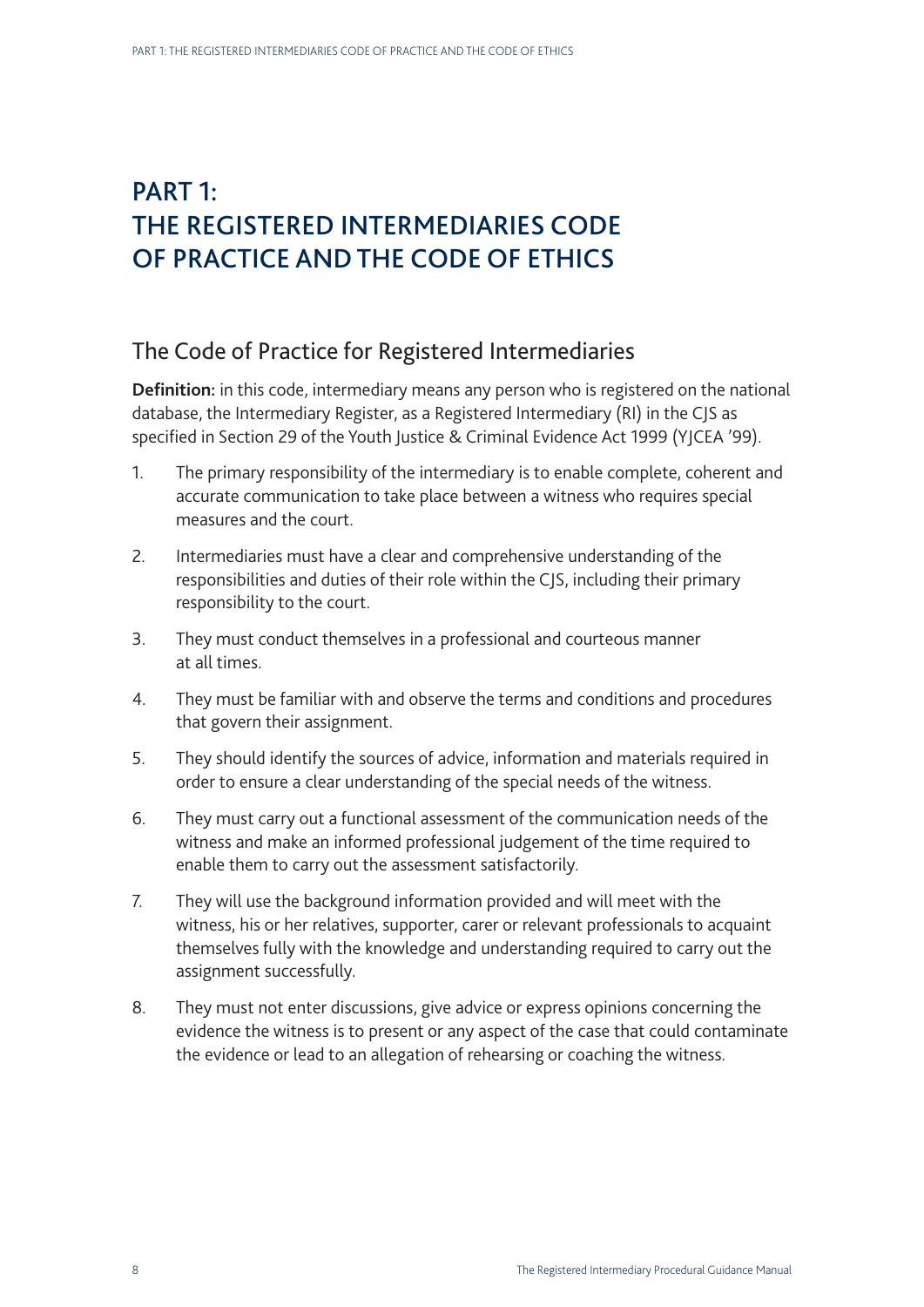# PART 1: THE REGISTERED INTERMEDIARIES CODE OF PRACTICE AND THE CODE OF ETHICS

## The Code of Practice for Registered Intermediaries

**Definition:** in this code, intermediary means any person who is registered on the national database, the Intermediary Register, as a Registered Intermediary (RI) in the CJS as specified in Section 29 of the Youth Justice & Criminal Evidence Act 1999 (YJCEA '99).

1. The primary responsibility of the intermediary is to enable complete, coherent and accurate communication to take place between a witness who requires special measures and the court.
2. Intermediaries must have a clear and comprehensive understanding of the responsibilities and duties of their role within the CJS, including their primary responsibility to the court.
3. They must conduct themselves in a professional and courteous manner at all times.
4. They must be familiar with and observe the terms and conditions and procedures that govern their assignment.
5. They should identify the sources of advice, information and materials required in order to ensure a clear understanding of the special needs of the witness.
6. They must carry out a functional assessment of the communication needs of the witness and make an informed professional judgement of the time required to enable them to carry out the assessment satisfactorily.
7. They will use the background information provided and will meet with the witness, his or her relatives, supporter, carer or relevant professionals to acquaint themselves fully with the knowledge and understanding required to carry out the assignment successfully.
8. They must not enter discussions, give advice or express opinions concerning the evidence the witness is to present or any aspect of the case that could contaminate the evidence or lead to an allegation of rehearsing or coaching the witness.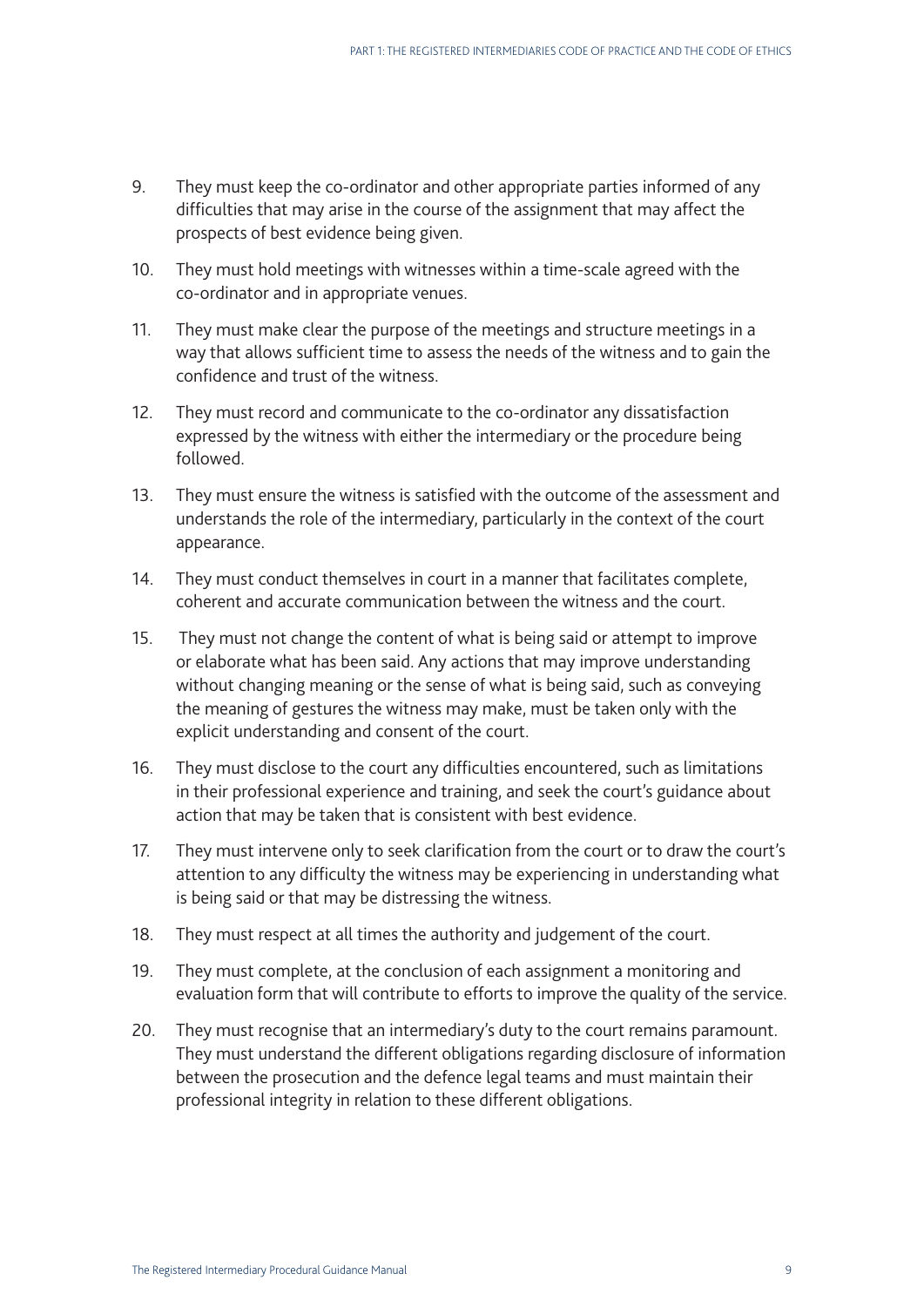9. They must keep the co-ordinator and other appropriate parties informed of any difficulties that may arise in the course of the assignment that may affect the prospects of best evidence being given.

10. They must hold meetings with witnesses within a time-scale agreed with the co-ordinator and in appropriate venues.

11. They must make clear the purpose of the meetings and structure meetings in a way that allows sufficient time to assess the needs of the witness and to gain the confidence and trust of the witness.

12. They must record and communicate to the co-ordinator any dissatisfaction expressed by the witness with either the intermediary or the procedure being followed.

13. They must ensure the witness is satisfied with the outcome of the assessment and understands the role of the intermediary, particularly in the context of the court appearance.

14. They must conduct themselves in court in a manner that facilitates complete, coherent and accurate communication between the witness and the court.

15. They must not change the content of what is being said or attempt to improve or elaborate what has been said. Any actions that may improve understanding without changing meaning or the sense of what is being said, such as conveying the meaning of gestures the witness may make, must be taken only with the explicit understanding and consent of the court.

16. They must disclose to the court any difficulties encountered, such as limitations in their professional experience and training, and seek the court's guidance about action that may be taken that is consistent with best evidence.

17. They must intervene only to seek clarification from the court or to draw the court's attention to any difficulty the witness may be experiencing in understanding what is being said or that may be distressing the witness.

18. They must respect at all times the authority and judgement of the court.

19. They must complete, at the conclusion of each assignment a monitoring and evaluation form that will contribute to efforts to improve the quality of the service.

20. They must recognise that an intermediary's duty to the court remains paramount. They must understand the different obligations regarding disclosure of information between the prosecution and the defence legal teams and must maintain their professional integrity in relation to these different obligations.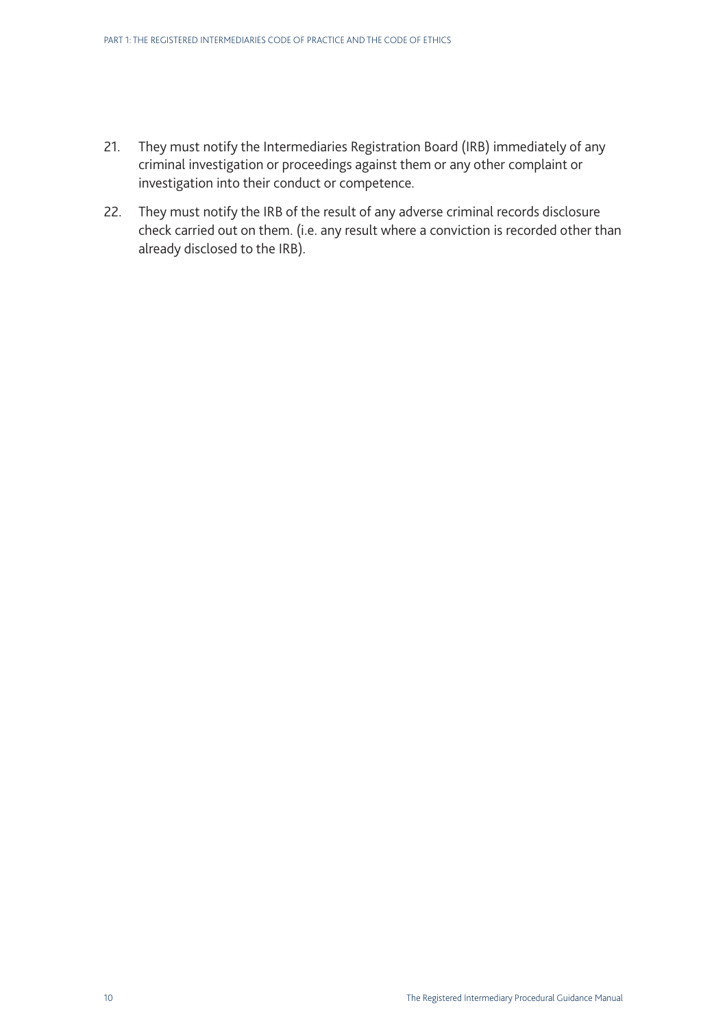21. They must notify the Intermediaries Registration Board (IRB) immediately of any criminal investigation or proceedings against them or any other complaint or investigation into their conduct or competence.

22. They must notify the IRB of the result of any adverse criminal records disclosure check carried out on them. (i.e. any result where a conviction is recorded other than already disclosed to the IRB).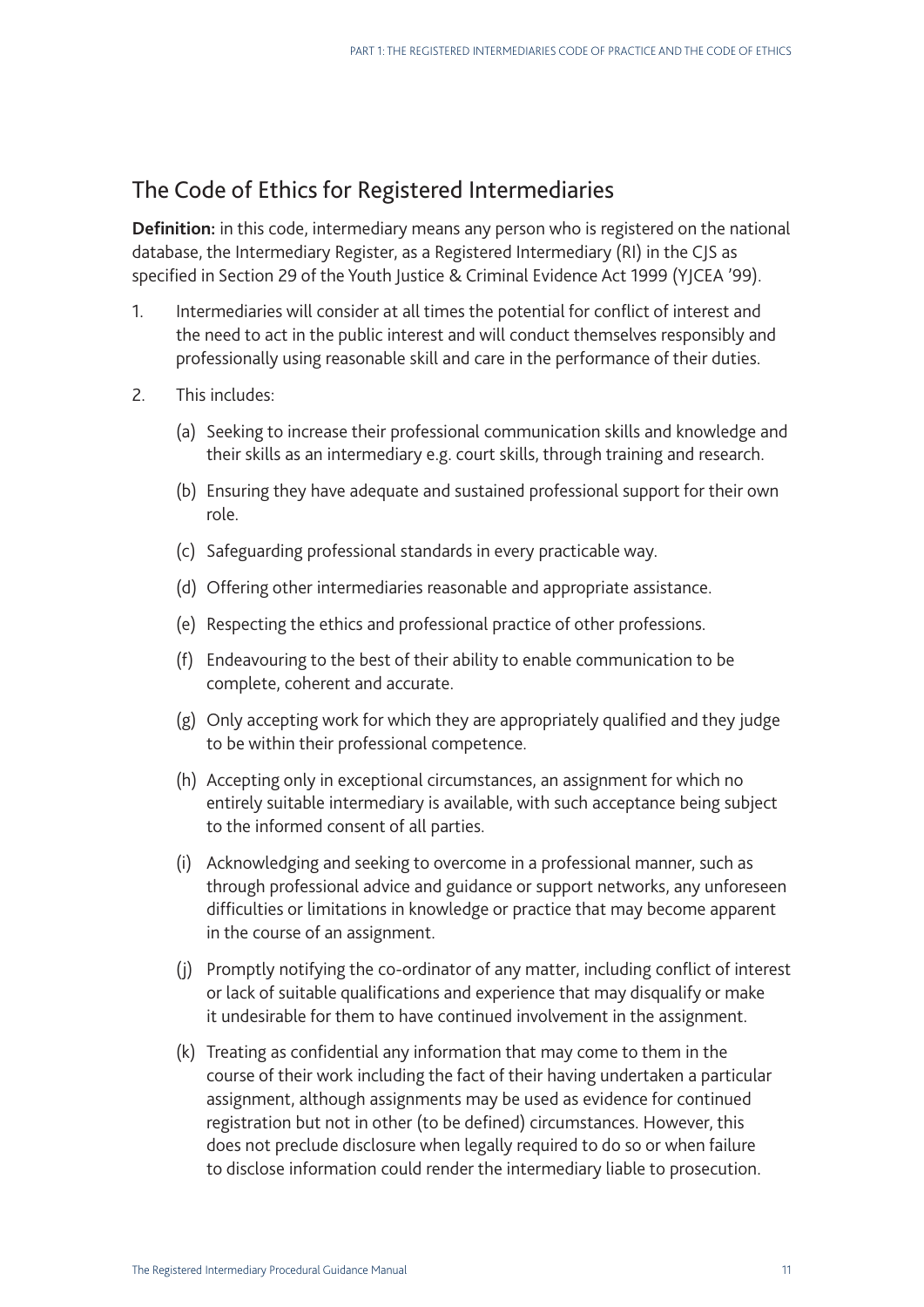## The Code of Ethics for Registered Intermediaries

**Definition:** in this code, intermediary means any person who is registered on the national database, the Intermediary Register, as a Registered Intermediary (RI) in the CJS as specified in Section 29 of the Youth Justice & Criminal Evidence Act 1999 (YJCEA '99).

1. Intermediaries will consider at all times the potential for conflict of interest and the need to act in the public interest and will conduct themselves responsibly and professionally using reasonable skill and care in the performance of their duties.

2. This includes:

   (a) Seeking to increase their professional communication skills and knowledge and their skills as an intermediary e.g. court skills, through training and research.

   (b) Ensuring they have adequate and sustained professional support for their own role.

   (c) Safeguarding professional standards in every practicable way.

   (d) Offering other intermediaries reasonable and appropriate assistance.

   (e) Respecting the ethics and professional practice of other professions.

   (f) Endeavouring to the best of their ability to enable communication to be complete, coherent and accurate.

   (g) Only accepting work for which they are appropriately qualified and they judge to be within their professional competence.

   (h) Accepting only in exceptional circumstances, an assignment for which no entirely suitable intermediary is available, with such acceptance being subject to the informed consent of all parties.

   (i) Acknowledging and seeking to overcome in a professional manner, such as through professional advice and guidance or support networks, any unforeseen difficulties or limitations in knowledge or practice that may become apparent in the course of an assignment.

   (j) Promptly notifying the co-ordinator of any matter, including conflict of interest or lack of suitable qualifications and experience that may disqualify or make it undesirable for them to have continued involvement in the assignment.

   (k) Treating as confidential any information that may come to them in the course of their work including the fact of their having undertaken a particular assignment, although assignments may be used as evidence for continued registration but not in other (to be defined) circumstances. However, this does not preclude disclosure when legally required to do so or when failure to disclose information could render the intermediary liable to prosecution.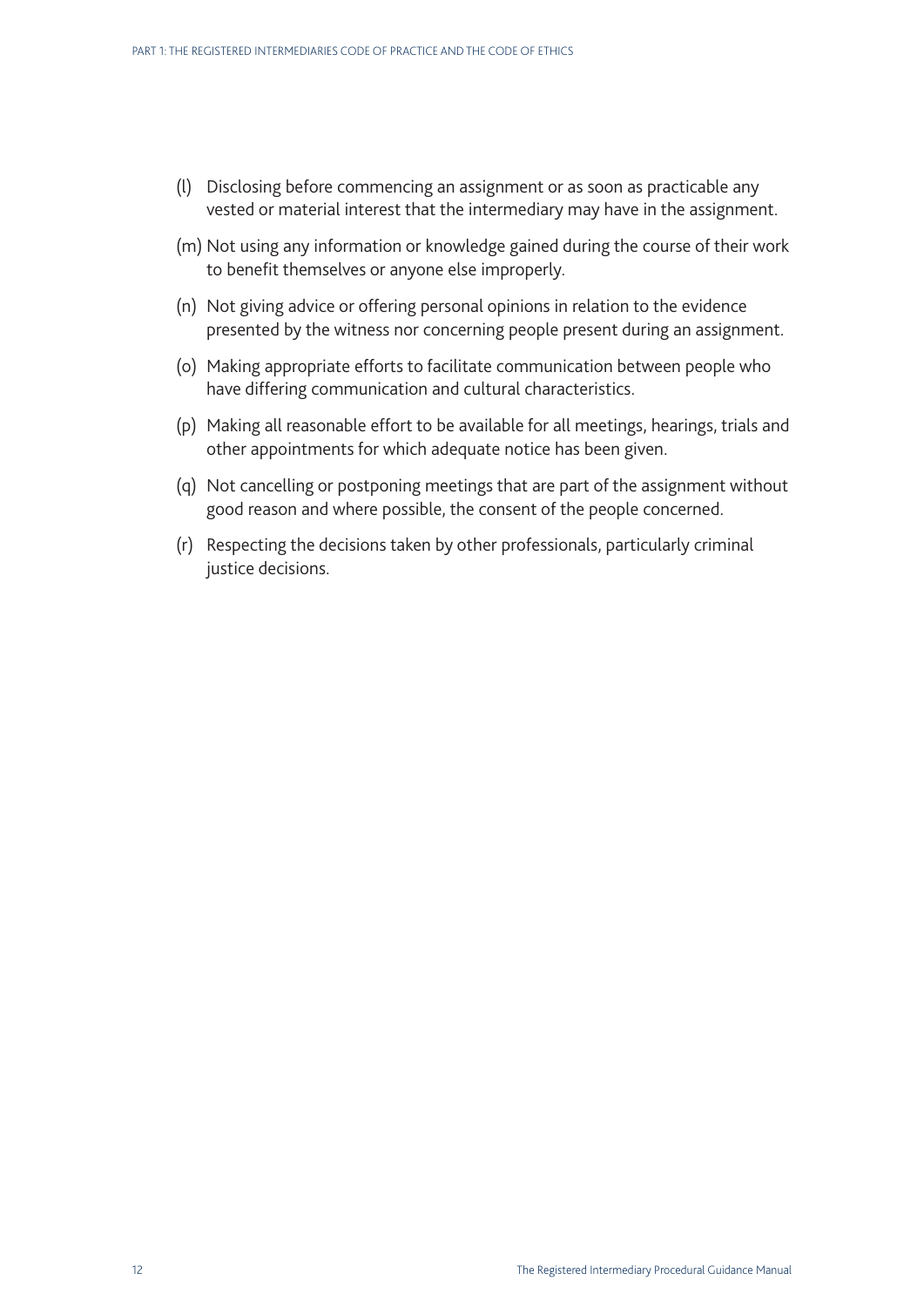(l) Disclosing before commencing an assignment or as soon as practicable any vested or material interest that the intermediary may have in the assignment.

(m) Not using any information or knowledge gained during the course of their work to benefit themselves or anyone else improperly.

(n) Not giving advice or offering personal opinions in relation to the evidence presented by the witness nor concerning people present during an assignment.

(o) Making appropriate efforts to facilitate communication between people who have differing communication and cultural characteristics.

(p) Making all reasonable effort to be available for all meetings, hearings, trials and other appointments for which adequate notice has been given.

(q) Not cancelling or postponing meetings that are part of the assignment without good reason and where possible, the consent of the people concerned.

(r) Respecting the decisions taken by other professionals, particularly criminal justice decisions.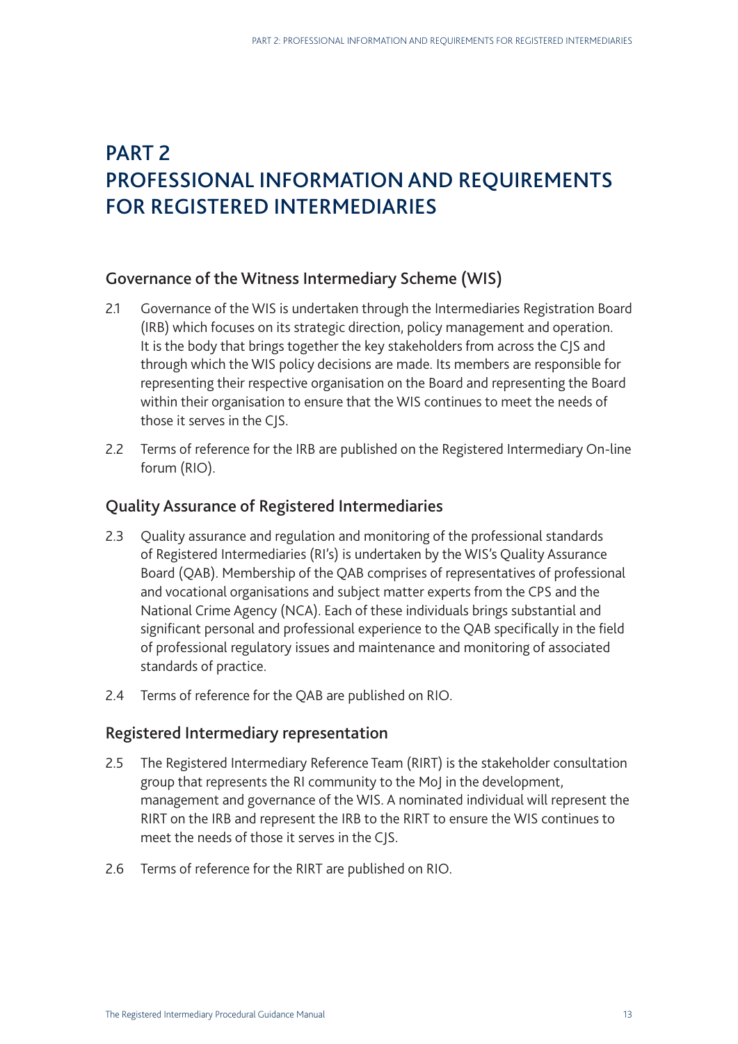# PART 2
# PROFESSIONAL INFORMATION AND REQUIREMENTS FOR REGISTERED INTERMEDIARIES

## Governance of the Witness Intermediary Scheme (WIS)

2.1 Governance of the WIS is undertaken through the Intermediaries Registration Board (IRB) which focuses on its strategic direction, policy management and operation. It is the body that brings together the key stakeholders from across the CJS and through which the WIS policy decisions are made. Its members are responsible for representing their respective organisation on the Board and representing the Board within their organisation to ensure that the WIS continues to meet the needs of those it serves in the CJS.

2.2 Terms of reference for the IRB are published on the Registered Intermediary On-line forum (RIO).

## Quality Assurance of Registered Intermediaries

2.3 Quality assurance and regulation and monitoring of the professional standards of Registered Intermediaries (RI's) is undertaken by the WIS's Quality Assurance Board (QAB). Membership of the QAB comprises of representatives of professional and vocational organisations and subject matter experts from the CPS and the National Crime Agency (NCA). Each of these individuals brings substantial and significant personal and professional experience to the QAB specifically in the field of professional regulatory issues and maintenance and monitoring of associated standards of practice.

2.4 Terms of reference for the QAB are published on RIO.

## Registered Intermediary representation

2.5 The Registered Intermediary Reference Team (RIRT) is the stakeholder consultation group that represents the RI community to the MoJ in the development, management and governance of the WIS. A nominated individual will represent the RIRT on the IRB and represent the IRB to the RIRT to ensure the WIS continues to meet the needs of those it serves in the CJS.

2.6 Terms of reference for the RIRT are published on RIO.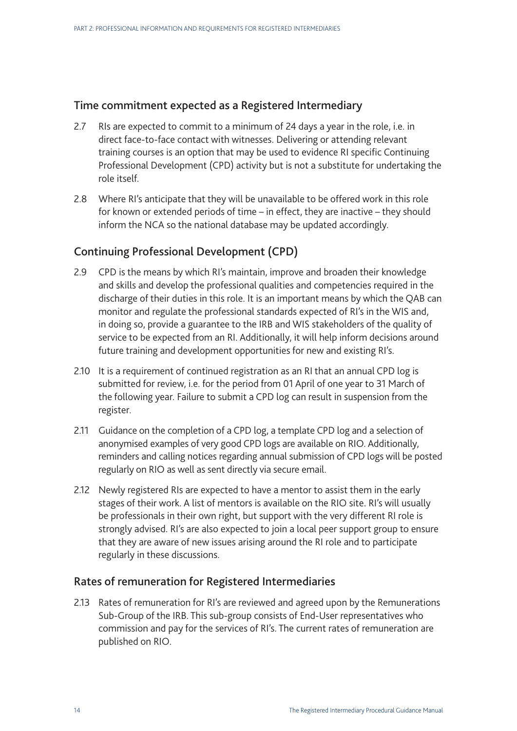## Time commitment expected as a Registered Intermediary

2.7 RIs are expected to commit to a minimum of 24 days a year in the role, i.e. in direct face-to-face contact with witnesses. Delivering or attending relevant training courses is an option that may be used to evidence RI specific Continuing Professional Development (CPD) activity but is not a substitute for undertaking the role itself.

2.8 Where RI's anticipate that they will be unavailable to be offered work in this role for known or extended periods of time – in effect, they are inactive – they should inform the NCA so the national database may be updated accordingly.

## Continuing Professional Development (CPD)

2.9 CPD is the means by which RI's maintain, improve and broaden their knowledge and skills and develop the professional qualities and competencies required in the discharge of their duties in this role. It is an important means by which the QAB can monitor and regulate the professional standards expected of RI's in the WIS and, in doing so, provide a guarantee to the IRB and WIS stakeholders of the quality of service to be expected from an RI. Additionally, it will help inform decisions around future training and development opportunities for new and existing RI's.

2.10 It is a requirement of continued registration as an RI that an annual CPD log is submitted for review, i.e. for the period from 01 April of one year to 31 March of the following year. Failure to submit a CPD log can result in suspension from the register.

2.11 Guidance on the completion of a CPD log, a template CPD log and a selection of anonymised examples of very good CPD logs are available on RIO. Additionally, reminders and calling notices regarding annual submission of CPD logs will be posted regularly on RIO as well as sent directly via secure email.

2.12 Newly registered RIs are expected to have a mentor to assist them in the early stages of their work. A list of mentors is available on the RIO site. RI's will usually be professionals in their own right, but support with the very different RI role is strongly advised. RI's are also expected to join a local peer support group to ensure that they are aware of new issues arising around the RI role and to participate regularly in these discussions.

## Rates of remuneration for Registered Intermediaries

2.13 Rates of remuneration for RI's are reviewed and agreed upon by the Remunerations Sub-Group of the IRB. This sub-group consists of End-User representatives who commission and pay for the services of RI's. The current rates of remuneration are published on RIO.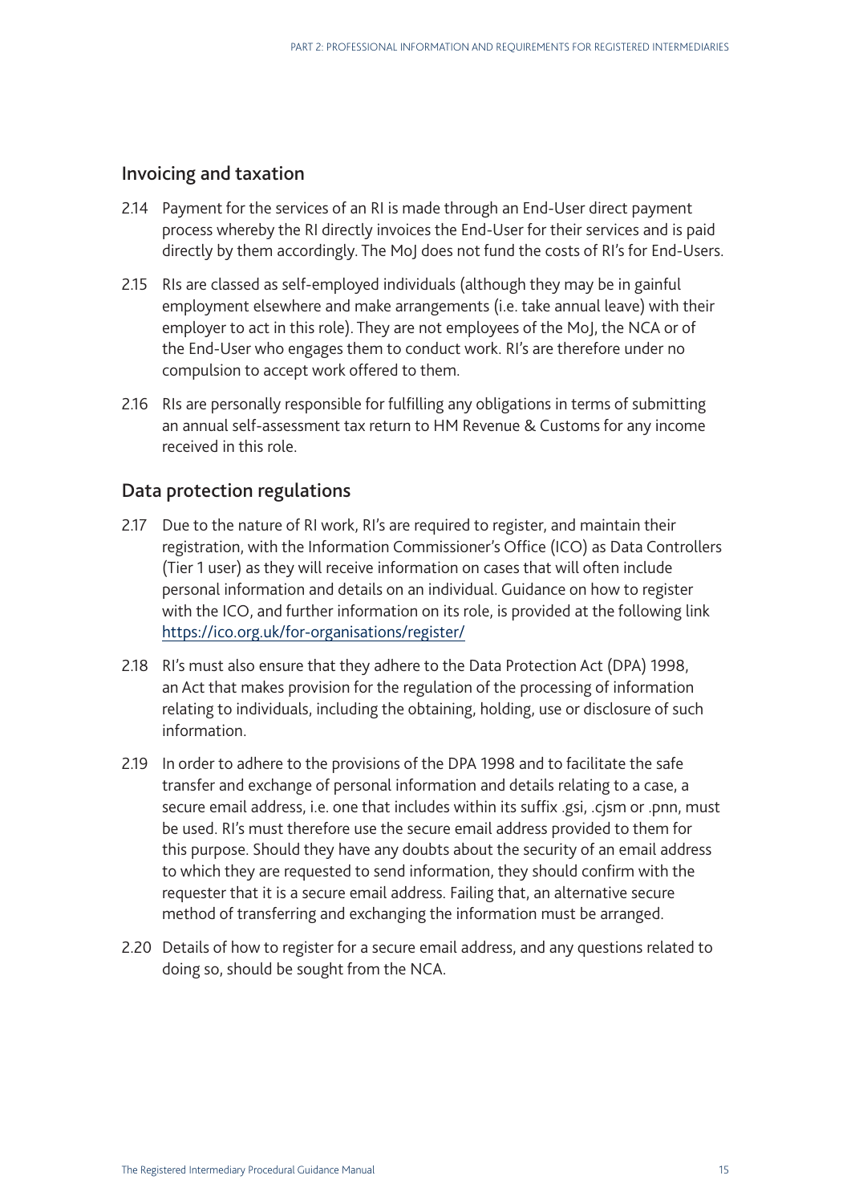## Invoicing and taxation

2.14 Payment for the services of an RI is made through an End-User direct payment process whereby the RI directly invoices the End-User for their services and is paid directly by them accordingly. The MoJ does not fund the costs of RI's for End-Users.

2.15 RIs are classed as self-employed individuals (although they may be in gainful employment elsewhere and make arrangements (i.e. take annual leave) with their employer to act in this role). They are not employees of the MoJ, the NCA or of the End-User who engages them to conduct work. RI's are therefore under no compulsion to accept work offered to them.

2.16 RIs are personally responsible for fulfilling any obligations in terms of submitting an annual self-assessment tax return to HM Revenue & Customs for any income received in this role.

## Data protection regulations

2.17 Due to the nature of RI work, RI's are required to register, and maintain their registration, with the Information Commissioner's Office (ICO) as Data Controllers (Tier 1 user) as they will receive information on cases that will often include personal information and details on an individual. Guidance on how to register with the ICO, and further information on its role, is provided at the following link https://ico.org.uk/for-organisations/register/

2.18 RI's must also ensure that they adhere to the Data Protection Act (DPA) 1998, an Act that makes provision for the regulation of the processing of information relating to individuals, including the obtaining, holding, use or disclosure of such information.

2.19 In order to adhere to the provisions of the DPA 1998 and to facilitate the safe transfer and exchange of personal information and details relating to a case, a secure email address, i.e. one that includes within its suffix .gsi, .cjsm or .pnn, must be used. RI's must therefore use the secure email address provided to them for this purpose. Should they have any doubts about the security of an email address to which they are requested to send information, they should confirm with the requester that it is a secure email address. Failing that, an alternative secure method of transferring and exchanging the information must be arranged.

2.20 Details of how to register for a secure email address, and any questions related to doing so, should be sought from the NCA.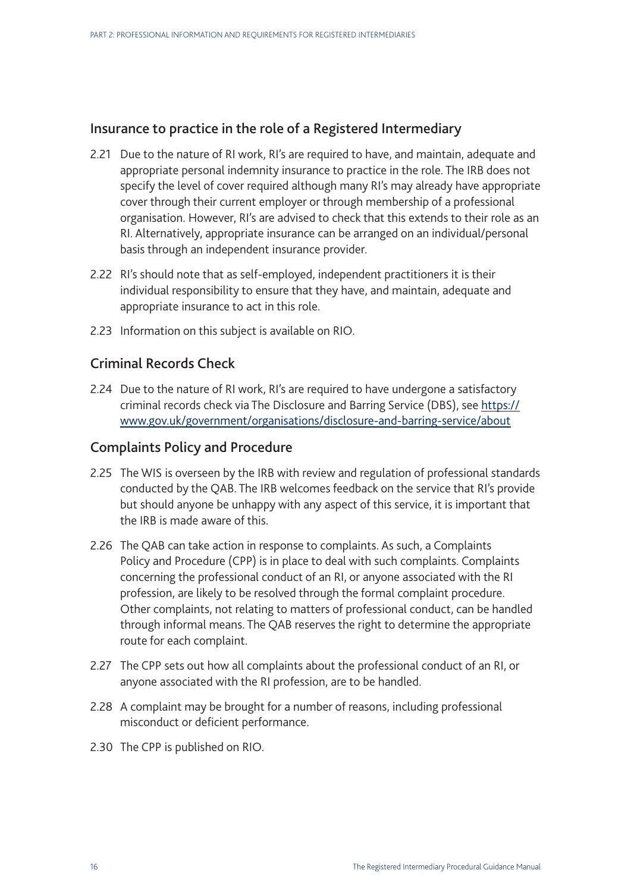## Insurance to practice in the role of a Registered Intermediary

2.21 Due to the nature of RI work, RI's are required to have, and maintain, adequate and appropriate personal indemnity insurance to practice in the role. The IRB does not specify the level of cover required although many RI's may already have appropriate cover through their current employer or through membership of a professional organisation. However, RI's are advised to check that this extends to their role as an RI. Alternatively, appropriate insurance can be arranged on an individual/personal basis through an independent insurance provider.

2.22 RI's should note that as self-employed, independent practitioners it is their individual responsibility to ensure that they have, and maintain, adequate and appropriate insurance to act in this role.

2.23 Information on this subject is available on RIO.

## Criminal Records Check

2.24 Due to the nature of RI work, RI's are required to have undergone a satisfactory criminal records check via The Disclosure and Barring Service (DBS), see [https://www.gov.uk/government/organisations/disclosure-and-barring-service/about](https://www.gov.uk/government/organisations/disclosure-and-barring-service/about)

## Complaints Policy and Procedure

2.25 The WIS is overseen by the IRB with review and regulation of professional standards conducted by the QAB. The IRB welcomes feedback on the service that RI's provide but should anyone be unhappy with any aspect of this service, it is important that the IRB is made aware of this.

2.26 The QAB can take action in response to complaints. As such, a Complaints Policy and Procedure (CPP) is in place to deal with such complaints. Complaints concerning the professional conduct of an RI, or anyone associated with the RI profession, are likely to be resolved through the formal complaint procedure. Other complaints, not relating to matters of professional conduct, can be handled through informal means. The QAB reserves the right to determine the appropriate route for each complaint.

2.27 The CPP sets out how all complaints about the professional conduct of an RI, or anyone associated with the RI profession, are to be handled.

2.28 A complaint may be brought for a number of reasons, including professional misconduct or deficient performance.

2.30 The CPP is published on RIO.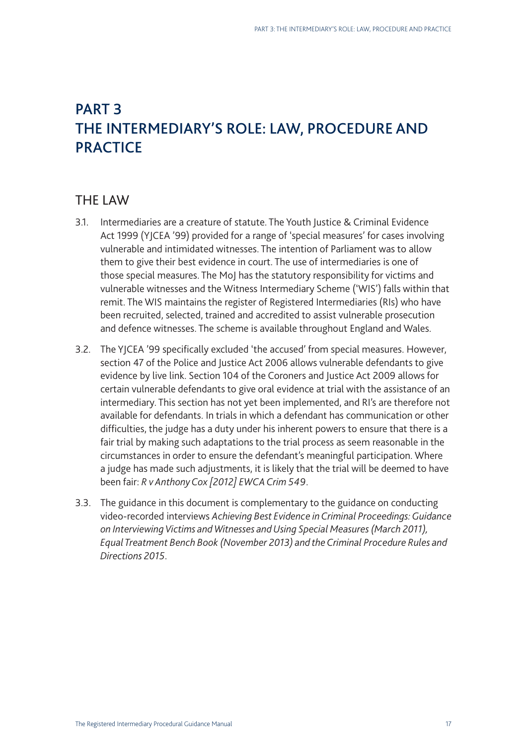# PART 3
# THE INTERMEDIARY'S ROLE: LAW, PROCEDURE AND PRACTICE

## THE LAW

3.1. Intermediaries are a creature of statute. The Youth Justice & Criminal Evidence Act 1999 (YJCEA '99) provided for a range of 'special measures' for cases involving vulnerable and intimidated witnesses. The intention of Parliament was to allow them to give their best evidence in court. The use of intermediaries is one of those special measures. The MoJ has the statutory responsibility for victims and vulnerable witnesses and the Witness Intermediary Scheme ('WIS') falls within that remit. The WIS maintains the register of Registered Intermediaries (RIs) who have been recruited, selected, trained and accredited to assist vulnerable prosecution and defence witnesses. The scheme is available throughout England and Wales.

3.2. The YJCEA '99 specifically excluded 'the accused' from special measures. However, section 47 of the Police and Justice Act 2006 allows vulnerable defendants to give evidence by live link. Section 104 of the Coroners and Justice Act 2009 allows for certain vulnerable defendants to give oral evidence at trial with the assistance of an intermediary. This section has not yet been implemented, and RI's are therefore not available for defendants. In trials in which a defendant has communication or other difficulties, the judge has a duty under his inherent powers to ensure that there is a fair trial by making such adaptations to the trial process as seem reasonable in the circumstances in order to ensure the defendant's meaningful participation. Where a judge has made such adjustments, it is likely that the trial will be deemed to have been fair: *R v Anthony Cox [2012] EWCA Crim 549*.

3.3. The guidance in this document is complementary to the guidance on conducting video-recorded interviews *Achieving Best Evidence in Criminal Proceedings: Guidance on Interviewing Victims and Witnesses and Using Special Measures (March 2011), Equal Treatment Bench Book (November 2013) and the Criminal Procedure Rules and Directions 2015*.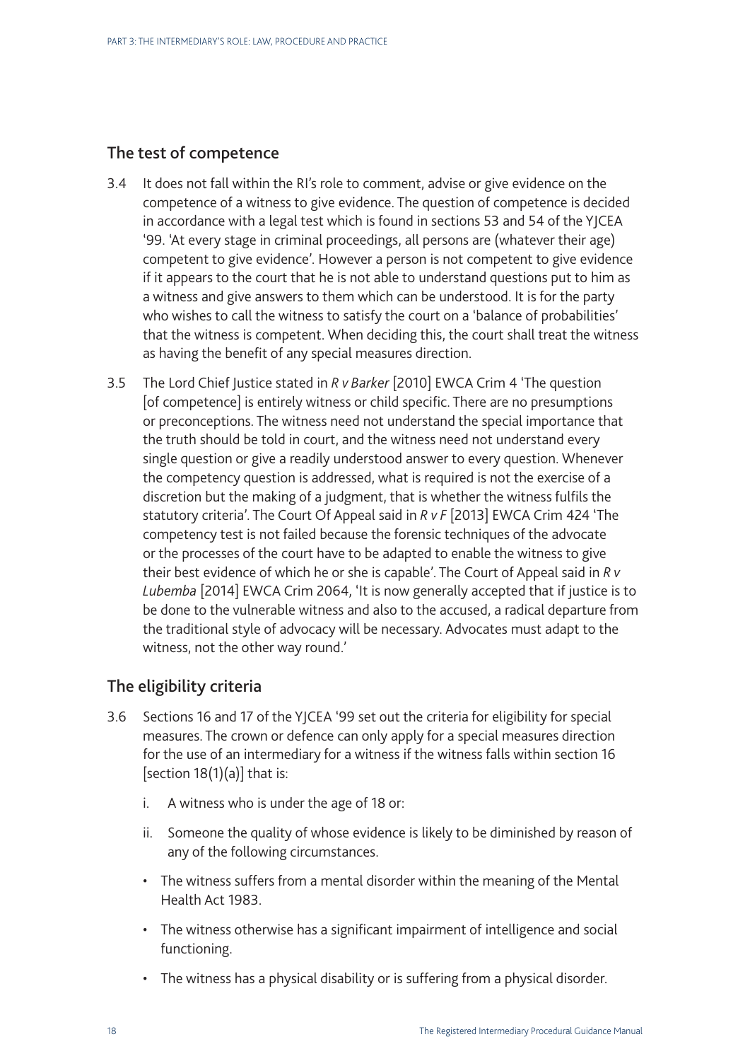## The test of competence

3.4 It does not fall within the RI's role to comment, advise or give evidence on the competence of a witness to give evidence. The question of competence is decided in accordance with a legal test which is found in sections 53 and 54 of the YJCEA '99. 'At every stage in criminal proceedings, all persons are (whatever their age) competent to give evidence'. However a person is not competent to give evidence if it appears to the court that he is not able to understand questions put to him as a witness and give answers to them which can be understood. It is for the party who wishes to call the witness to satisfy the court on a 'balance of probabilities' that the witness is competent. When deciding this, the court shall treat the witness as having the benefit of any special measures direction.

3.5 The Lord Chief Justice stated in *R v Barker* [2010] EWCA Crim 4 'The question [of competence] is entirely witness or child specific. There are no presumptions or preconceptions. The witness need not understand the special importance that the truth should be told in court, and the witness need not understand every single question or give a readily understood answer to every question. Whenever the competency question is addressed, what is required is not the exercise of a discretion but the making of a judgment, that is whether the witness fulfils the statutory criteria'. The Court Of Appeal said in *R v F* [2013] EWCA Crim 424 'The competency test is not failed because the forensic techniques of the advocate or the processes of the court have to be adapted to enable the witness to give their best evidence of which he or she is capable'. The Court of Appeal said in *R v Lubemba* [2014] EWCA Crim 2064, 'It is now generally accepted that if justice is to be done to the vulnerable witness and also to the accused, a radical departure from the traditional style of advocacy will be necessary. Advocates must adapt to the witness, not the other way round.'

## The eligibility criteria

3.6 Sections 16 and 17 of the YJCEA '99 set out the criteria for eligibility for special measures. The crown or defence can only apply for a special measures direction for the use of an intermediary for a witness if the witness falls within section 16 [section 18(1)(a)] that is:

i. A witness who is under the age of 18 or:

ii. Someone the quality of whose evidence is likely to be diminished by reason of any of the following circumstances.

- The witness suffers from a mental disorder within the meaning of the Mental Health Act 1983.
- The witness otherwise has a significant impairment of intelligence and social functioning.
- The witness has a physical disability or is suffering from a physical disorder.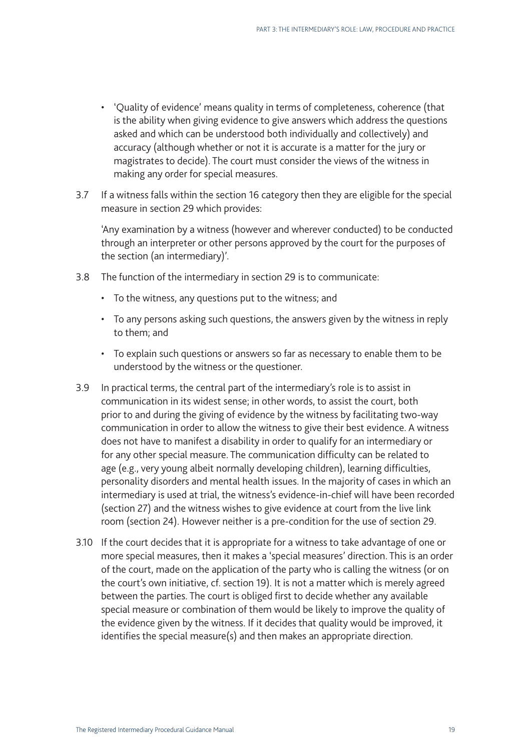- 'Quality of evidence' means quality in terms of completeness, coherence (that is the ability when giving evidence to give answers which address the questions asked and which can be understood both individually and collectively) and accuracy (although whether or not it is accurate is a matter for the jury or magistrates to decide). The court must consider the views of the witness in making any order for special measures.

3.7 If a witness falls within the section 16 category then they are eligible for the special measure in section 29 which provides:

'Any examination by a witness (however and wherever conducted) to be conducted through an interpreter or other persons approved by the court for the purposes of the section (an intermediary)'.

3.8 The function of the intermediary in section 29 is to communicate:

- To the witness, any questions put to the witness; and
- To any persons asking such questions, the answers given by the witness in reply to them; and
- To explain such questions or answers so far as necessary to enable them to be understood by the witness or the questioner.

3.9 In practical terms, the central part of the intermediary's role is to assist in communication in its widest sense; in other words, to assist the court, both prior to and during the giving of evidence by the witness by facilitating two-way communication in order to allow the witness to give their best evidence. A witness does not have to manifest a disability in order to qualify for an intermediary or for any other special measure. The communication difficulty can be related to age (e.g., very young albeit normally developing children), learning difficulties, personality disorders and mental health issues. In the majority of cases in which an intermediary is used at trial, the witness's evidence-in-chief will have been recorded (section 27) and the witness wishes to give evidence at court from the live link room (section 24). However neither is a pre-condition for the use of section 29.

3.10 If the court decides that it is appropriate for a witness to take advantage of one or more special measures, then it makes a 'special measures' direction. This is an order of the court, made on the application of the party who is calling the witness (or on the court's own initiative, cf. section 19). It is not a matter which is merely agreed between the parties. The court is obliged first to decide whether any available special measure or combination of them would be likely to improve the quality of the evidence given by the witness. If it decides that quality would be improved, it identifies the special measure(s) and then makes an appropriate direction.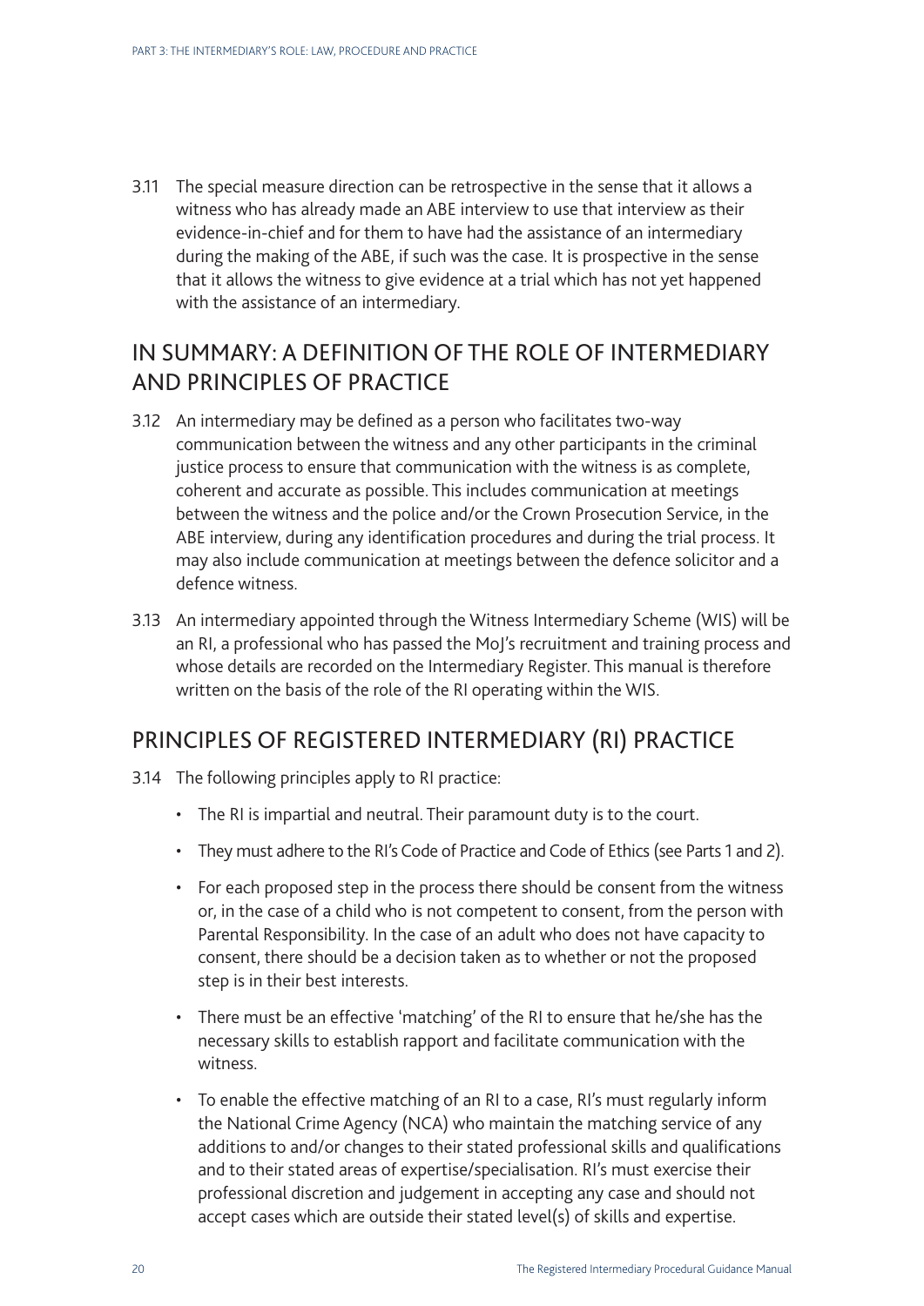3.11 The special measure direction can be retrospective in the sense that it allows a witness who has already made an ABE interview to use that interview as their evidence-in-chief and for them to have had the assistance of an intermediary during the making of the ABE, if such was the case. It is prospective in the sense that it allows the witness to give evidence at a trial which has not yet happened with the assistance of an intermediary.

## IN SUMMARY: A DEFINITION OF THE ROLE OF INTERMEDIARY AND PRINCIPLES OF PRACTICE

3.12 An intermediary may be defined as a person who facilitates two-way communication between the witness and any other participants in the criminal justice process to ensure that communication with the witness is as complete, coherent and accurate as possible. This includes communication at meetings between the witness and the police and/or the Crown Prosecution Service, in the ABE interview, during any identification procedures and during the trial process. It may also include communication at meetings between the defence solicitor and a defence witness.

3.13 An intermediary appointed through the Witness Intermediary Scheme (WIS) will be an RI, a professional who has passed the MoJ's recruitment and training process and whose details are recorded on the Intermediary Register. This manual is therefore written on the basis of the role of the RI operating within the WIS.

## PRINCIPLES OF REGISTERED INTERMEDIARY (RI) PRACTICE

3.14 The following principles apply to RI practice:

- The RI is impartial and neutral. Their paramount duty is to the court.
- They must adhere to the RI's Code of Practice and Code of Ethics (see Parts 1 and 2).
- For each proposed step in the process there should be consent from the witness or, in the case of a child who is not competent to consent, from the person with Parental Responsibility. In the case of an adult who does not have capacity to consent, there should be a decision taken as to whether or not the proposed step is in their best interests.
- There must be an effective 'matching' of the RI to ensure that he/she has the necessary skills to establish rapport and facilitate communication with the witness.
- To enable the effective matching of an RI to a case, RI's must regularly inform the National Crime Agency (NCA) who maintain the matching service of any additions to and/or changes to their stated professional skills and qualifications and to their stated areas of expertise/specialisation. RI's must exercise their professional discretion and judgement in accepting any case and should not accept cases which are outside their stated level(s) of skills and expertise.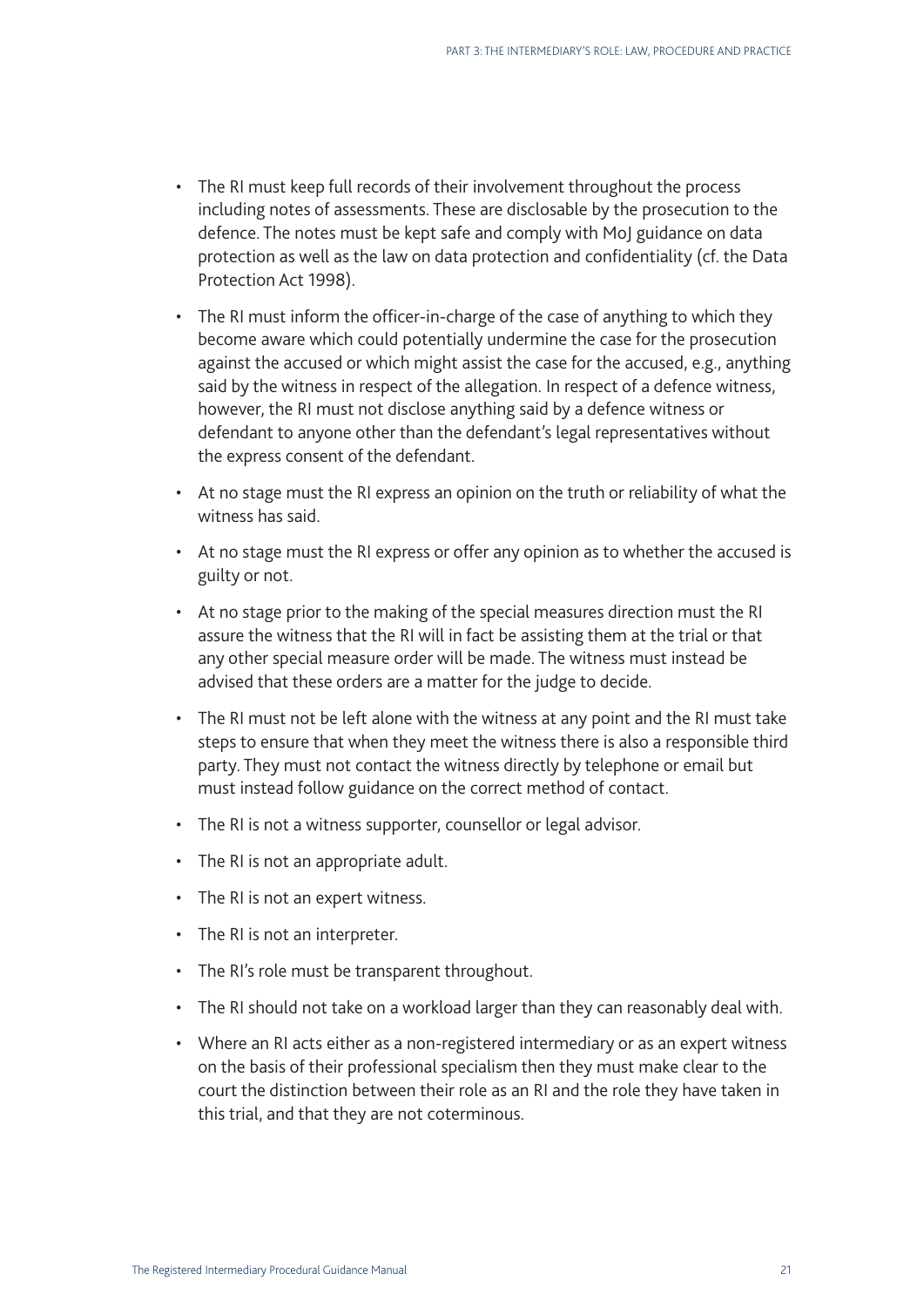- The RI must keep full records of their involvement throughout the process including notes of assessments. These are disclosable by the prosecution to the defence. The notes must be kept safe and comply with MoJ guidance on data protection as well as the law on data protection and confidentiality (cf. the Data Protection Act 1998).
- The RI must inform the officer-in-charge of the case of anything to which they become aware which could potentially undermine the case for the prosecution against the accused or which might assist the case for the accused, e.g., anything said by the witness in respect of the allegation. In respect of a defence witness, however, the RI must not disclose anything said by a defence witness or defendant to anyone other than the defendant's legal representatives without the express consent of the defendant.
- At no stage must the RI express an opinion on the truth or reliability of what the witness has said.
- At no stage must the RI express or offer any opinion as to whether the accused is guilty or not.
- At no stage prior to the making of the special measures direction must the RI assure the witness that the RI will in fact be assisting them at the trial or that any other special measure order will be made. The witness must instead be advised that these orders are a matter for the judge to decide.
- The RI must not be left alone with the witness at any point and the RI must take steps to ensure that when they meet the witness there is also a responsible third party. They must not contact the witness directly by telephone or email but must instead follow guidance on the correct method of contact.
- The RI is not a witness supporter, counsellor or legal advisor.
- The RI is not an appropriate adult.
- The RI is not an expert witness.
- The RI is not an interpreter.
- The RI's role must be transparent throughout.
- The RI should not take on a workload larger than they can reasonably deal with.
- Where an RI acts either as a non-registered intermediary or as an expert witness on the basis of their professional specialism then they must make clear to the court the distinction between their role as an RI and the role they have taken in this trial, and that they are not coterminous.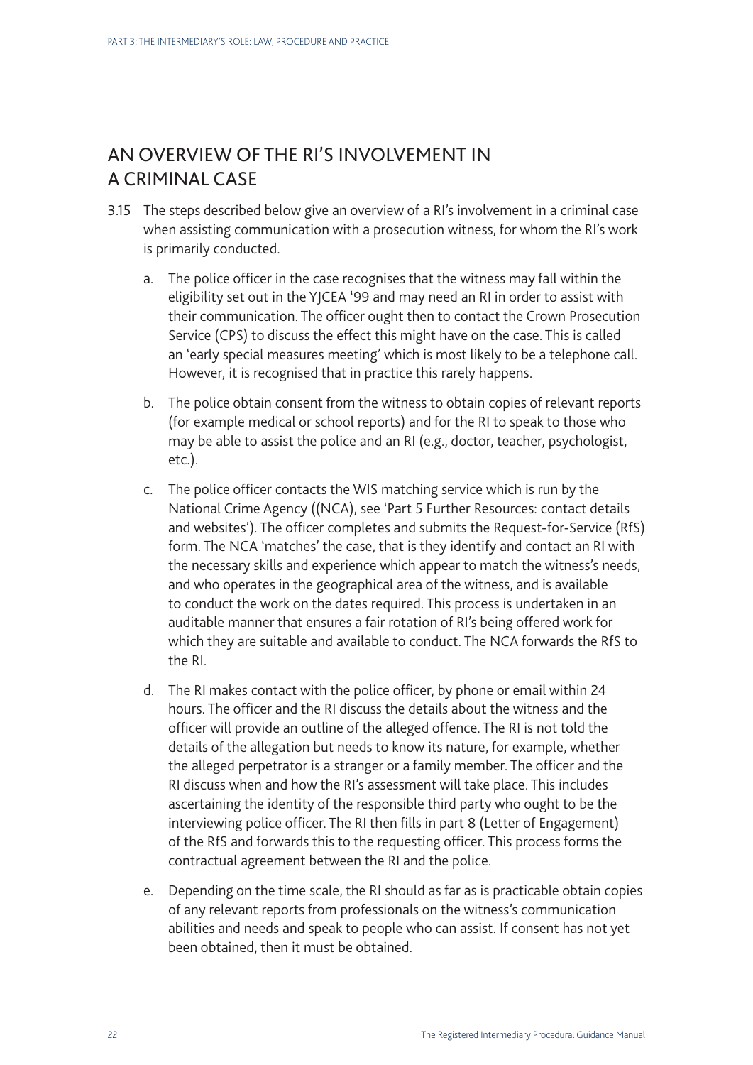## AN OVERVIEW OF THE RI'S INVOLVEMENT IN A CRIMINAL CASE

3.15 The steps described below give an overview of a RI's involvement in a criminal case when assisting communication with a prosecution witness, for whom the RI's work is primarily conducted.

a. The police officer in the case recognises that the witness may fall within the eligibility set out in the YJCEA '99 and may need an RI in order to assist with their communication. The officer ought then to contact the Crown Prosecution Service (CPS) to discuss the effect this might have on the case. This is called an 'early special measures meeting' which is most likely to be a telephone call. However, it is recognised that in practice this rarely happens.

b. The police obtain consent from the witness to obtain copies of relevant reports (for example medical or school reports) and for the RI to speak to those who may be able to assist the police and an RI (e.g., doctor, teacher, psychologist, etc.).

c. The police officer contacts the WIS matching service which is run by the National Crime Agency ((NCA), see 'Part 5 Further Resources: contact details and websites'). The officer completes and submits the Request-for-Service (RfS) form. The NCA 'matches' the case, that is they identify and contact an RI with the necessary skills and experience which appear to match the witness's needs, and who operates in the geographical area of the witness, and is available to conduct the work on the dates required. This process is undertaken in an auditable manner that ensures a fair rotation of RI's being offered work for which they are suitable and available to conduct. The NCA forwards the RfS to the RI.

d. The RI makes contact with the police officer, by phone or email within 24 hours. The officer and the RI discuss the details about the witness and the officer will provide an outline of the alleged offence. The RI is not told the details of the allegation but needs to know its nature, for example, whether the alleged perpetrator is a stranger or a family member. The officer and the RI discuss when and how the RI's assessment will take place. This includes ascertaining the identity of the responsible third party who ought to be the interviewing police officer. The RI then fills in part 8 (Letter of Engagement) of the RfS and forwards this to the requesting officer. This process forms the contractual agreement between the RI and the police.

e. Depending on the time scale, the RI should as far as is practicable obtain copies of any relevant reports from professionals on the witness's communication abilities and needs and speak to people who can assist. If consent has not yet been obtained, then it must be obtained.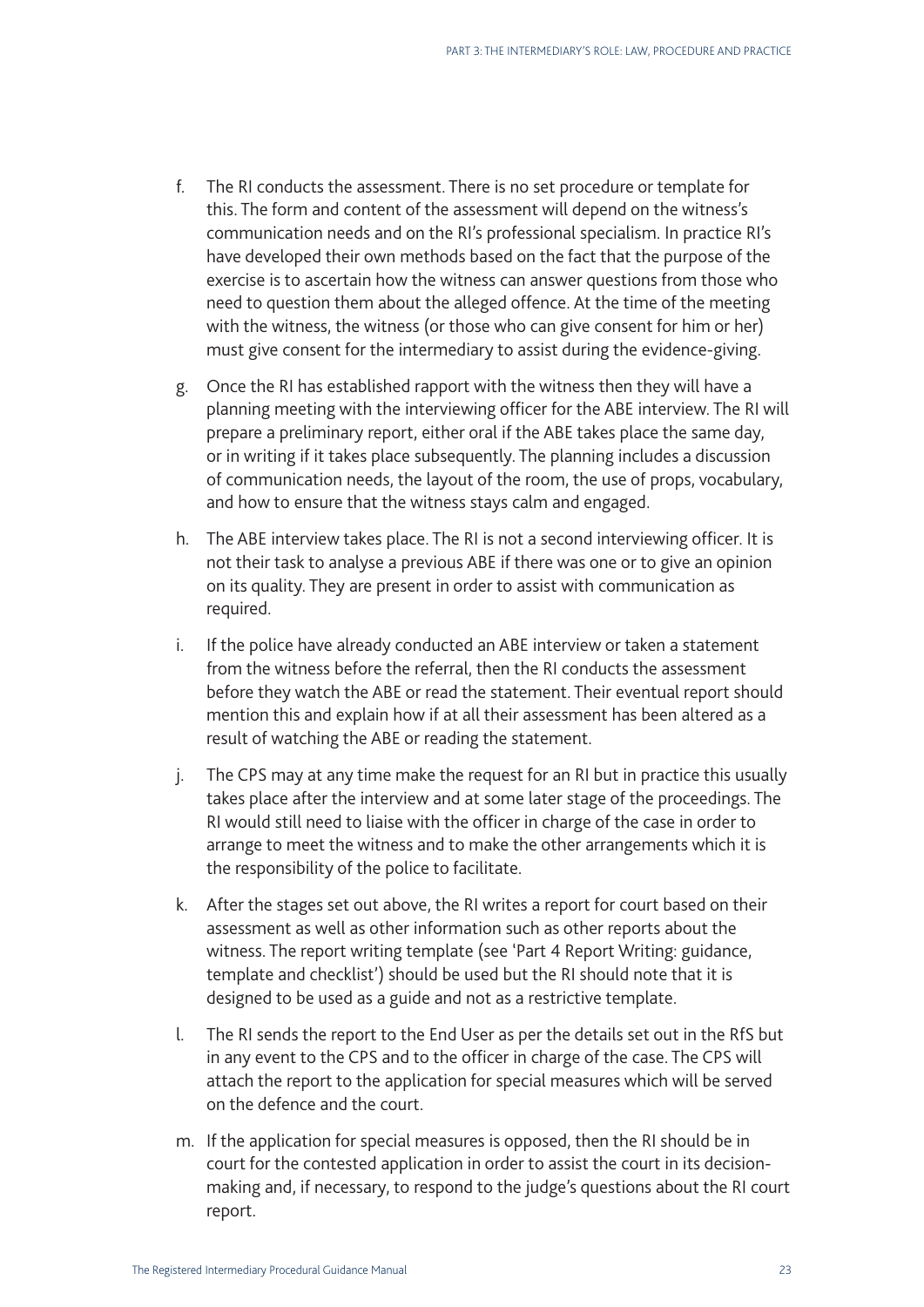f. The RI conducts the assessment. There is no set procedure or template for this. The form and content of the assessment will depend on the witness's communication needs and on the RI's professional specialism. In practice RI's have developed their own methods based on the fact that the purpose of the exercise is to ascertain how the witness can answer questions from those who need to question them about the alleged offence. At the time of the meeting with the witness, the witness (or those who can give consent for him or her) must give consent for the intermediary to assist during the evidence-giving.

g. Once the RI has established rapport with the witness then they will have a planning meeting with the interviewing officer for the ABE interview. The RI will prepare a preliminary report, either oral if the ABE takes place the same day, or in writing if it takes place subsequently. The planning includes a discussion of communication needs, the layout of the room, the use of props, vocabulary, and how to ensure that the witness stays calm and engaged.

h. The ABE interview takes place. The RI is not a second interviewing officer. It is not their task to analyse a previous ABE if there was one or to give an opinion on its quality. They are present in order to assist with communication as required.

i. If the police have already conducted an ABE interview or taken a statement from the witness before the referral, then the RI conducts the assessment before they watch the ABE or read the statement. Their eventual report should mention this and explain how if at all their assessment has been altered as a result of watching the ABE or reading the statement.

j. The CPS may at any time make the request for an RI but in practice this usually takes place after the interview and at some later stage of the proceedings. The RI would still need to liaise with the officer in charge of the case in order to arrange to meet the witness and to make the other arrangements which it is the responsibility of the police to facilitate.

k. After the stages set out above, the RI writes a report for court based on their assessment as well as other information such as other reports about the witness. The report writing template (see 'Part 4 Report Writing: guidance, template and checklist') should be used but the RI should note that it is designed to be used as a guide and not as a restrictive template.

l. The RI sends the report to the End User as per the details set out in the RfS but in any event to the CPS and to the officer in charge of the case. The CPS will attach the report to the application for special measures which will be served on the defence and the court.

m. If the application for special measures is opposed, then the RI should be in court for the contested application in order to assist the court in its decision-making and, if necessary, to respond to the judge's questions about the RI court report.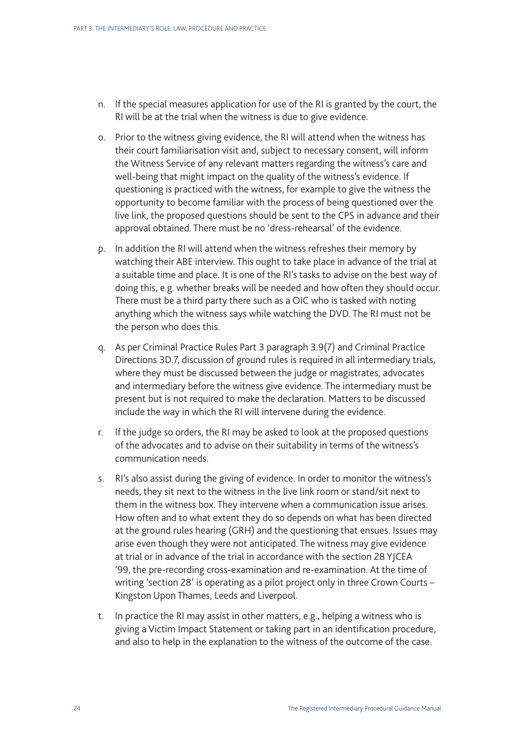n. If the special measures application for use of the RI is granted by the court, the RI will be at the trial when the witness is due to give evidence.

o. Prior to the witness giving evidence, the RI will attend when the witness has their court familiarisation visit and, subject to necessary consent, will inform the Witness Service of any relevant matters regarding the witness's care and well-being that might impact on the quality of the witness's evidence. If questioning is practiced with the witness, for example to give the witness the opportunity to become familiar with the process of being questioned over the live link, the proposed questions should be sent to the CPS in advance and their approval obtained. There must be no 'dress-rehearsal' of the evidence.

p. In addition the RI will attend when the witness refreshes their memory by watching their ABE interview. This ought to take place in advance of the trial at a suitable time and place. It is one of the RI's tasks to advise on the best way of doing this, e.g. whether breaks will be needed and how often they should occur. There must be a third party there such as a OIC who is tasked with noting anything which the witness says while watching the DVD. The RI must not be the person who does this.

q. As per Criminal Practice Rules Part 3 paragraph 3.9(7) and Criminal Practice Directions 3D.7, discussion of ground rules is required in all intermediary trials, where they must be discussed between the judge or magistrates, advocates and intermediary before the witness give evidence. The intermediary must be present but is not required to make the declaration. Matters to be discussed include the way in which the RI will intervene during the evidence.

r. If the judge so orders, the RI may be asked to look at the proposed questions of the advocates and to advise on their suitability in terms of the witness's communication needs.

s. RI's also assist during the giving of evidence. In order to monitor the witness's needs, they sit next to the witness in the live link room or stand/sit next to them in the witness box. They intervene when a communication issue arises. How often and to what extent they do so depends on what has been directed at the ground rules hearing (GRH) and the questioning that ensues. Issues may arise even though they were not anticipated. The witness may give evidence at trial or in advance of the trial in accordance with the section 28 YJCEA '99, the pre-recording cross-examination and re-examination. At the time of writing 'section 28' is operating as a pilot project only in three Crown Courts – Kingston Upon Thames, Leeds and Liverpool.

t. In practice the RI may assist in other matters, e.g., helping a witness who is giving a Victim Impact Statement or taking part in an identification procedure, and also to help in the explanation to the witness of the outcome of the case.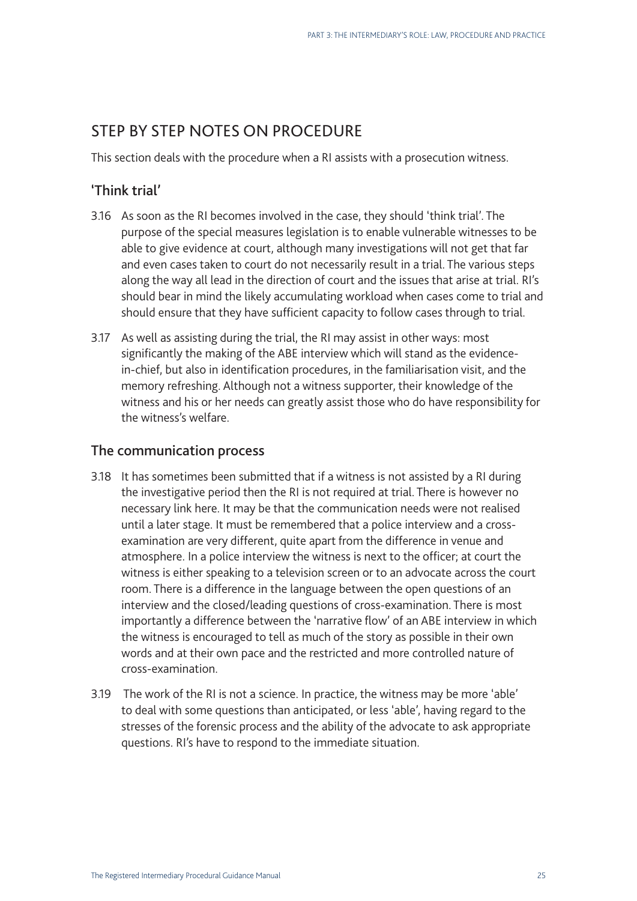## STEP BY STEP NOTES ON PROCEDURE

This section deals with the procedure when a RI assists with a prosecution witness.

### 'Think trial'

3.16 As soon as the RI becomes involved in the case, they should 'think trial'. The purpose of the special measures legislation is to enable vulnerable witnesses to be able to give evidence at court, although many investigations will not get that far and even cases taken to court do not necessarily result in a trial. The various steps along the way all lead in the direction of court and the issues that arise at trial. RI's should bear in mind the likely accumulating workload when cases come to trial and should ensure that they have sufficient capacity to follow cases through to trial.

3.17 As well as assisting during the trial, the RI may assist in other ways: most significantly the making of the ABE interview which will stand as the evidence-in-chief, but also in identification procedures, in the familiarisation visit, and the memory refreshing. Although not a witness supporter, their knowledge of the witness and his or her needs can greatly assist those who do have responsibility for the witness's welfare.

### The communication process

3.18 It has sometimes been submitted that if a witness is not assisted by a RI during the investigative period then the RI is not required at trial. There is however no necessary link here. It may be that the communication needs were not realised until a later stage. It must be remembered that a police interview and a cross-examination are very different, quite apart from the difference in venue and atmosphere. In a police interview the witness is next to the officer; at court the witness is either speaking to a television screen or to an advocate across the court room. There is a difference in the language between the open questions of an interview and the closed/leading questions of cross-examination. There is most importantly a difference between the 'narrative flow' of an ABE interview in which the witness is encouraged to tell as much of the story as possible in their own words and at their own pace and the restricted and more controlled nature of cross-examination.

3.19 The work of the RI is not a science. In practice, the witness may be more 'able' to deal with some questions than anticipated, or less 'able', having regard to the stresses of the forensic process and the ability of the advocate to ask appropriate questions. RI's have to respond to the immediate situation.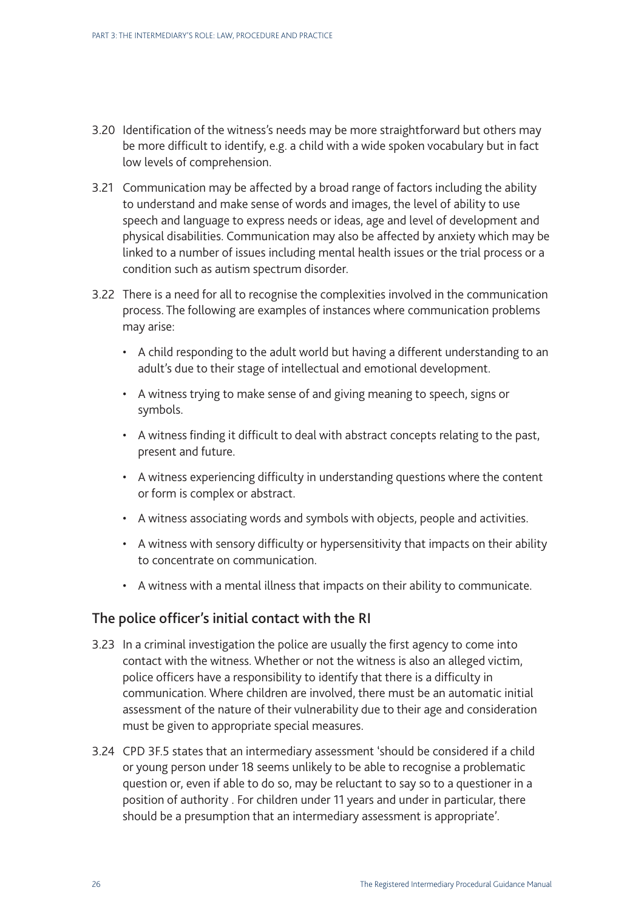3.20 Identification of the witness's needs may be more straightforward but others may be more difficult to identify, e.g. a child with a wide spoken vocabulary but in fact low levels of comprehension.

3.21 Communication may be affected by a broad range of factors including the ability to understand and make sense of words and images, the level of ability to use speech and language to express needs or ideas, age and level of development and physical disabilities. Communication may also be affected by anxiety which may be linked to a number of issues including mental health issues or the trial process or a condition such as autism spectrum disorder.

3.22 There is a need for all to recognise the complexities involved in the communication process. The following are examples of instances where communication problems may arise:

- A child responding to the adult world but having a different understanding to an adult's due to their stage of intellectual and emotional development.
- A witness trying to make sense of and giving meaning to speech, signs or symbols.
- A witness finding it difficult to deal with abstract concepts relating to the past, present and future.
- A witness experiencing difficulty in understanding questions where the content or form is complex or abstract.
- A witness associating words and symbols with objects, people and activities.
- A witness with sensory difficulty or hypersensitivity that impacts on their ability to concentrate on communication.
- A witness with a mental illness that impacts on their ability to communicate.

## The police officer's initial contact with the RI

3.23 In a criminal investigation the police are usually the first agency to come into contact with the witness. Whether or not the witness is also an alleged victim, police officers have a responsibility to identify that there is a difficulty in communication. Where children are involved, there must be an automatic initial assessment of the nature of their vulnerability due to their age and consideration must be given to appropriate special measures.

3.24 CPD 3F.5 states that an intermediary assessment 'should be considered if a child or young person under 18 seems unlikely to be able to recognise a problematic question or, even if able to do so, may be reluctant to say so to a questioner in a position of authority . For children under 11 years and under in particular, there should be a presumption that an intermediary assessment is appropriate'.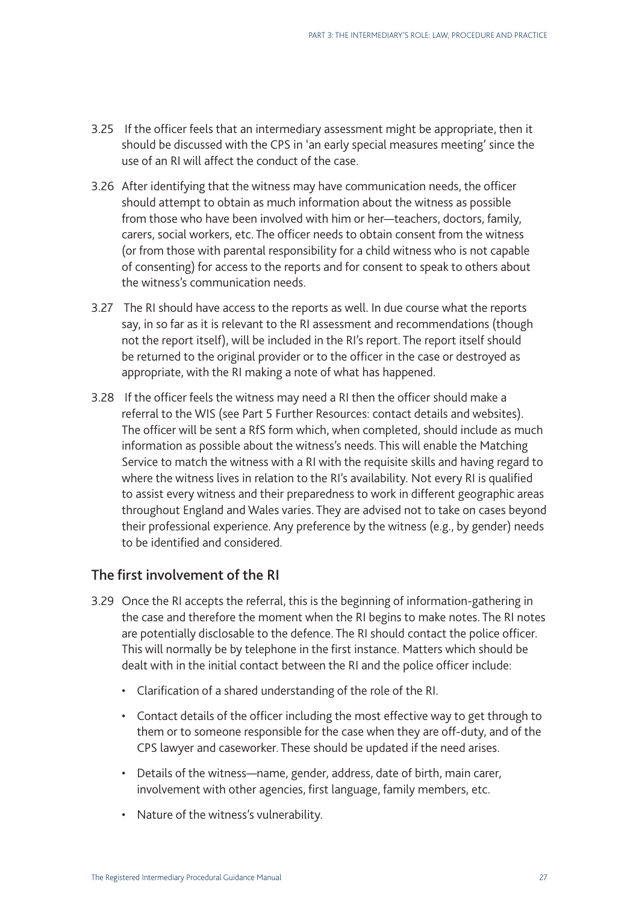3.25 If the officer feels that an intermediary assessment might be appropriate, then it should be discussed with the CPS in 'an early special measures meeting' since the use of an RI will affect the conduct of the case.

3.26 After identifying that the witness may have communication needs, the officer should attempt to obtain as much information about the witness as possible from those who have been involved with him or her—teachers, doctors, family, carers, social workers, etc. The officer needs to obtain consent from the witness (or from those with parental responsibility for a child witness who is not capable of consenting) for access to the reports and for consent to speak to others about the witness's communication needs.

3.27 The RI should have access to the reports as well. In due course what the reports say, in so far as it is relevant to the RI assessment and recommendations (though not the report itself), will be included in the RI's report. The report itself should be returned to the original provider or to the officer in the case or destroyed as appropriate, with the RI making a note of what has happened.

3.28 If the officer feels the witness may need a RI then the officer should make a referral to the WIS (see Part 5 Further Resources: contact details and websites). The officer will be sent a RfS form which, when completed, should include as much information as possible about the witness's needs. This will enable the Matching Service to match the witness with a RI with the requisite skills and having regard to where the witness lives in relation to the RI's availability. Not every RI is qualified to assist every witness and their preparedness to work in different geographic areas throughout England and Wales varies. They are advised not to take on cases beyond their professional experience. Any preference by the witness (e.g., by gender) needs to be identified and considered.

## The first involvement of the RI

3.29 Once the RI accepts the referral, this is the beginning of information-gathering in the case and therefore the moment when the RI begins to make notes. The RI notes are potentially disclosable to the defence. The RI should contact the police officer. This will normally be by telephone in the first instance. Matters which should be dealt with in the initial contact between the RI and the police officer include:

- Clarification of a shared understanding of the role of the RI.
- Contact details of the officer including the most effective way to get through to them or to someone responsible for the case when they are off-duty, and of the CPS lawyer and caseworker. These should be updated if the need arises.
- Details of the witness—name, gender, address, date of birth, main carer, involvement with other agencies, first language, family members, etc.
- Nature of the witness's vulnerability.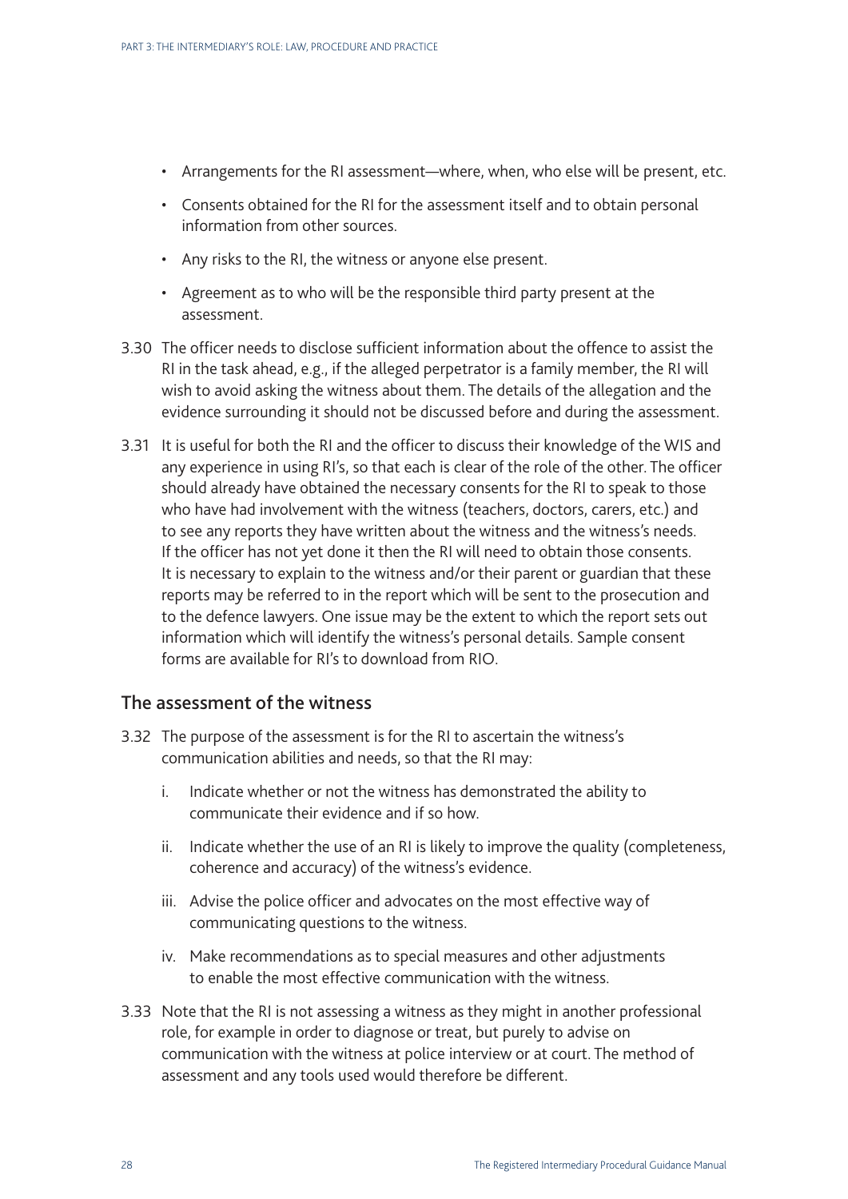- Arrangements for the RI assessment—where, when, who else will be present, etc.
- Consents obtained for the RI for the assessment itself and to obtain personal information from other sources.
- Any risks to the RI, the witness or anyone else present.
- Agreement as to who will be the responsible third party present at the assessment.

3.30 The officer needs to disclose sufficient information about the offence to assist the RI in the task ahead, e.g., if the alleged perpetrator is a family member, the RI will wish to avoid asking the witness about them. The details of the allegation and the evidence surrounding it should not be discussed before and during the assessment.

3.31 It is useful for both the RI and the officer to discuss their knowledge of the WIS and any experience in using RI's, so that each is clear of the role of the other. The officer should already have obtained the necessary consents for the RI to speak to those who have had involvement with the witness (teachers, doctors, carers, etc.) and to see any reports they have written about the witness and the witness's needs. If the officer has not yet done it then the RI will need to obtain those consents. It is necessary to explain to the witness and/or their parent or guardian that these reports may be referred to in the report which will be sent to the prosecution and to the defence lawyers. One issue may be the extent to which the report sets out information which will identify the witness's personal details. Sample consent forms are available for RI's to download from RIO.

## The assessment of the witness

3.32 The purpose of the assessment is for the RI to ascertain the witness's communication abilities and needs, so that the RI may:

i. Indicate whether or not the witness has demonstrated the ability to communicate their evidence and if so how.

ii. Indicate whether the use of an RI is likely to improve the quality (completeness, coherence and accuracy) of the witness's evidence.

iii. Advise the police officer and advocates on the most effective way of communicating questions to the witness.

iv. Make recommendations as to special measures and other adjustments to enable the most effective communication with the witness.

3.33 Note that the RI is not assessing a witness as they might in another professional role, for example in order to diagnose or treat, but purely to advise on communication with the witness at police interview or at court. The method of assessment and any tools used would therefore be different.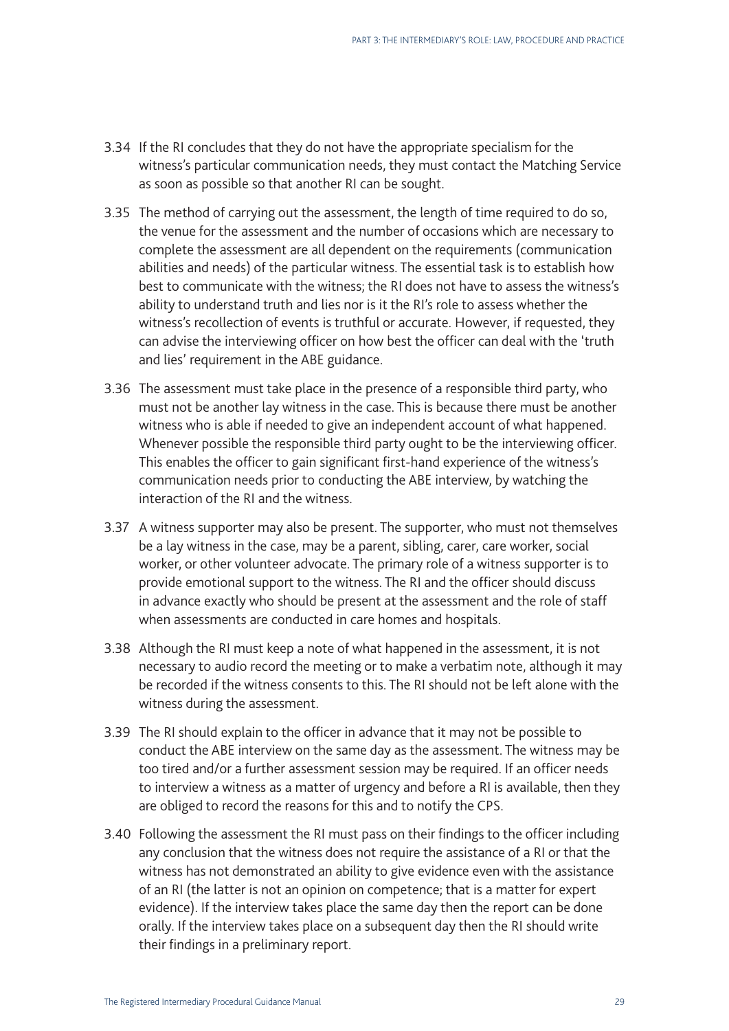3.34 If the RI concludes that they do not have the appropriate specialism for the witness's particular communication needs, they must contact the Matching Service as soon as possible so that another RI can be sought.

3.35 The method of carrying out the assessment, the length of time required to do so, the venue for the assessment and the number of occasions which are necessary to complete the assessment are all dependent on the requirements (communication abilities and needs) of the particular witness. The essential task is to establish how best to communicate with the witness; the RI does not have to assess the witness's ability to understand truth and lies nor is it the RI's role to assess whether the witness's recollection of events is truthful or accurate. However, if requested, they can advise the interviewing officer on how best the officer can deal with the 'truth and lies' requirement in the ABE guidance.

3.36 The assessment must take place in the presence of a responsible third party, who must not be another lay witness in the case. This is because there must be another witness who is able if needed to give an independent account of what happened. Whenever possible the responsible third party ought to be the interviewing officer. This enables the officer to gain significant first-hand experience of the witness's communication needs prior to conducting the ABE interview, by watching the interaction of the RI and the witness.

3.37 A witness supporter may also be present. The supporter, who must not themselves be a lay witness in the case, may be a parent, sibling, carer, care worker, social worker, or other volunteer advocate. The primary role of a witness supporter is to provide emotional support to the witness. The RI and the officer should discuss in advance exactly who should be present at the assessment and the role of staff when assessments are conducted in care homes and hospitals.

3.38 Although the RI must keep a note of what happened in the assessment, it is not necessary to audio record the meeting or to make a verbatim note, although it may be recorded if the witness consents to this. The RI should not be left alone with the witness during the assessment.

3.39 The RI should explain to the officer in advance that it may not be possible to conduct the ABE interview on the same day as the assessment. The witness may be too tired and/or a further assessment session may be required. If an officer needs to interview a witness as a matter of urgency and before a RI is available, then they are obliged to record the reasons for this and to notify the CPS.

3.40 Following the assessment the RI must pass on their findings to the officer including any conclusion that the witness does not require the assistance of a RI or that the witness has not demonstrated an ability to give evidence even with the assistance of an RI (the latter is not an opinion on competence; that is a matter for expert evidence). If the interview takes place the same day then the report can be done orally. If the interview takes place on a subsequent day then the RI should write their findings in a preliminary report.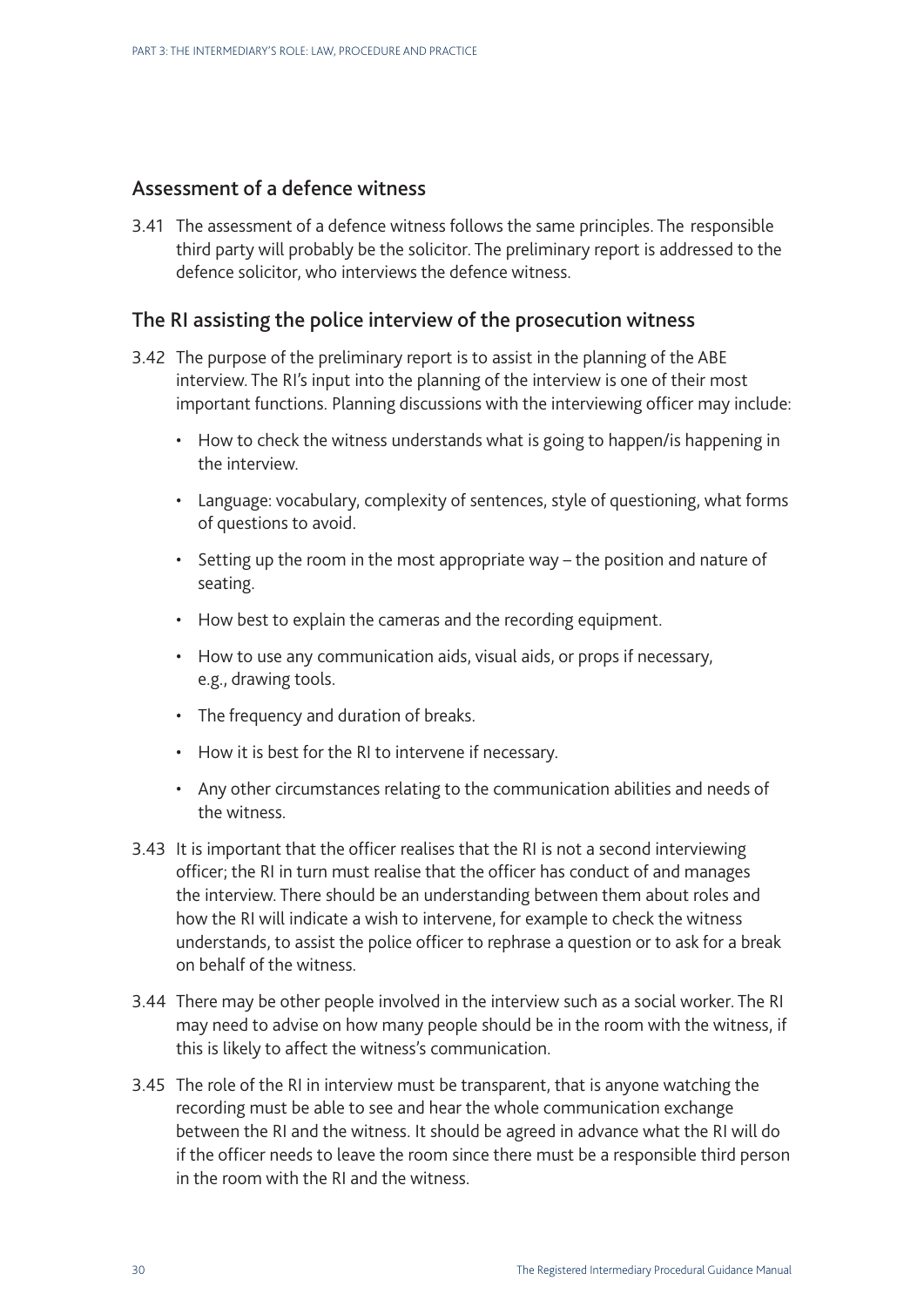## Assessment of a defence witness

3.41 The assessment of a defence witness follows the same principles. The responsible third party will probably be the solicitor. The preliminary report is addressed to the defence solicitor, who interviews the defence witness.

## The RI assisting the police interview of the prosecution witness

3.42 The purpose of the preliminary report is to assist in the planning of the ABE interview. The RI's input into the planning of the interview is one of their most important functions. Planning discussions with the interviewing officer may include:

- How to check the witness understands what is going to happen/is happening in the interview.
- Language: vocabulary, complexity of sentences, style of questioning, what forms of questions to avoid.
- Setting up the room in the most appropriate way – the position and nature of seating.
- How best to explain the cameras and the recording equipment.
- How to use any communication aids, visual aids, or props if necessary, e.g., drawing tools.
- The frequency and duration of breaks.
- How it is best for the RI to intervene if necessary.
- Any other circumstances relating to the communication abilities and needs of the witness.

3.43 It is important that the officer realises that the RI is not a second interviewing officer; the RI in turn must realise that the officer has conduct of and manages the interview. There should be an understanding between them about roles and how the RI will indicate a wish to intervene, for example to check the witness understands, to assist the police officer to rephrase a question or to ask for a break on behalf of the witness.

3.44 There may be other people involved in the interview such as a social worker. The RI may need to advise on how many people should be in the room with the witness, if this is likely to affect the witness's communication.

3.45 The role of the RI in interview must be transparent, that is anyone watching the recording must be able to see and hear the whole communication exchange between the RI and the witness. It should be agreed in advance what the RI will do if the officer needs to leave the room since there must be a responsible third person in the room with the RI and the witness.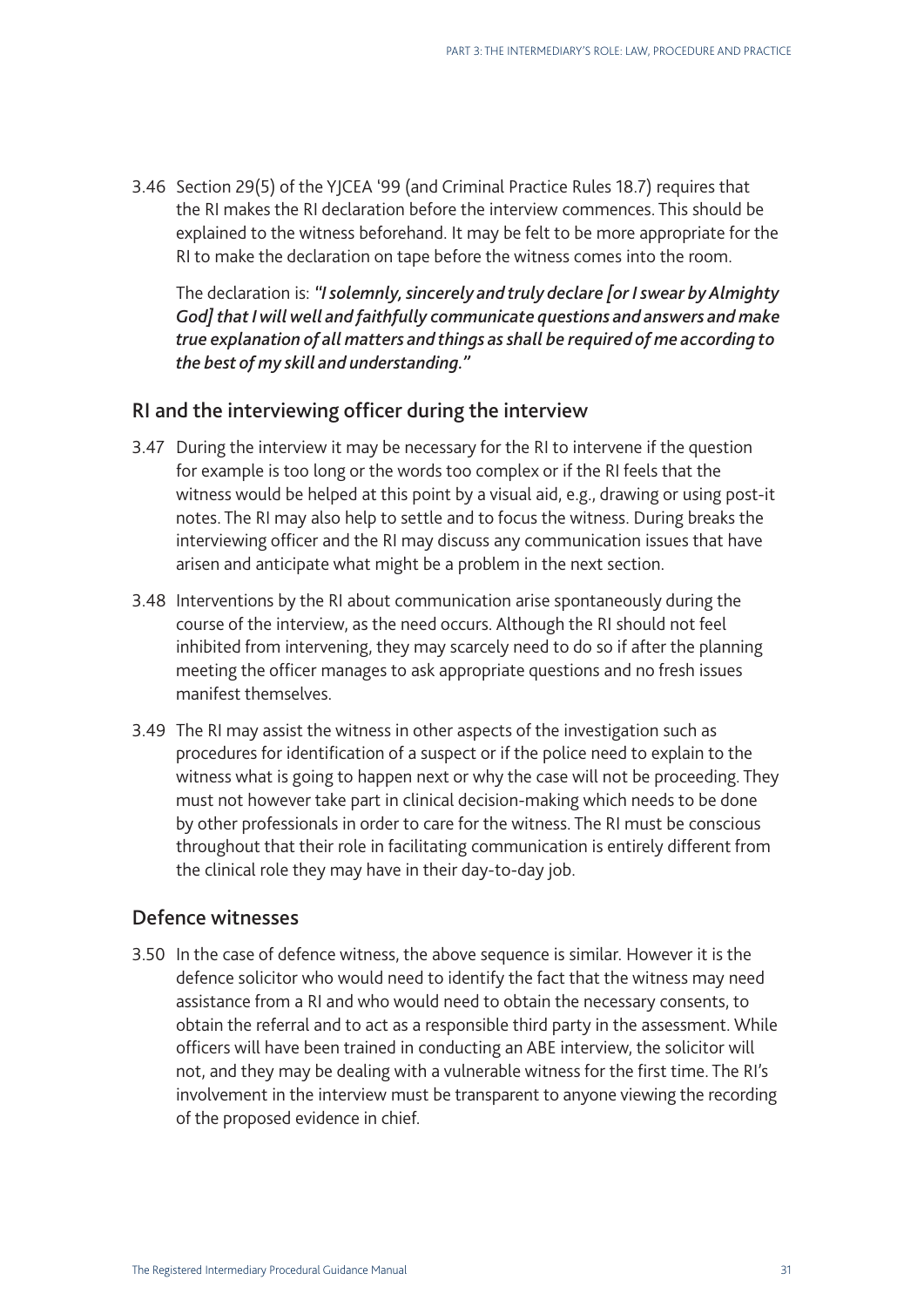3.46 Section 29(5) of the YJCEA '99 (and Criminal Practice Rules 18.7) requires that the RI makes the RI declaration before the interview commences. This should be explained to the witness beforehand. It may be felt to be more appropriate for the RI to make the declaration on tape before the witness comes into the room.

The declaration is: ***"I solemnly, sincerely and truly declare [or I swear by Almighty God] that I will well and faithfully communicate questions and answers and make true explanation of all matters and things as shall be required of me according to the best of my skill and understanding."***

## RI and the interviewing officer during the interview

3.47 During the interview it may be necessary for the RI to intervene if the question for example is too long or the words too complex or if the RI feels that the witness would be helped at this point by a visual aid, e.g., drawing or using post-it notes. The RI may also help to settle and to focus the witness. During breaks the interviewing officer and the RI may discuss any communication issues that have arisen and anticipate what might be a problem in the next section.

3.48 Interventions by the RI about communication arise spontaneously during the course of the interview, as the need occurs. Although the RI should not feel inhibited from intervening, they may scarcely need to do so if after the planning meeting the officer manages to ask appropriate questions and no fresh issues manifest themselves.

3.49 The RI may assist the witness in other aspects of the investigation such as procedures for identification of a suspect or if the police need to explain to the witness what is going to happen next or why the case will not be proceeding. They must not however take part in clinical decision-making which needs to be done by other professionals in order to care for the witness. The RI must be conscious throughout that their role in facilitating communication is entirely different from the clinical role they may have in their day-to-day job.

## Defence witnesses

3.50 In the case of defence witness, the above sequence is similar. However it is the defence solicitor who would need to identify the fact that the witness may need assistance from a RI and who would need to obtain the necessary consents, to obtain the referral and to act as a responsible third party in the assessment. While officers will have been trained in conducting an ABE interview, the solicitor will not, and they may be dealing with a vulnerable witness for the first time. The RI's involvement in the interview must be transparent to anyone viewing the recording of the proposed evidence in chief.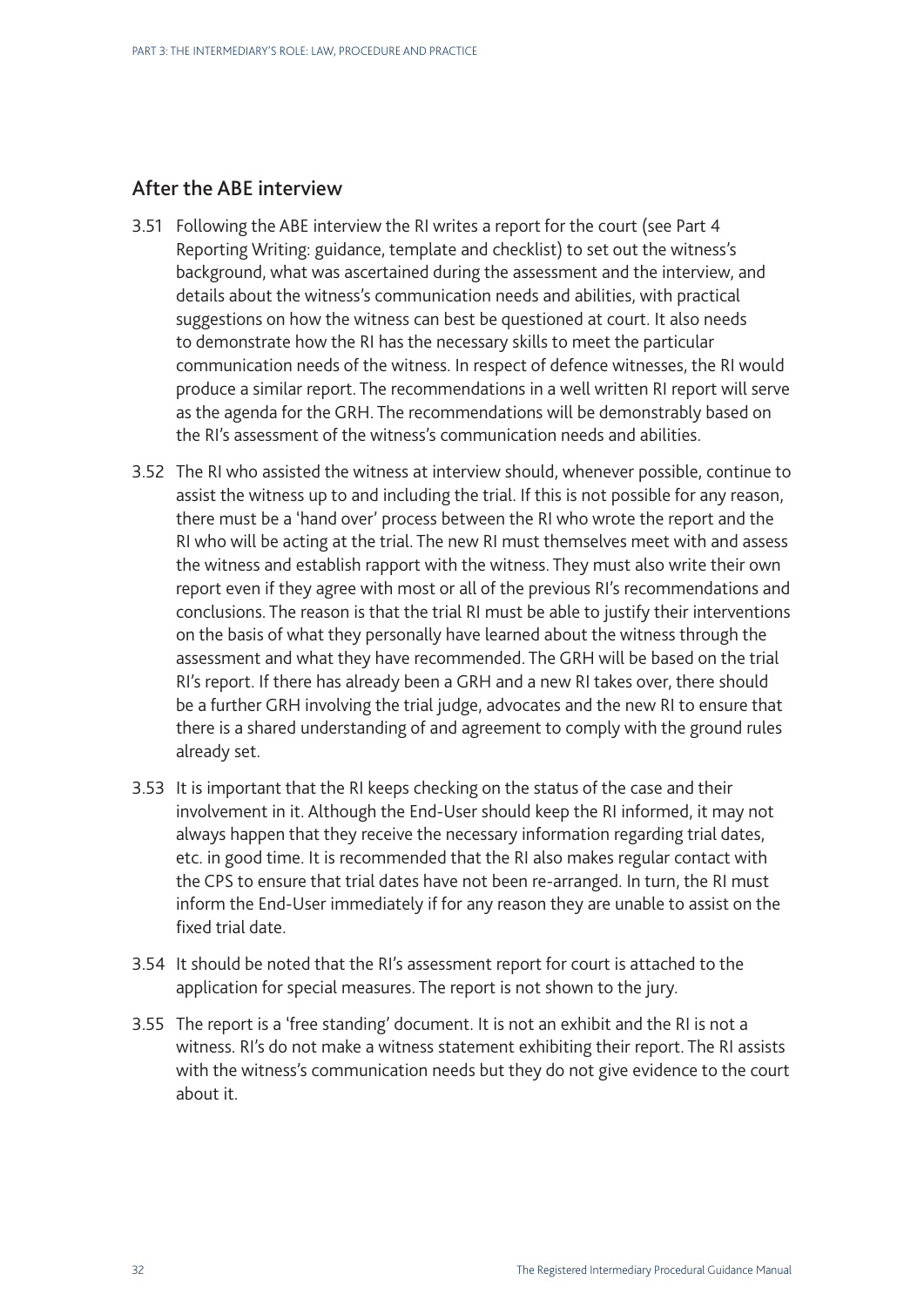## After the ABE interview

3.51 Following the ABE interview the RI writes a report for the court (see Part 4 Reporting Writing: guidance, template and checklist) to set out the witness's background, what was ascertained during the assessment and the interview, and details about the witness's communication needs and abilities, with practical suggestions on how the witness can best be questioned at court. It also needs to demonstrate how the RI has the necessary skills to meet the particular communication needs of the witness. In respect of defence witnesses, the RI would produce a similar report. The recommendations in a well written RI report will serve as the agenda for the GRH. The recommendations will be demonstrably based on the RI's assessment of the witness's communication needs and abilities.

3.52 The RI who assisted the witness at interview should, whenever possible, continue to assist the witness up to and including the trial. If this is not possible for any reason, there must be a 'hand over' process between the RI who wrote the report and the RI who will be acting at the trial. The new RI must themselves meet with and assess the witness and establish rapport with the witness. They must also write their own report even if they agree with most or all of the previous RI's recommendations and conclusions. The reason is that the trial RI must be able to justify their interventions on the basis of what they personally have learned about the witness through the assessment and what they have recommended. The GRH will be based on the trial RI's report. If there has already been a GRH and a new RI takes over, there should be a further GRH involving the trial judge, advocates and the new RI to ensure that there is a shared understanding of and agreement to comply with the ground rules already set.

3.53 It is important that the RI keeps checking on the status of the case and their involvement in it. Although the End-User should keep the RI informed, it may not always happen that they receive the necessary information regarding trial dates, etc. in good time. It is recommended that the RI also makes regular contact with the CPS to ensure that trial dates have not been re-arranged. In turn, the RI must inform the End-User immediately if for any reason they are unable to assist on the fixed trial date.

3.54 It should be noted that the RI's assessment report for court is attached to the application for special measures. The report is not shown to the jury.

3.55 The report is a 'free standing' document. It is not an exhibit and the RI is not a witness. RI's do not make a witness statement exhibiting their report. The RI assists with the witness's communication needs but they do not give evidence to the court about it.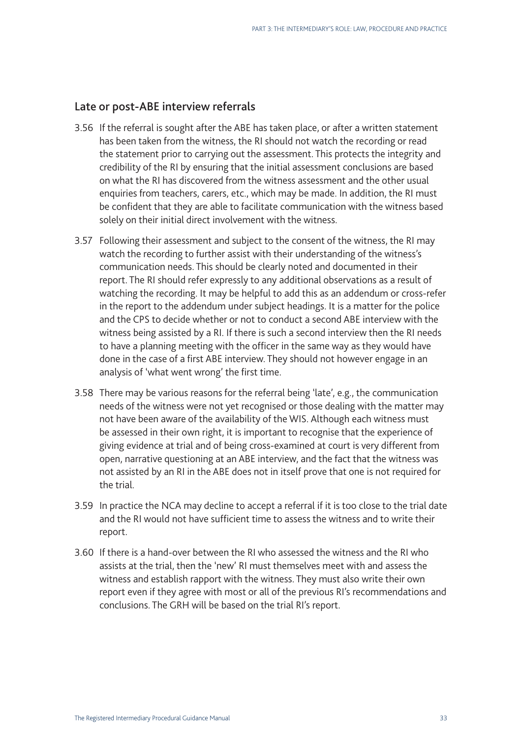## Late or post-ABE interview referrals

3.56 If the referral is sought after the ABE has taken place, or after a written statement has been taken from the witness, the RI should not watch the recording or read the statement prior to carrying out the assessment. This protects the integrity and credibility of the RI by ensuring that the initial assessment conclusions are based on what the RI has discovered from the witness assessment and the other usual enquiries from teachers, carers, etc., which may be made. In addition, the RI must be confident that they are able to facilitate communication with the witness based solely on their initial direct involvement with the witness.

3.57 Following their assessment and subject to the consent of the witness, the RI may watch the recording to further assist with their understanding of the witness's communication needs. This should be clearly noted and documented in their report. The RI should refer expressly to any additional observations as a result of watching the recording. It may be helpful to add this as an addendum or cross-refer in the report to the addendum under subject headings. It is a matter for the police and the CPS to decide whether or not to conduct a second ABE interview with the witness being assisted by a RI. If there is such a second interview then the RI needs to have a planning meeting with the officer in the same way as they would have done in the case of a first ABE interview. They should not however engage in an analysis of 'what went wrong' the first time.

3.58 There may be various reasons for the referral being 'late', e.g., the communication needs of the witness were not yet recognised or those dealing with the matter may not have been aware of the availability of the WIS. Although each witness must be assessed in their own right, it is important to recognise that the experience of giving evidence at trial and of being cross-examined at court is very different from open, narrative questioning at an ABE interview, and the fact that the witness was not assisted by an RI in the ABE does not in itself prove that one is not required for the trial.

3.59 In practice the NCA may decline to accept a referral if it is too close to the trial date and the RI would not have sufficient time to assess the witness and to write their report.

3.60 If there is a hand-over between the RI who assessed the witness and the RI who assists at the trial, then the 'new' RI must themselves meet with and assess the witness and establish rapport with the witness. They must also write their own report even if they agree with most or all of the previous RI's recommendations and conclusions. The GRH will be based on the trial RI's report.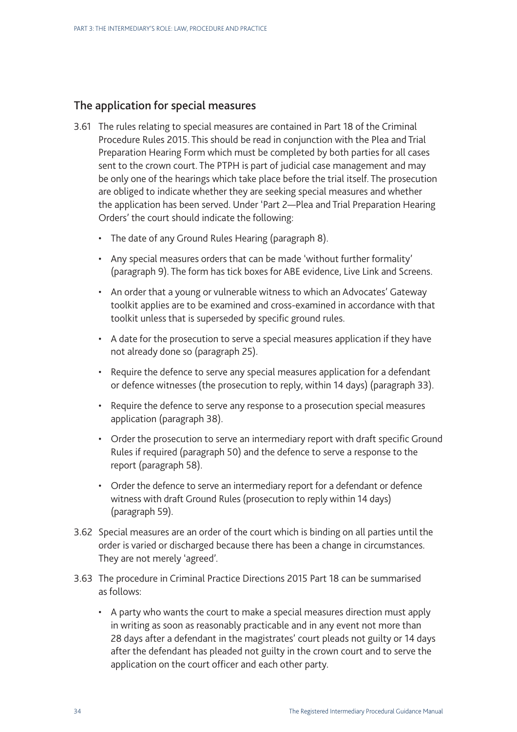## The application for special measures

3.61 The rules relating to special measures are contained in Part 18 of the Criminal Procedure Rules 2015. This should be read in conjunction with the Plea and Trial Preparation Hearing Form which must be completed by both parties for all cases sent to the crown court. The PTPH is part of judicial case management and may be only one of the hearings which take place before the trial itself. The prosecution are obliged to indicate whether they are seeking special measures and whether the application has been served. Under 'Part 2—Plea and Trial Preparation Hearing Orders' the court should indicate the following:

- The date of any Ground Rules Hearing (paragraph 8).
- Any special measures orders that can be made 'without further formality' (paragraph 9). The form has tick boxes for ABE evidence, Live Link and Screens.
- An order that a young or vulnerable witness to which an Advocates' Gateway toolkit applies are to be examined and cross-examined in accordance with that toolkit unless that is superseded by specific ground rules.
- A date for the prosecution to serve a special measures application if they have not already done so (paragraph 25).
- Require the defence to serve any special measures application for a defendant or defence witnesses (the prosecution to reply, within 14 days) (paragraph 33).
- Require the defence to serve any response to a prosecution special measures application (paragraph 38).
- Order the prosecution to serve an intermediary report with draft specific Ground Rules if required (paragraph 50) and the defence to serve a response to the report (paragraph 58).
- Order the defence to serve an intermediary report for a defendant or defence witness with draft Ground Rules (prosecution to reply within 14 days) (paragraph 59).

3.62 Special measures are an order of the court which is binding on all parties until the order is varied or discharged because there has been a change in circumstances. They are not merely 'agreed'.

3.63 The procedure in Criminal Practice Directions 2015 Part 18 can be summarised as follows:

- A party who wants the court to make a special measures direction must apply in writing as soon as reasonably practicable and in any event not more than 28 days after a defendant in the magistrates' court pleads not guilty or 14 days after the defendant has pleaded not guilty in the crown court and to serve the application on the court officer and each other party.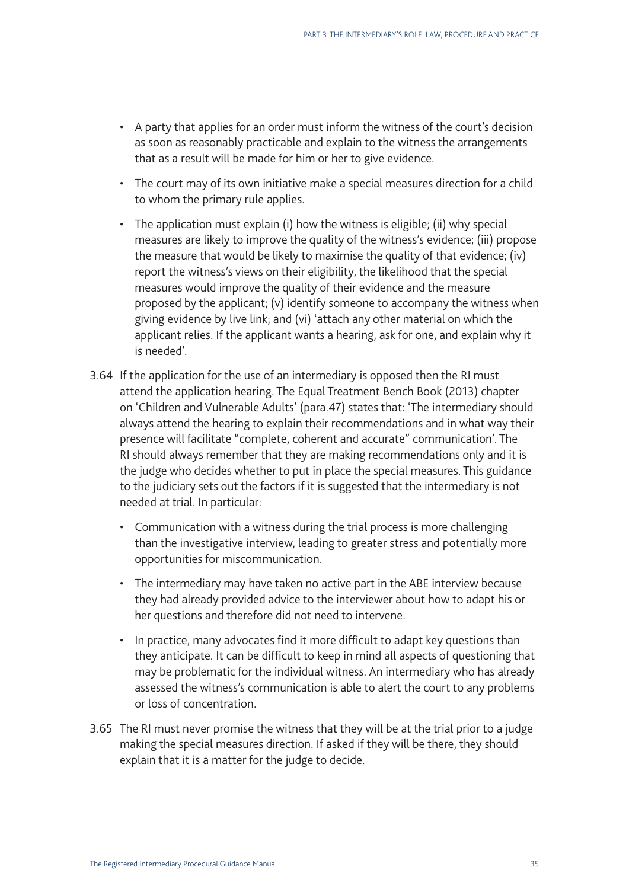- A party that applies for an order must inform the witness of the court's decision as soon as reasonably practicable and explain to the witness the arrangements that as a result will be made for him or her to give evidence.
- The court may of its own initiative make a special measures direction for a child to whom the primary rule applies.
- The application must explain (i) how the witness is eligible; (ii) why special measures are likely to improve the quality of the witness's evidence; (iii) propose the measure that would be likely to maximise the quality of that evidence; (iv) report the witness's views on their eligibility, the likelihood that the special measures would improve the quality of their evidence and the measure proposed by the applicant; (v) identify someone to accompany the witness when giving evidence by live link; and (vi) 'attach any other material on which the applicant relies. If the applicant wants a hearing, ask for one, and explain why it is needed'.

3.64 If the application for the use of an intermediary is opposed then the RI must attend the application hearing. The Equal Treatment Bench Book (2013) chapter on 'Children and Vulnerable Adults' (para.47) states that: 'The intermediary should always attend the hearing to explain their recommendations and in what way their presence will facilitate "complete, coherent and accurate" communication'. The RI should always remember that they are making recommendations only and it is the judge who decides whether to put in place the special measures. This guidance to the judiciary sets out the factors if it is suggested that the intermediary is not needed at trial. In particular:

- Communication with a witness during the trial process is more challenging than the investigative interview, leading to greater stress and potentially more opportunities for miscommunication.
- The intermediary may have taken no active part in the ABE interview because they had already provided advice to the interviewer about how to adapt his or her questions and therefore did not need to intervene.
- In practice, many advocates find it more difficult to adapt key questions than they anticipate. It can be difficult to keep in mind all aspects of questioning that may be problematic for the individual witness. An intermediary who has already assessed the witness's communication is able to alert the court to any problems or loss of concentration.

3.65 The RI must never promise the witness that they will be at the trial prior to a judge making the special measures direction. If asked if they will be there, they should explain that it is a matter for the judge to decide.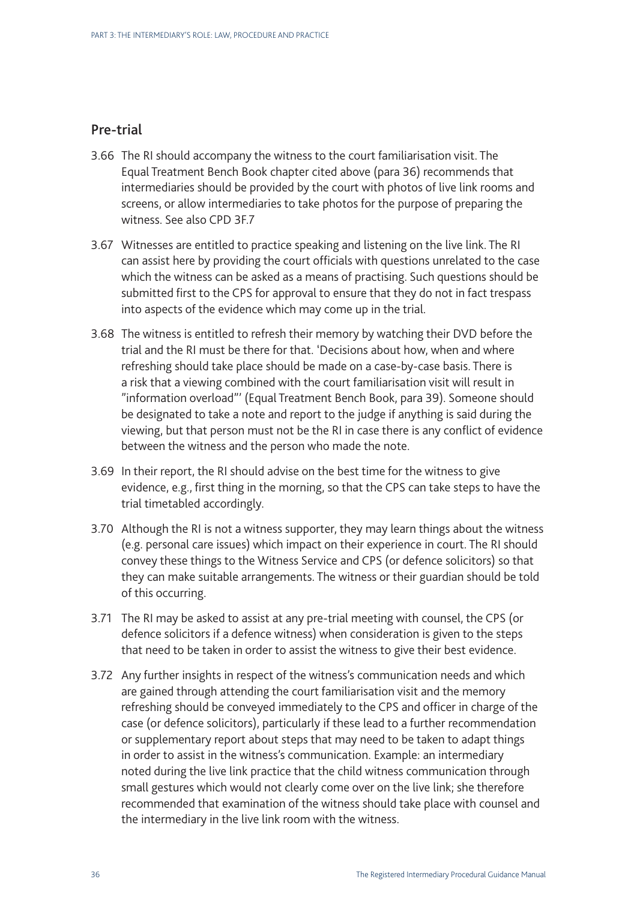## Pre-trial

3.66 The RI should accompany the witness to the court familiarisation visit. The Equal Treatment Bench Book chapter cited above (para 36) recommends that intermediaries should be provided by the court with photos of live link rooms and screens, or allow intermediaries to take photos for the purpose of preparing the witness. See also CPD 3F.7

3.67 Witnesses are entitled to practice speaking and listening on the live link. The RI can assist here by providing the court officials with questions unrelated to the case which the witness can be asked as a means of practising. Such questions should be submitted first to the CPS for approval to ensure that they do not in fact trespass into aspects of the evidence which may come up in the trial.

3.68 The witness is entitled to refresh their memory by watching their DVD before the trial and the RI must be there for that. 'Decisions about how, when and where refreshing should take place should be made on a case-by-case basis. There is a risk that a viewing combined with the court familiarisation visit will result in "information overload"' (Equal Treatment Bench Book, para 39). Someone should be designated to take a note and report to the judge if anything is said during the viewing, but that person must not be the RI in case there is any conflict of evidence between the witness and the person who made the note.

3.69 In their report, the RI should advise on the best time for the witness to give evidence, e.g., first thing in the morning, so that the CPS can take steps to have the trial timetabled accordingly.

3.70 Although the RI is not a witness supporter, they may learn things about the witness (e.g. personal care issues) which impact on their experience in court. The RI should convey these things to the Witness Service and CPS (or defence solicitors) so that they can make suitable arrangements. The witness or their guardian should be told of this occurring.

3.71 The RI may be asked to assist at any pre-trial meeting with counsel, the CPS (or defence solicitors if a defence witness) when consideration is given to the steps that need to be taken in order to assist the witness to give their best evidence.

3.72 Any further insights in respect of the witness's communication needs and which are gained through attending the court familiarisation visit and the memory refreshing should be conveyed immediately to the CPS and officer in charge of the case (or defence solicitors), particularly if these lead to a further recommendation or supplementary report about steps that may need to be taken to adapt things in order to assist in the witness's communication. Example: an intermediary noted during the live link practice that the child witness communication through small gestures which would not clearly come over on the live link; she therefore recommended that examination of the witness should take place with counsel and the intermediary in the live link room with the witness.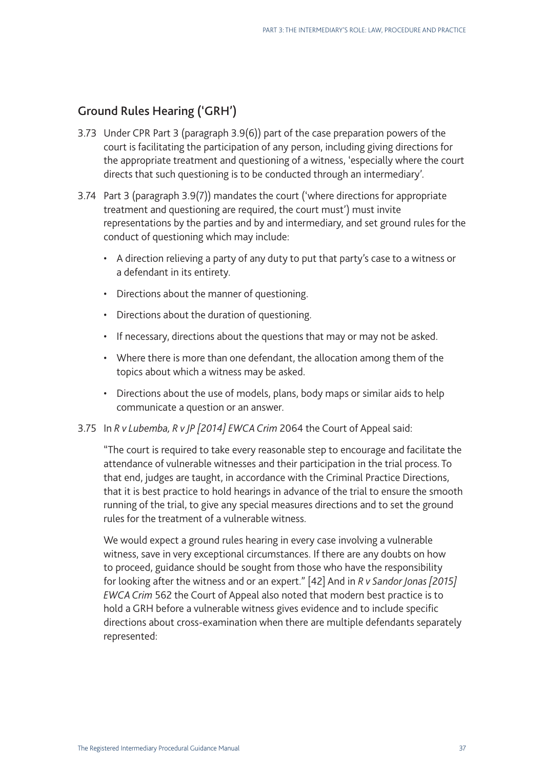## Ground Rules Hearing ('GRH')

3.73 Under CPR Part 3 (paragraph 3.9(6)) part of the case preparation powers of the court is facilitating the participation of any person, including giving directions for the appropriate treatment and questioning of a witness, 'especially where the court directs that such questioning is to be conducted through an intermediary'.

3.74 Part 3 (paragraph 3.9(7)) mandates the court ('where directions for appropriate treatment and questioning are required, the court must') must invite representations by the parties and by and intermediary, and set ground rules for the conduct of questioning which may include:

- A direction relieving a party of any duty to put that party's case to a witness or a defendant in its entirety.
- Directions about the manner of questioning.
- Directions about the duration of questioning.
- If necessary, directions about the questions that may or may not be asked.
- Where there is more than one defendant, the allocation among them of the topics about which a witness may be asked.
- Directions about the use of models, plans, body maps or similar aids to help communicate a question or an answer.

3.75 In *R v Lubemba, R v JP [2014] EWCA Crim* 2064 the Court of Appeal said:

"The court is required to take every reasonable step to encourage and facilitate the attendance of vulnerable witnesses and their participation in the trial process. To that end, judges are taught, in accordance with the Criminal Practice Directions, that it is best practice to hold hearings in advance of the trial to ensure the smooth running of the trial, to give any special measures directions and to set the ground rules for the treatment of a vulnerable witness.

We would expect a ground rules hearing in every case involving a vulnerable witness, save in very exceptional circumstances. If there are any doubts on how to proceed, guidance should be sought from those who have the responsibility for looking after the witness and or an expert." [42] And in *R v Sandor Jonas [2015] EWCA Crim* 562 the Court of Appeal also noted that modern best practice is to hold a GRH before a vulnerable witness gives evidence and to include specific directions about cross-examination when there are multiple defendants separately represented: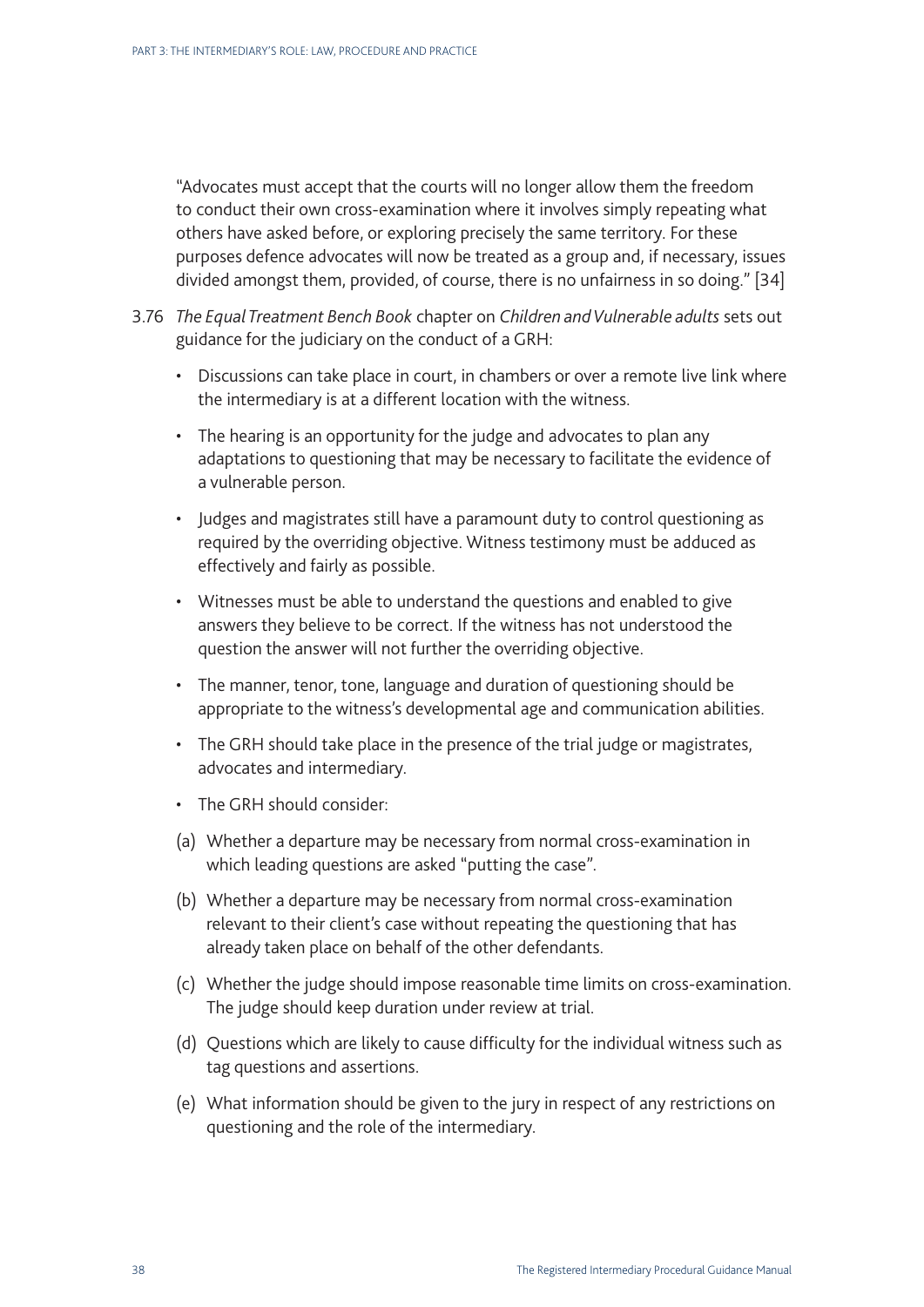"Advocates must accept that the courts will no longer allow them the freedom to conduct their own cross-examination where it involves simply repeating what others have asked before, or exploring precisely the same territory. For these purposes defence advocates will now be treated as a group and, if necessary, issues divided amongst them, provided, of course, there is no unfairness in so doing." [34]

3.76 *The Equal Treatment Bench Book* chapter on *Children and Vulnerable adults* sets out guidance for the judiciary on the conduct of a GRH:

- Discussions can take place in court, in chambers or over a remote live link where the intermediary is at a different location with the witness.
- The hearing is an opportunity for the judge and advocates to plan any adaptations to questioning that may be necessary to facilitate the evidence of a vulnerable person.
- Judges and magistrates still have a paramount duty to control questioning as required by the overriding objective. Witness testimony must be adduced as effectively and fairly as possible.
- Witnesses must be able to understand the questions and enabled to give answers they believe to be correct. If the witness has not understood the question the answer will not further the overriding objective.
- The manner, tenor, tone, language and duration of questioning should be appropriate to the witness's developmental age and communication abilities.
- The GRH should take place in the presence of the trial judge or magistrates, advocates and intermediary.
- The GRH should consider:

(a) Whether a departure may be necessary from normal cross-examination in which leading questions are asked "putting the case".

(b) Whether a departure may be necessary from normal cross-examination relevant to their client's case without repeating the questioning that has already taken place on behalf of the other defendants.

(c) Whether the judge should impose reasonable time limits on cross-examination. The judge should keep duration under review at trial.

(d) Questions which are likely to cause difficulty for the individual witness such as tag questions and assertions.

(e) What information should be given to the jury in respect of any restrictions on questioning and the role of the intermediary.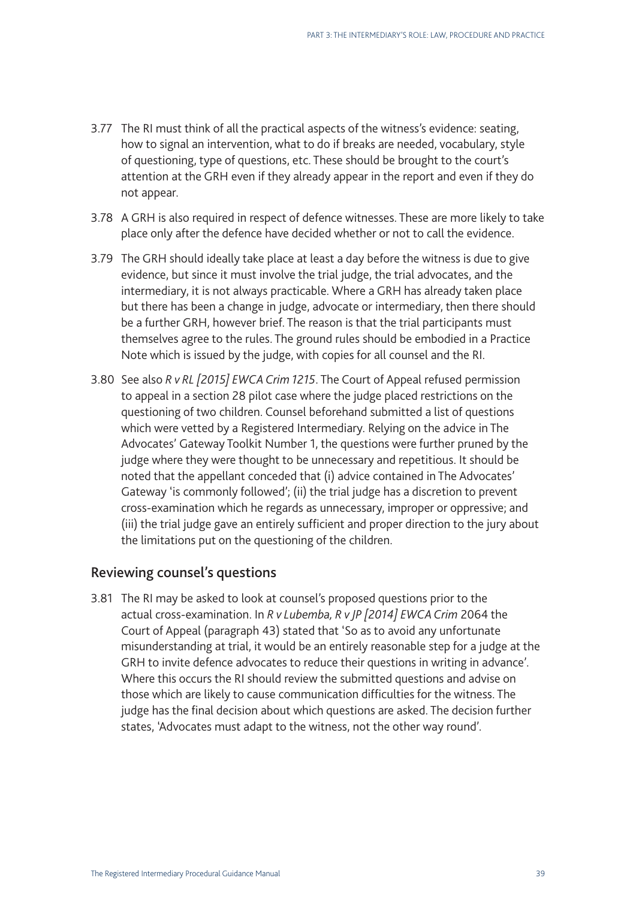3.77 The RI must think of all the practical aspects of the witness's evidence: seating, how to signal an intervention, what to do if breaks are needed, vocabulary, style of questioning, type of questions, etc. These should be brought to the court's attention at the GRH even if they already appear in the report and even if they do not appear.

3.78 A GRH is also required in respect of defence witnesses. These are more likely to take place only after the defence have decided whether or not to call the evidence.

3.79 The GRH should ideally take place at least a day before the witness is due to give evidence, but since it must involve the trial judge, the trial advocates, and the intermediary, it is not always practicable. Where a GRH has already taken place but there has been a change in judge, advocate or intermediary, then there should be a further GRH, however brief. The reason is that the trial participants must themselves agree to the rules. The ground rules should be embodied in a Practice Note which is issued by the judge, with copies for all counsel and the RI.

3.80 See also *R v RL [2015] EWCA Crim 1215*. The Court of Appeal refused permission to appeal in a section 28 pilot case where the judge placed restrictions on the questioning of two children. Counsel beforehand submitted a list of questions which were vetted by a Registered Intermediary. Relying on the advice in The Advocates' Gateway Toolkit Number 1, the questions were further pruned by the judge where they were thought to be unnecessary and repetitious. It should be noted that the appellant conceded that (i) advice contained in The Advocates' Gateway 'is commonly followed'; (ii) the trial judge has a discretion to prevent cross-examination which he regards as unnecessary, improper or oppressive; and (iii) the trial judge gave an entirely sufficient and proper direction to the jury about the limitations put on the questioning of the children.

## Reviewing counsel's questions

3.81 The RI may be asked to look at counsel's proposed questions prior to the actual cross-examination. In *R v Lubemba, R v JP [2014] EWCA Crim* 2064 the Court of Appeal (paragraph 43) stated that 'So as to avoid any unfortunate misunderstanding at trial, it would be an entirely reasonable step for a judge at the GRH to invite defence advocates to reduce their questions in writing in advance'. Where this occurs the RI should review the submitted questions and advise on those which are likely to cause communication difficulties for the witness. The judge has the final decision about which questions are asked. The decision further states, 'Advocates must adapt to the witness, not the other way round'.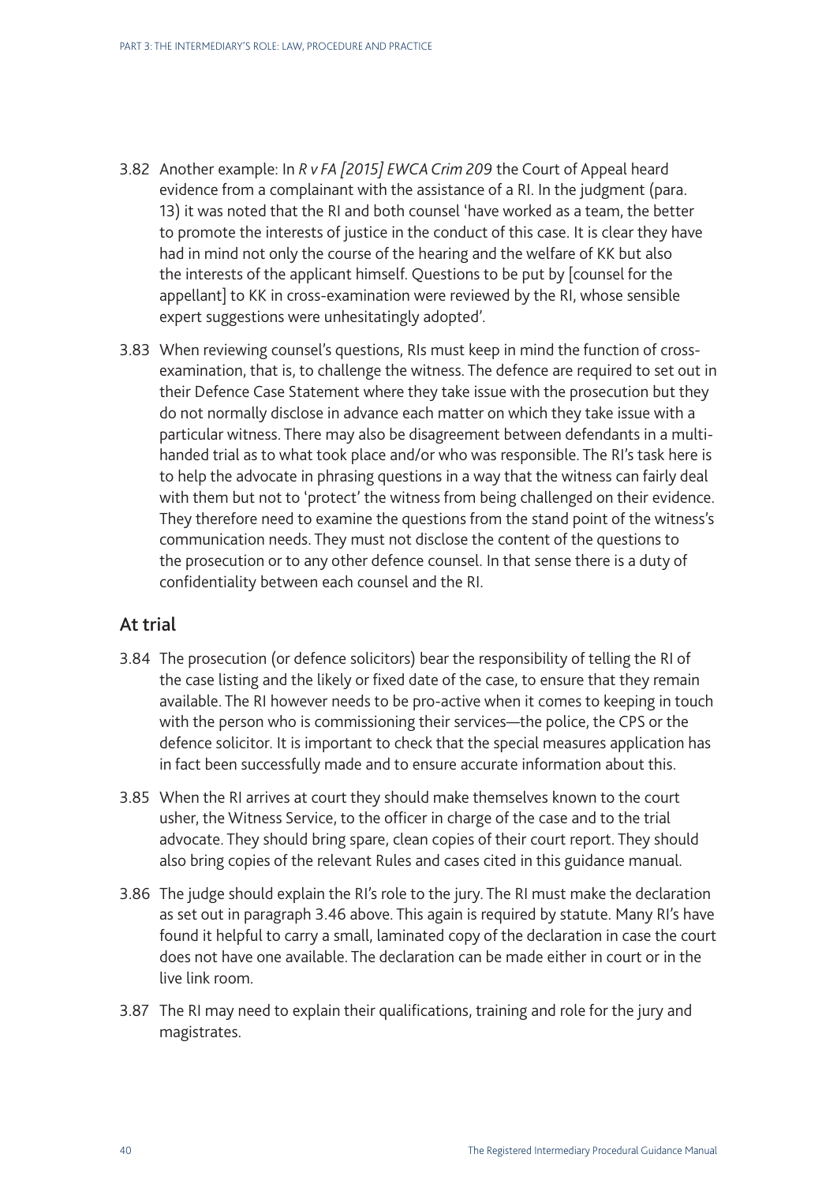3.82 Another example: In *R v FA [2015] EWCA Crim 209* the Court of Appeal heard evidence from a complainant with the assistance of a RI. In the judgment (para. 13) it was noted that the RI and both counsel 'have worked as a team, the better to promote the interests of justice in the conduct of this case. It is clear they have had in mind not only the course of the hearing and the welfare of KK but also the interests of the applicant himself. Questions to be put by [counsel for the appellant] to KK in cross-examination were reviewed by the RI, whose sensible expert suggestions were unhesitatingly adopted'.

3.83 When reviewing counsel's questions, RIs must keep in mind the function of cross-examination, that is, to challenge the witness. The defence are required to set out in their Defence Case Statement where they take issue with the prosecution but they do not normally disclose in advance each matter on which they take issue with a particular witness. There may also be disagreement between defendants in a multi-handed trial as to what took place and/or who was responsible. The RI's task here is to help the advocate in phrasing questions in a way that the witness can fairly deal with them but not to 'protect' the witness from being challenged on their evidence. They therefore need to examine the questions from the stand point of the witness's communication needs. They must not disclose the content of the questions to the prosecution or to any other defence counsel. In that sense there is a duty of confidentiality between each counsel and the RI.

## At trial

3.84 The prosecution (or defence solicitors) bear the responsibility of telling the RI of the case listing and the likely or fixed date of the case, to ensure that they remain available. The RI however needs to be pro-active when it comes to keeping in touch with the person who is commissioning their services—the police, the CPS or the defence solicitor. It is important to check that the special measures application has in fact been successfully made and to ensure accurate information about this.

3.85 When the RI arrives at court they should make themselves known to the court usher, the Witness Service, to the officer in charge of the case and to the trial advocate. They should bring spare, clean copies of their court report. They should also bring copies of the relevant Rules and cases cited in this guidance manual.

3.86 The judge should explain the RI's role to the jury. The RI must make the declaration as set out in paragraph 3.46 above. This again is required by statute. Many RI's have found it helpful to carry a small, laminated copy of the declaration in case the court does not have one available. The declaration can be made either in court or in the live link room.

3.87 The RI may need to explain their qualifications, training and role for the jury and magistrates.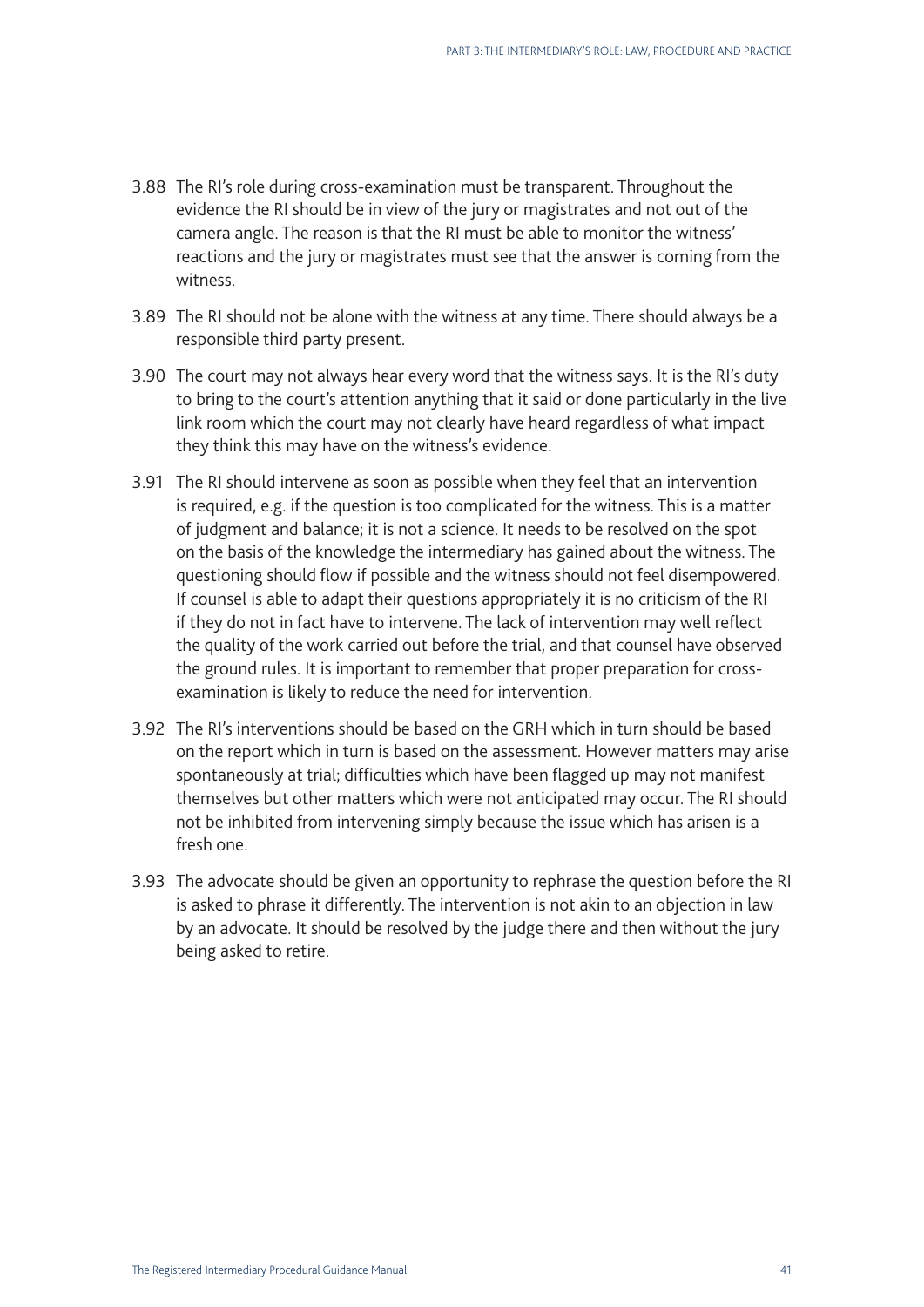3.88 The RI's role during cross-examination must be transparent. Throughout the evidence the RI should be in view of the jury or magistrates and not out of the camera angle. The reason is that the RI must be able to monitor the witness' reactions and the jury or magistrates must see that the answer is coming from the witness.

3.89 The RI should not be alone with the witness at any time. There should always be a responsible third party present.

3.90 The court may not always hear every word that the witness says. It is the RI's duty to bring to the court's attention anything that it said or done particularly in the live link room which the court may not clearly have heard regardless of what impact they think this may have on the witness's evidence.

3.91 The RI should intervene as soon as possible when they feel that an intervention is required, e.g. if the question is too complicated for the witness. This is a matter of judgment and balance; it is not a science. It needs to be resolved on the spot on the basis of the knowledge the intermediary has gained about the witness. The questioning should flow if possible and the witness should not feel disempowered. If counsel is able to adapt their questions appropriately it is no criticism of the RI if they do not in fact have to intervene. The lack of intervention may well reflect the quality of the work carried out before the trial, and that counsel have observed the ground rules. It is important to remember that proper preparation for cross-examination is likely to reduce the need for intervention.

3.92 The RI's interventions should be based on the GRH which in turn should be based on the report which in turn is based on the assessment. However matters may arise spontaneously at trial; difficulties which have been flagged up may not manifest themselves but other matters which were not anticipated may occur. The RI should not be inhibited from intervening simply because the issue which has arisen is a fresh one.

3.93 The advocate should be given an opportunity to rephrase the question before the RI is asked to phrase it differently. The intervention is not akin to an objection in law by an advocate. It should be resolved by the judge there and then without the jury being asked to retire.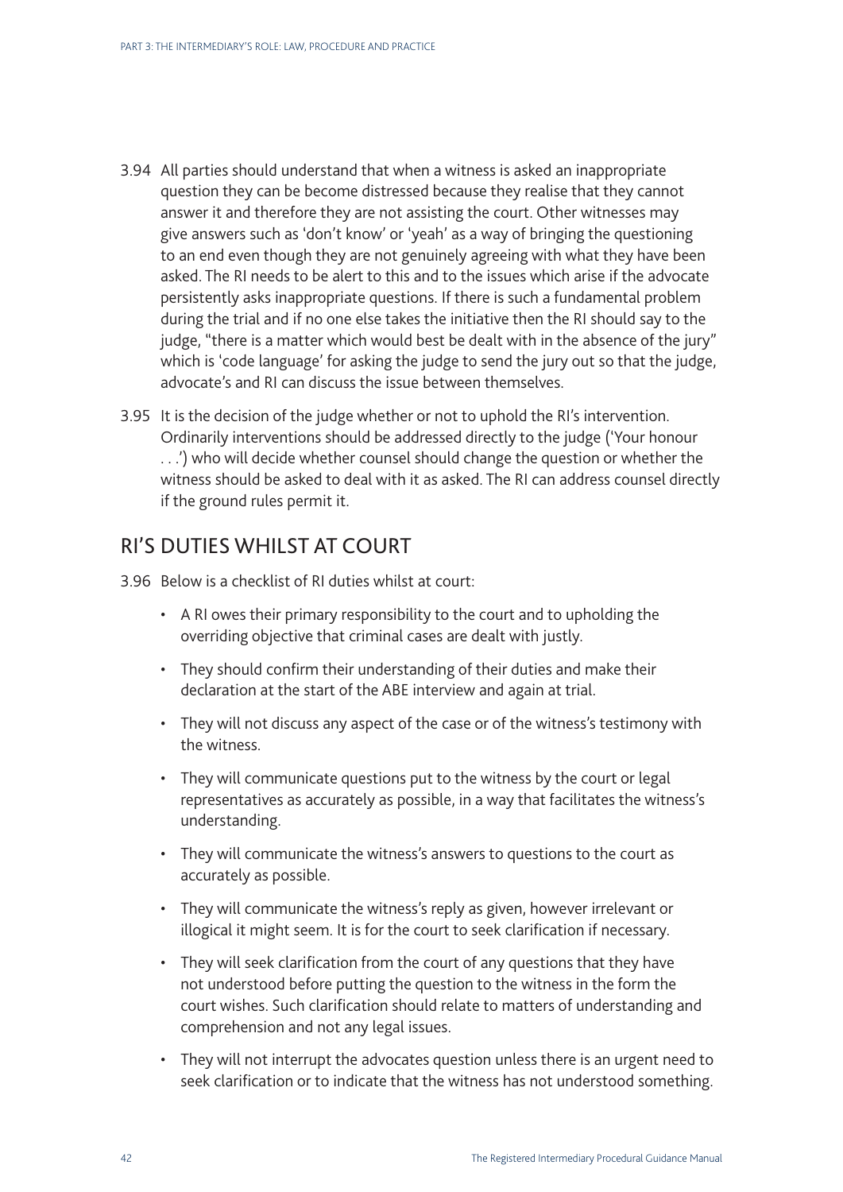3.94 All parties should understand that when a witness is asked an inappropriate question they can be become distressed because they realise that they cannot answer it and therefore they are not assisting the court. Other witnesses may give answers such as 'don't know' or 'yeah' as a way of bringing the questioning to an end even though they are not genuinely agreeing with what they have been asked. The RI needs to be alert to this and to the issues which arise if the advocate persistently asks inappropriate questions. If there is such a fundamental problem during the trial and if no one else takes the initiative then the RI should say to the judge, "there is a matter which would best be dealt with in the absence of the jury" which is 'code language' for asking the judge to send the jury out so that the judge, advocate's and RI can discuss the issue between themselves.

3.95 It is the decision of the judge whether or not to uphold the RI's intervention. Ordinarily interventions should be addressed directly to the judge ('Your honour . . .') who will decide whether counsel should change the question or whether the witness should be asked to deal with it as asked. The RI can address counsel directly if the ground rules permit it.

## RI'S DUTIES WHILST AT COURT

3.96 Below is a checklist of RI duties whilst at court:

- A RI owes their primary responsibility to the court and to upholding the overriding objective that criminal cases are dealt with justly.
- They should confirm their understanding of their duties and make their declaration at the start of the ABE interview and again at trial.
- They will not discuss any aspect of the case or of the witness's testimony with the witness.
- They will communicate questions put to the witness by the court or legal representatives as accurately as possible, in a way that facilitates the witness's understanding.
- They will communicate the witness's answers to questions to the court as accurately as possible.
- They will communicate the witness's reply as given, however irrelevant or illogical it might seem. It is for the court to seek clarification if necessary.
- They will seek clarification from the court of any questions that they have not understood before putting the question to the witness in the form the court wishes. Such clarification should relate to matters of understanding and comprehension and not any legal issues.
- They will not interrupt the advocates question unless there is an urgent need to seek clarification or to indicate that the witness has not understood something.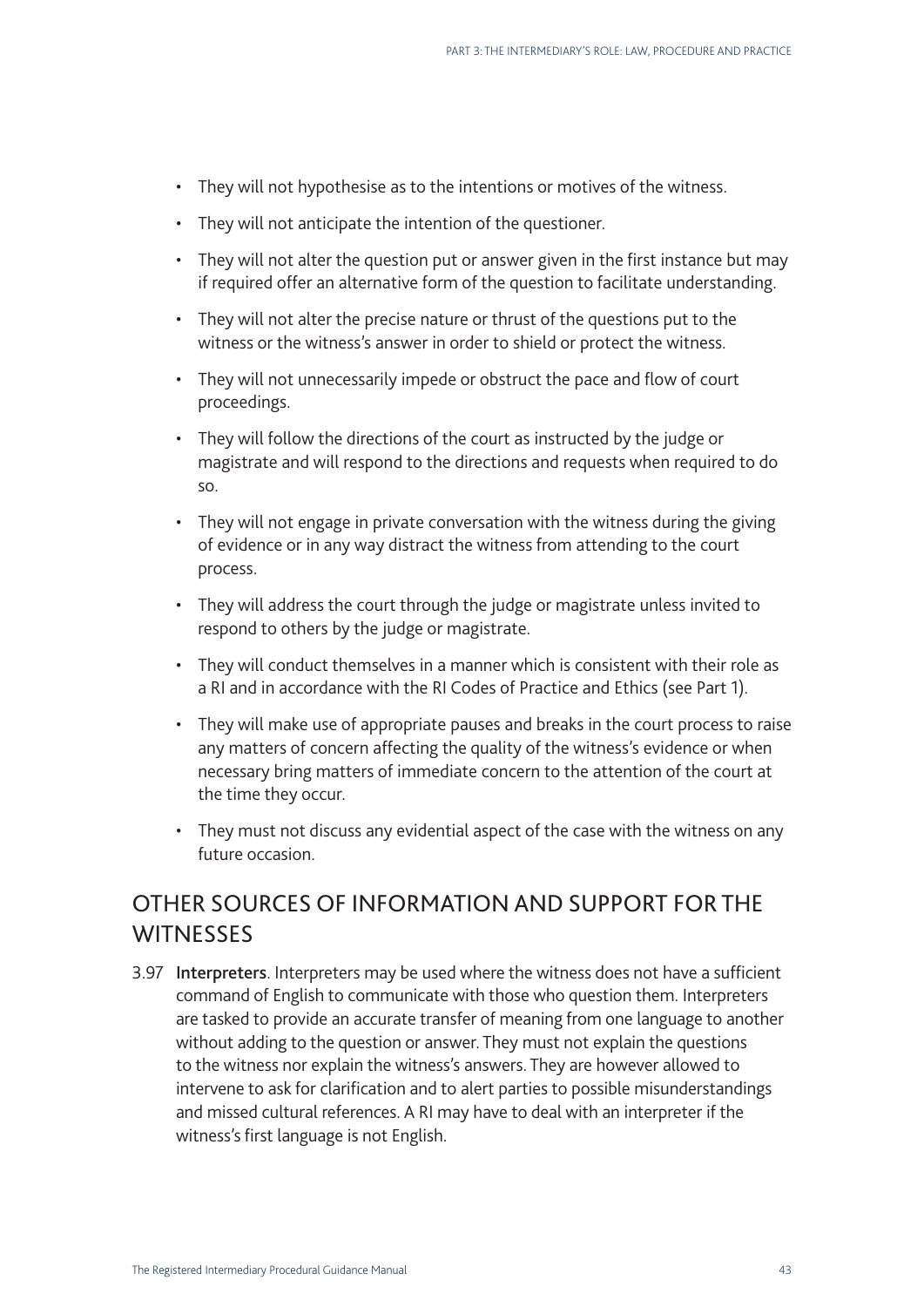- They will not hypothesise as to the intentions or motives of the witness.
- They will not anticipate the intention of the questioner.
- They will not alter the question put or answer given in the first instance but may if required offer an alternative form of the question to facilitate understanding.
- They will not alter the precise nature or thrust of the questions put to the witness or the witness's answer in order to shield or protect the witness.
- They will not unnecessarily impede or obstruct the pace and flow of court proceedings.
- They will follow the directions of the court as instructed by the judge or magistrate and will respond to the directions and requests when required to do so.
- They will not engage in private conversation with the witness during the giving of evidence or in any way distract the witness from attending to the court process.
- They will address the court through the judge or magistrate unless invited to respond to others by the judge or magistrate.
- They will conduct themselves in a manner which is consistent with their role as a RI and in accordance with the RI Codes of Practice and Ethics (see Part 1).
- They will make use of appropriate pauses and breaks in the court process to raise any matters of concern affecting the quality of the witness's evidence or when necessary bring matters of immediate concern to the attention of the court at the time they occur.
- They must not discuss any evidential aspect of the case with the witness on any future occasion.

## OTHER SOURCES OF INFORMATION AND SUPPORT FOR THE WITNESSES

3.97 **Interpreters**. Interpreters may be used where the witness does not have a sufficient command of English to communicate with those who question them. Interpreters are tasked to provide an accurate transfer of meaning from one language to another without adding to the question or answer. They must not explain the questions to the witness nor explain the witness's answers. They are however allowed to intervene to ask for clarification and to alert parties to possible misunderstandings and missed cultural references. A RI may have to deal with an interpreter if the witness's first language is not English.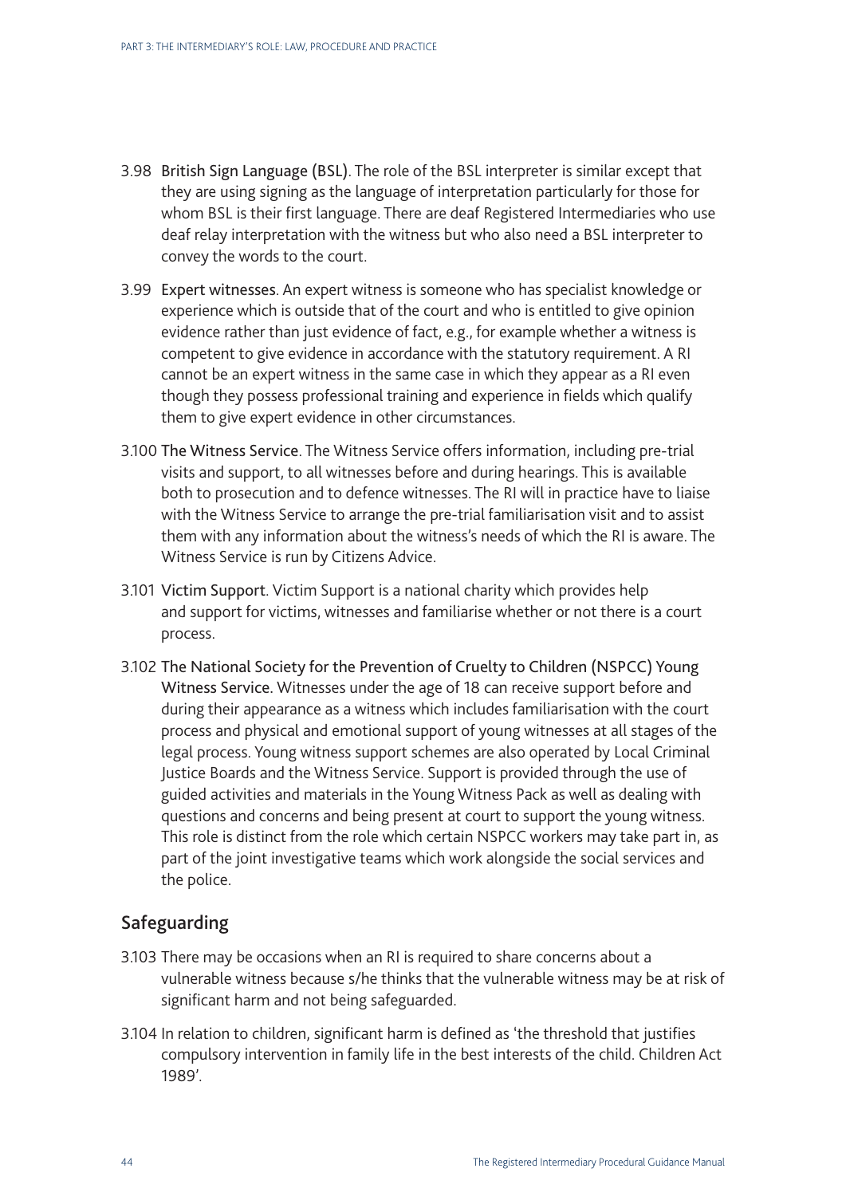3.98 British Sign Language (BSL). The role of the BSL interpreter is similar except that they are using signing as the language of interpretation particularly for those for whom BSL is their first language. There are deaf Registered Intermediaries who use deaf relay interpretation with the witness but who also need a BSL interpreter to convey the words to the court.

3.99 Expert witnesses. An expert witness is someone who has specialist knowledge or experience which is outside that of the court and who is entitled to give opinion evidence rather than just evidence of fact, e.g., for example whether a witness is competent to give evidence in accordance with the statutory requirement. A RI cannot be an expert witness in the same case in which they appear as a RI even though they possess professional training and experience in fields which qualify them to give expert evidence in other circumstances.

3.100 The Witness Service. The Witness Service offers information, including pre-trial visits and support, to all witnesses before and during hearings. This is available both to prosecution and to defence witnesses. The RI will in practice have to liaise with the Witness Service to arrange the pre-trial familiarisation visit and to assist them with any information about the witness's needs of which the RI is aware. The Witness Service is run by Citizens Advice.

3.101 Victim Support. Victim Support is a national charity which provides help and support for victims, witnesses and familiarise whether or not there is a court process.

3.102 The National Society for the Prevention of Cruelty to Children (NSPCC) Young Witness Service. Witnesses under the age of 18 can receive support before and during their appearance as a witness which includes familiarisation with the court process and physical and emotional support of young witnesses at all stages of the legal process. Young witness support schemes are also operated by Local Criminal Justice Boards and the Witness Service. Support is provided through the use of guided activities and materials in the Young Witness Pack as well as dealing with questions and concerns and being present at court to support the young witness. This role is distinct from the role which certain NSPCC workers may take part in, as part of the joint investigative teams which work alongside the social services and the police.

## Safeguarding

3.103 There may be occasions when an RI is required to share concerns about a vulnerable witness because s/he thinks that the vulnerable witness may be at risk of significant harm and not being safeguarded.

3.104 In relation to children, significant harm is defined as 'the threshold that justifies compulsory intervention in family life in the best interests of the child. Children Act 1989'.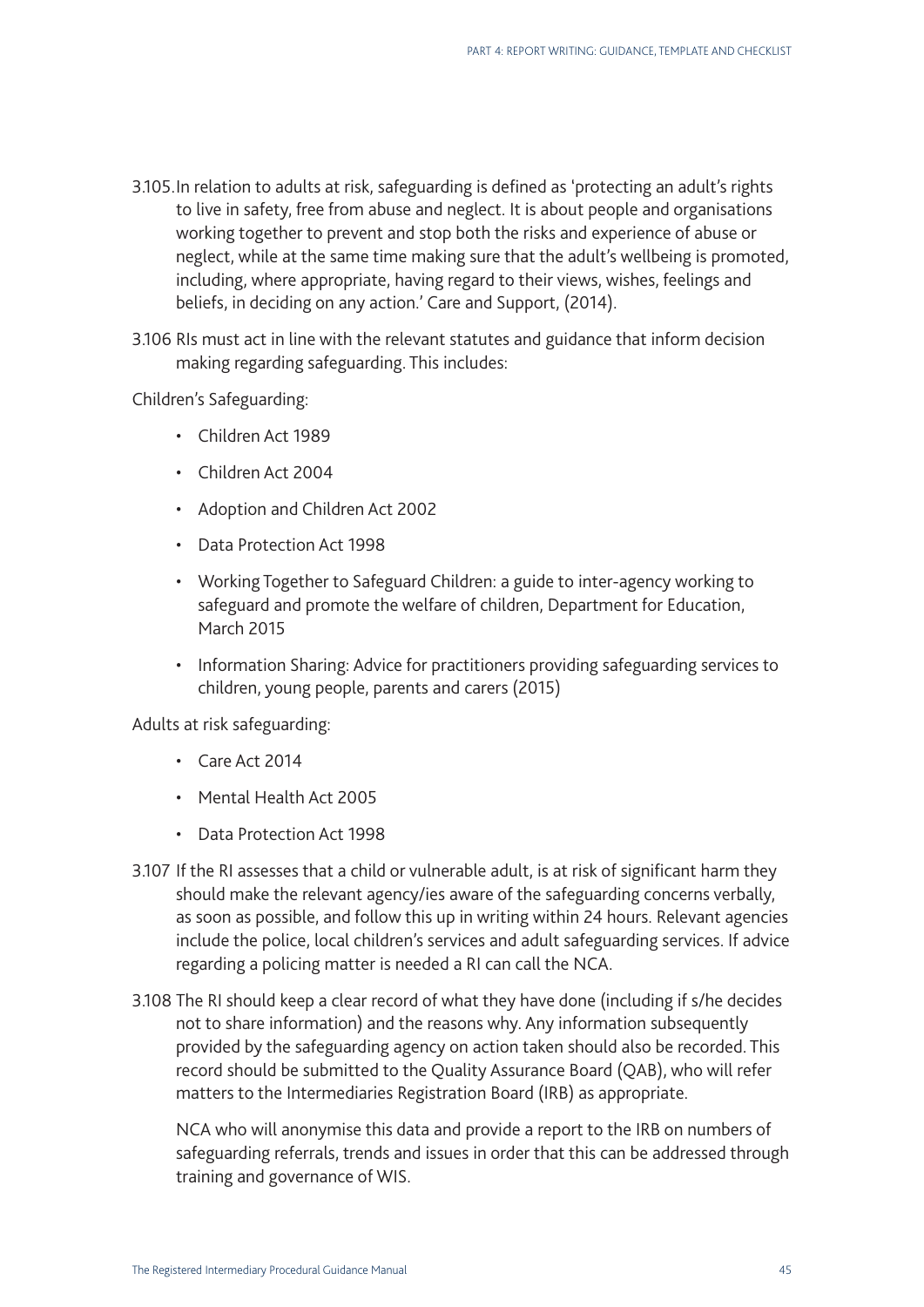3.105. In relation to adults at risk, safeguarding is defined as 'protecting an adult's rights to live in safety, free from abuse and neglect. It is about people and organisations working together to prevent and stop both the risks and experience of abuse or neglect, while at the same time making sure that the adult's wellbeing is promoted, including, where appropriate, having regard to their views, wishes, feelings and beliefs, in deciding on any action.' Care and Support, (2014).

3.106 RIs must act in line with the relevant statutes and guidance that inform decision making regarding safeguarding. This includes:

Children's Safeguarding:

- Children Act 1989
- Children Act 2004
- Adoption and Children Act 2002
- Data Protection Act 1998
- Working Together to Safeguard Children: a guide to inter-agency working to safeguard and promote the welfare of children, Department for Education, March 2015
- Information Sharing: Advice for practitioners providing safeguarding services to children, young people, parents and carers (2015)

Adults at risk safeguarding:

- Care Act 2014
- Mental Health Act 2005
- Data Protection Act 1998

3.107 If the RI assesses that a child or vulnerable adult, is at risk of significant harm they should make the relevant agency/ies aware of the safeguarding concerns verbally, as soon as possible, and follow this up in writing within 24 hours. Relevant agencies include the police, local children's services and adult safeguarding services. If advice regarding a policing matter is needed a RI can call the NCA.

3.108 The RI should keep a clear record of what they have done (including if s/he decides not to share information) and the reasons why. Any information subsequently provided by the safeguarding agency on action taken should also be recorded. This record should be submitted to the Quality Assurance Board (QAB), who will refer matters to the Intermediaries Registration Board (IRB) as appropriate.

NCA who will anonymise this data and provide a report to the IRB on numbers of safeguarding referrals, trends and issues in order that this can be addressed through training and governance of WIS.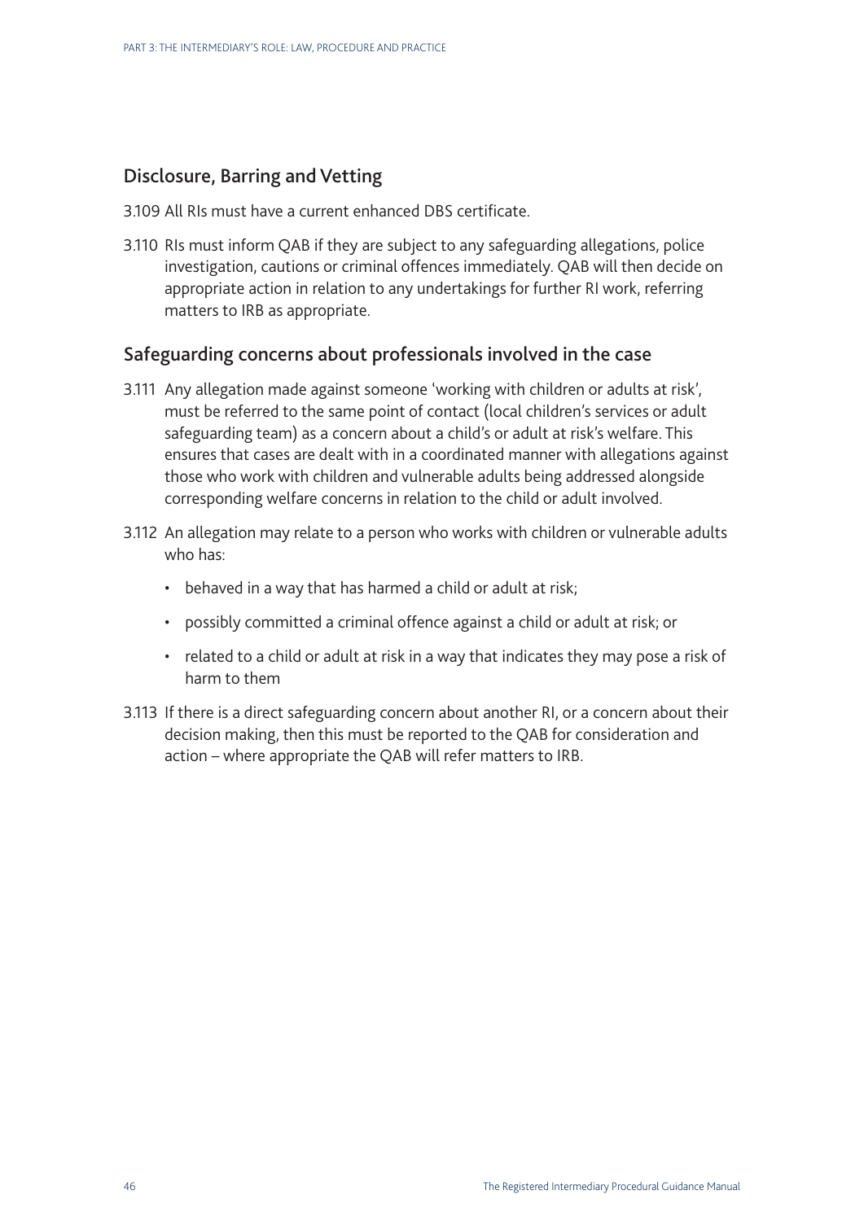## Disclosure, Barring and Vetting

3.109 All RIs must have a current enhanced DBS certificate.

3.110 RIs must inform QAB if they are subject to any safeguarding allegations, police investigation, cautions or criminal offences immediately. QAB will then decide on appropriate action in relation to any undertakings for further RI work, referring matters to IRB as appropriate.

## Safeguarding concerns about professionals involved in the case

3.111 Any allegation made against someone 'working with children or adults at risk', must be referred to the same point of contact (local children's services or adult safeguarding team) as a concern about a child's or adult at risk's welfare. This ensures that cases are dealt with in a coordinated manner with allegations against those who work with children and vulnerable adults being addressed alongside corresponding welfare concerns in relation to the child or adult involved.

3.112 An allegation may relate to a person who works with children or vulnerable adults who has:

- behaved in a way that has harmed a child or adult at risk;
- possibly committed a criminal offence against a child or adult at risk; or
- related to a child or adult at risk in a way that indicates they may pose a risk of harm to them

3.113 If there is a direct safeguarding concern about another RI, or a concern about their decision making, then this must be reported to the QAB for consideration and action – where appropriate the QAB will refer matters to IRB.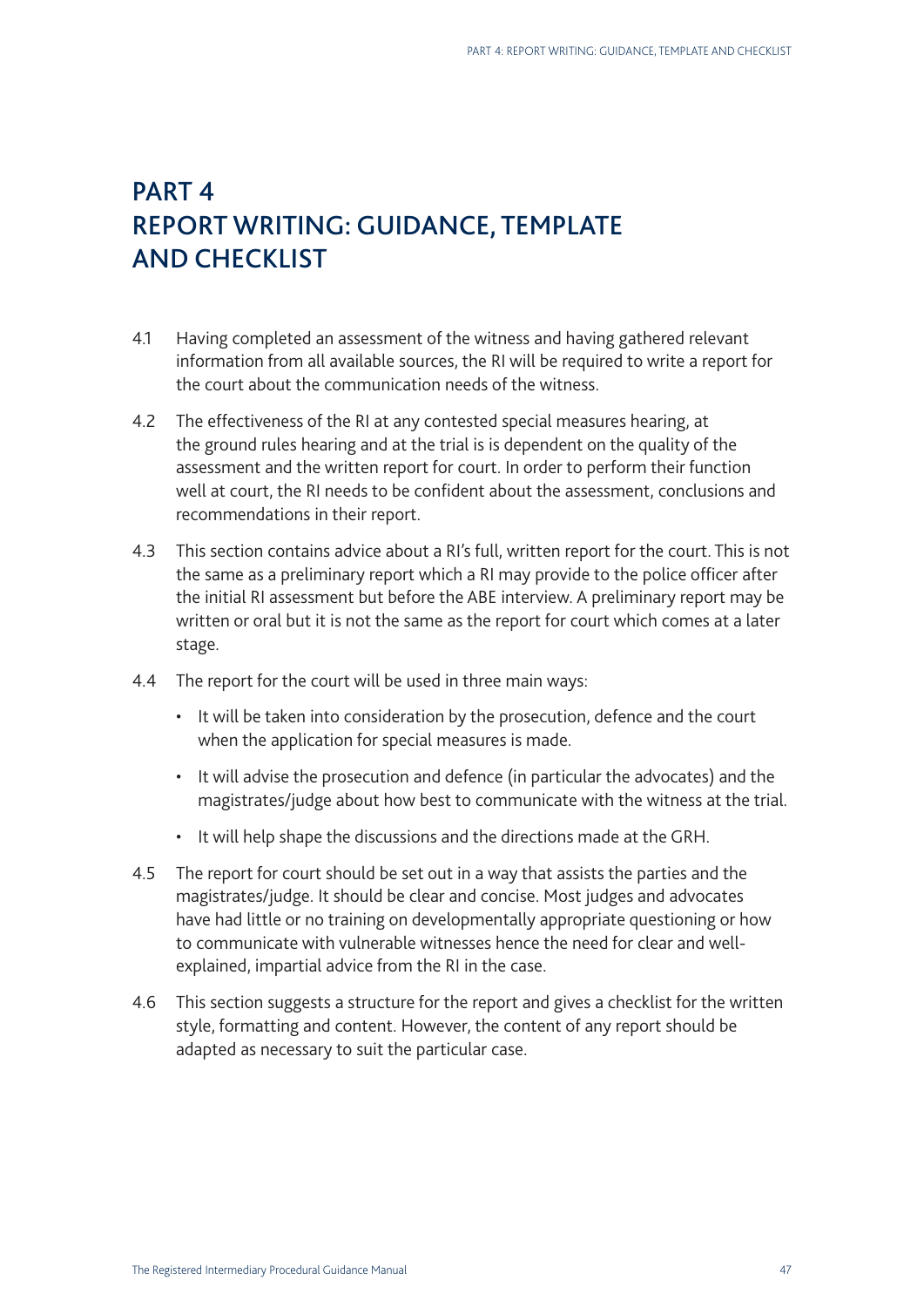# PART 4
# REPORT WRITING: GUIDANCE, TEMPLATE AND CHECKLIST

4.1 Having completed an assessment of the witness and having gathered relevant information from all available sources, the RI will be required to write a report for the court about the communication needs of the witness.

4.2 The effectiveness of the RI at any contested special measures hearing, at the ground rules hearing and at the trial is is dependent on the quality of the assessment and the written report for court. In order to perform their function well at court, the RI needs to be confident about the assessment, conclusions and recommendations in their report.

4.3 This section contains advice about a RI's full, written report for the court. This is not the same as a preliminary report which a RI may provide to the police officer after the initial RI assessment but before the ABE interview. A preliminary report may be written or oral but it is not the same as the report for court which comes at a later stage.

4.4 The report for the court will be used in three main ways:

- It will be taken into consideration by the prosecution, defence and the court when the application for special measures is made.
- It will advise the prosecution and defence (in particular the advocates) and the magistrates/judge about how best to communicate with the witness at the trial.
- It will help shape the discussions and the directions made at the GRH.

4.5 The report for court should be set out in a way that assists the parties and the magistrates/judge. It should be clear and concise. Most judges and advocates have had little or no training on developmentally appropriate questioning or how to communicate with vulnerable witnesses hence the need for clear and well-explained, impartial advice from the RI in the case.

4.6 This section suggests a structure for the report and gives a checklist for the written style, formatting and content. However, the content of any report should be adapted as necessary to suit the particular case.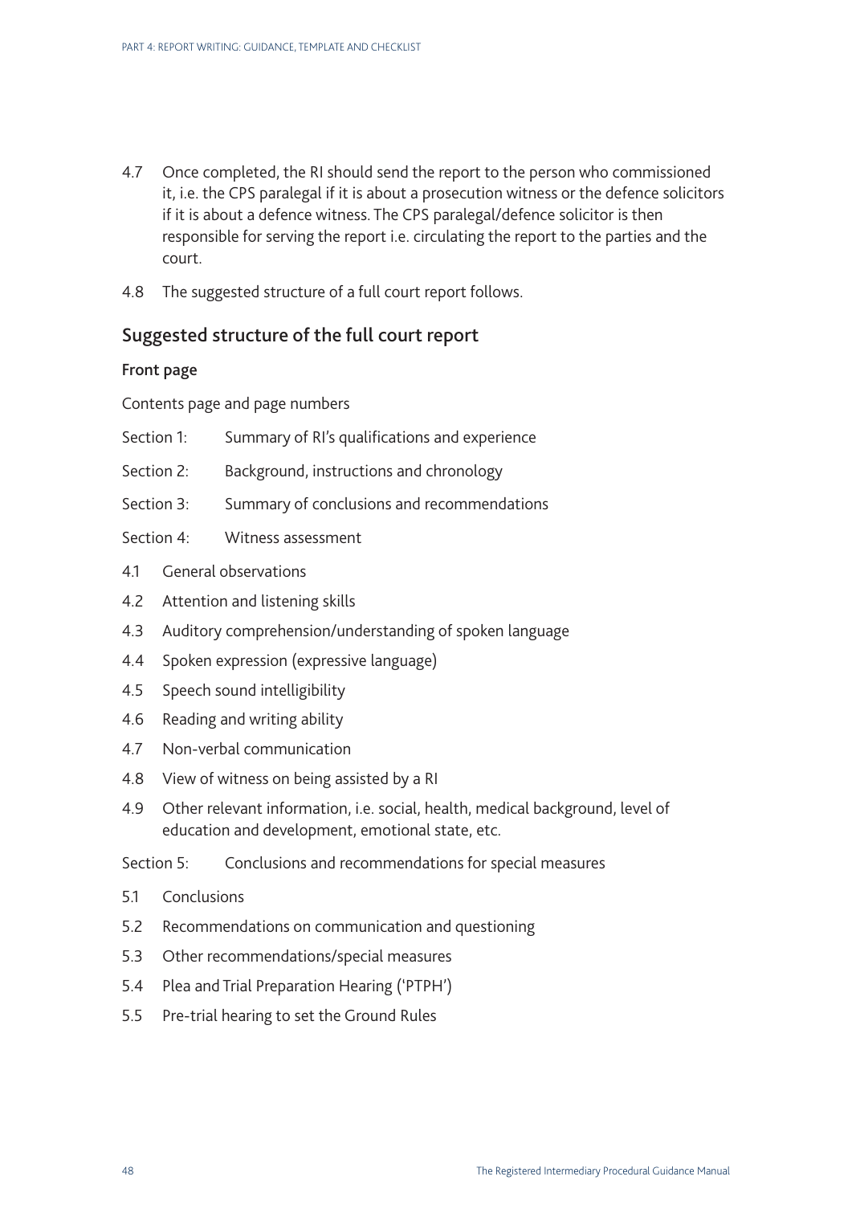4.7 Once completed, the RI should send the report to the person who commissioned it, i.e. the CPS paralegal if it is about a prosecution witness or the defence solicitors if it is about a defence witness. The CPS paralegal/defence solicitor is then responsible for serving the report i.e. circulating the report to the parties and the court.

4.8 The suggested structure of a full court report follows.

## Suggested structure of the full court report

### Front page

Contents page and page numbers

Section 1: Summary of RI's qualifications and experience

Section 2: Background, instructions and chronology

Section 3: Summary of conclusions and recommendations

Section 4: Witness assessment

4.1 General observations

4.2 Attention and listening skills

4.3 Auditory comprehension/understanding of spoken language

4.4 Spoken expression (expressive language)

4.5 Speech sound intelligibility

4.6 Reading and writing ability

4.7 Non-verbal communication

4.8 View of witness on being assisted by a RI

4.9 Other relevant information, i.e. social, health, medical background, level of education and development, emotional state, etc.

Section 5: Conclusions and recommendations for special measures

5.1 Conclusions

5.2 Recommendations on communication and questioning

5.3 Other recommendations/special measures

5.4 Plea and Trial Preparation Hearing ('PTPH')

5.5 Pre-trial hearing to set the Ground Rules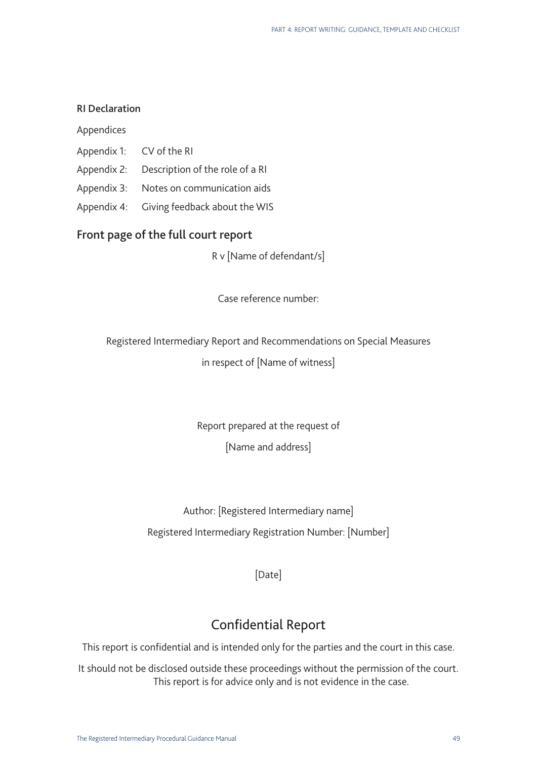**RI Declaration**

Appendices

Appendix 1: CV of the RI

Appendix 2: Description of the role of a RI

Appendix 3: Notes on communication aids

Appendix 4: Giving feedback about the WIS

## Front page of the full court report

R v [Name of defendant/s]

Case reference number:

Registered Intermediary Report and Recommendations on Special Measures

in respect of [Name of witness]

Report prepared at the request of

[Name and address]

Author: [Registered Intermediary name]

Registered Intermediary Registration Number: [Number]

[Date]

## Confidential Report

This report is confidential and is intended only for the parties and the court in this case.

It should not be disclosed outside these proceedings without the permission of the court. This report is for advice only and is not evidence in the case.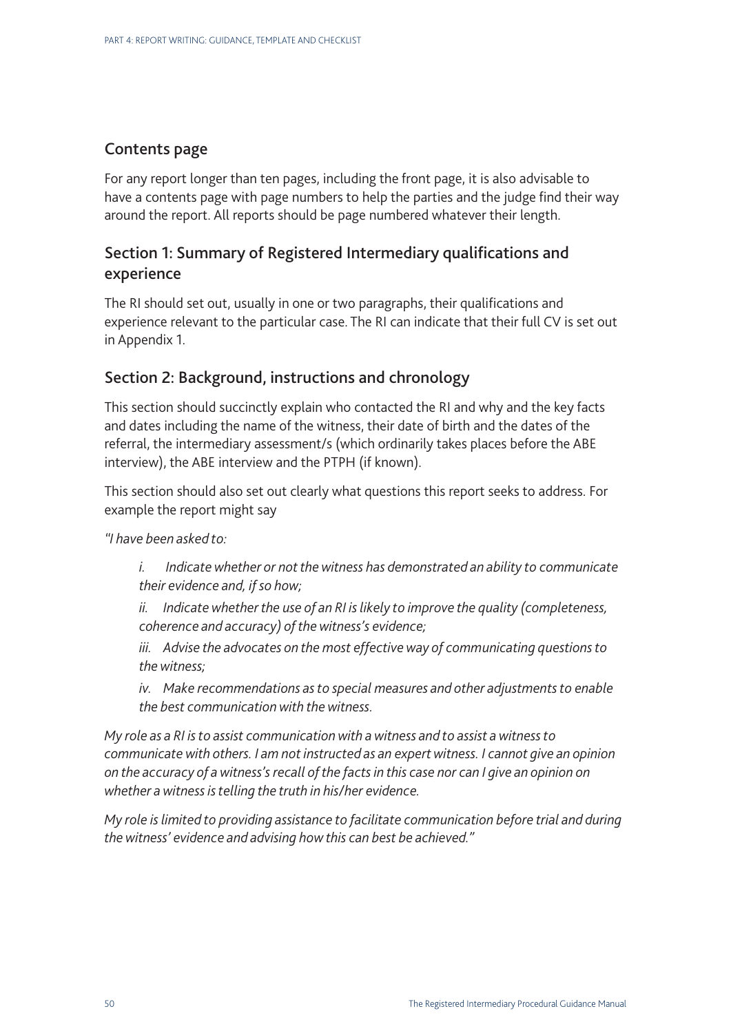## Contents page

For any report longer than ten pages, including the front page, it is also advisable to have a contents page with page numbers to help the parties and the judge find their way around the report. All reports should be page numbered whatever their length.

## Section 1: Summary of Registered Intermediary qualifications and experience

The RI should set out, usually in one or two paragraphs, their qualifications and experience relevant to the particular case. The RI can indicate that their full CV is set out in Appendix 1.

## Section 2: Background, instructions and chronology

This section should succinctly explain who contacted the RI and why and the key facts and dates including the name of the witness, their date of birth and the dates of the referral, the intermediary assessment/s (which ordinarily takes places before the ABE interview), the ABE interview and the PTPH (if known).

This section should also set out clearly what questions this report seeks to address. For example the report might say

*"I have been asked to:*

> *i. Indicate whether or not the witness has demonstrated an ability to communicate their evidence and, if so how;*
>
> *ii. Indicate whether the use of an RI is likely to improve the quality (completeness, coherence and accuracy) of the witness's evidence;*
>
> *iii. Advise the advocates on the most effective way of communicating questions to the witness;*
>
> *iv. Make recommendations as to special measures and other adjustments to enable the best communication with the witness.*

*My role as a RI is to assist communication with a witness and to assist a witness to communicate with others. I am not instructed as an expert witness. I cannot give an opinion on the accuracy of a witness's recall of the facts in this case nor can I give an opinion on whether a witness is telling the truth in his/her evidence.*

*My role is limited to providing assistance to facilitate communication before trial and during the witness' evidence and advising how this can best be achieved."*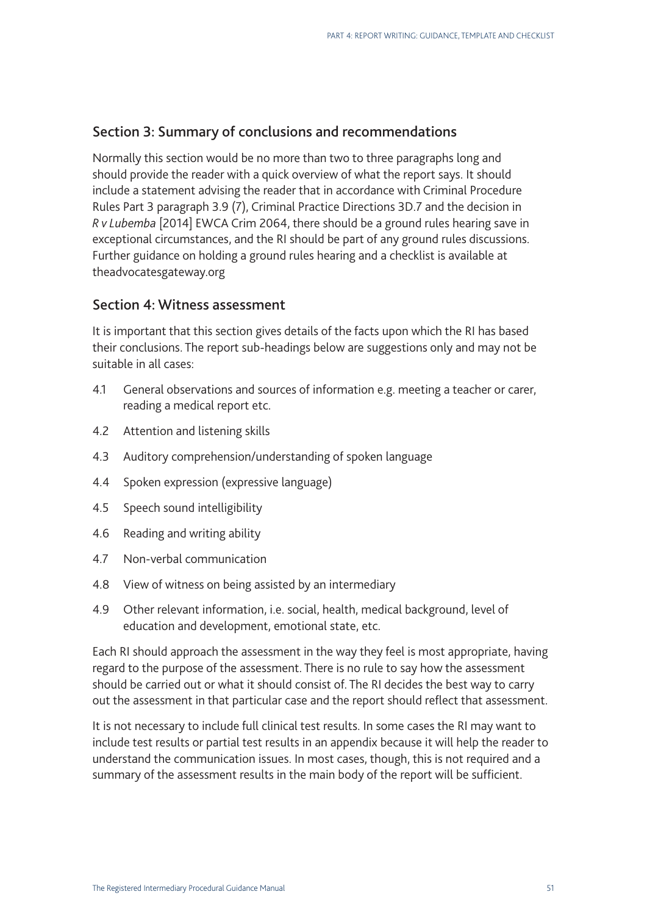## Section 3: Summary of conclusions and recommendations

Normally this section would be no more than two to three paragraphs long and should provide the reader with a quick overview of what the report says. It should include a statement advising the reader that in accordance with Criminal Procedure Rules Part 3 paragraph 3.9 (7), Criminal Practice Directions 3D.7 and the decision in *R v Lubemba* [2014] EWCA Crim 2064, there should be a ground rules hearing save in exceptional circumstances, and the RI should be part of any ground rules discussions. Further guidance on holding a ground rules hearing and a checklist is available at theadvocatesgateway.org

## Section 4: Witness assessment

It is important that this section gives details of the facts upon which the RI has based their conclusions. The report sub-headings below are suggestions only and may not be suitable in all cases:

4.1 General observations and sources of information e.g. meeting a teacher or carer, reading a medical report etc.

4.2 Attention and listening skills

4.3 Auditory comprehension/understanding of spoken language

4.4 Spoken expression (expressive language)

4.5 Speech sound intelligibility

4.6 Reading and writing ability

4.7 Non-verbal communication

4.8 View of witness on being assisted by an intermediary

4.9 Other relevant information, i.e. social, health, medical background, level of education and development, emotional state, etc.

Each RI should approach the assessment in the way they feel is most appropriate, having regard to the purpose of the assessment. There is no rule to say how the assessment should be carried out or what it should consist of. The RI decides the best way to carry out the assessment in that particular case and the report should reflect that assessment.

It is not necessary to include full clinical test results. In some cases the RI may want to include test results or partial test results in an appendix because it will help the reader to understand the communication issues. In most cases, though, this is not required and a summary of the assessment results in the main body of the report will be sufficient.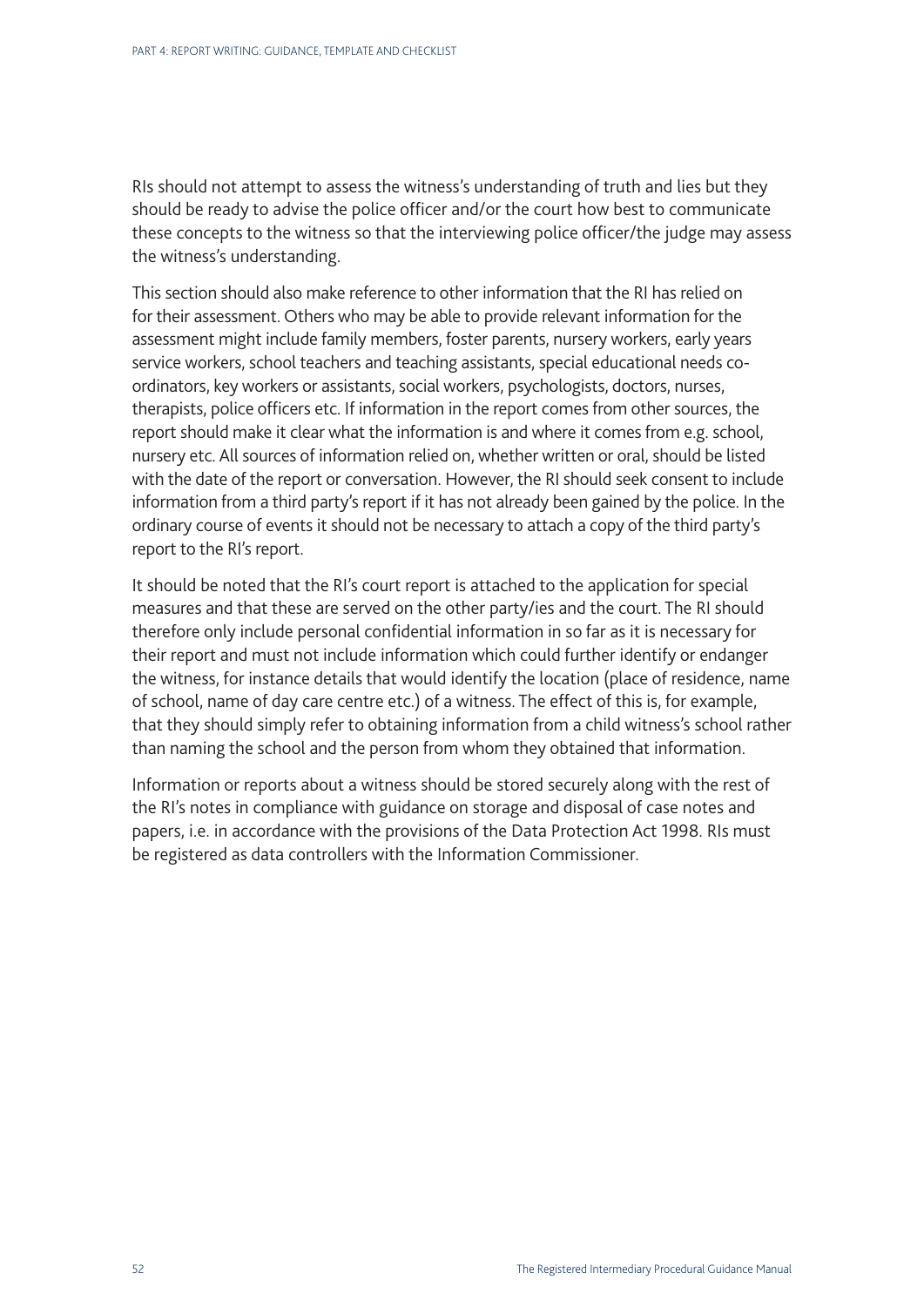RIs should not attempt to assess the witness's understanding of truth and lies but they should be ready to advise the police officer and/or the court how best to communicate these concepts to the witness so that the interviewing police officer/the judge may assess the witness's understanding.

This section should also make reference to other information that the RI has relied on for their assessment. Others who may be able to provide relevant information for the assessment might include family members, foster parents, nursery workers, early years service workers, school teachers and teaching assistants, special educational needs co-ordinators, key workers or assistants, social workers, psychologists, doctors, nurses, therapists, police officers etc. If information in the report comes from other sources, the report should make it clear what the information is and where it comes from e.g. school, nursery etc. All sources of information relied on, whether written or oral, should be listed with the date of the report or conversation. However, the RI should seek consent to include information from a third party's report if it has not already been gained by the police. In the ordinary course of events it should not be necessary to attach a copy of the third party's report to the RI's report.

It should be noted that the RI's court report is attached to the application for special measures and that these are served on the other party/ies and the court. The RI should therefore only include personal confidential information in so far as it is necessary for their report and must not include information which could further identify or endanger the witness, for instance details that would identify the location (place of residence, name of school, name of day care centre etc.) of a witness. The effect of this is, for example, that they should simply refer to obtaining information from a child witness's school rather than naming the school and the person from whom they obtained that information.

Information or reports about a witness should be stored securely along with the rest of the RI's notes in compliance with guidance on storage and disposal of case notes and papers, i.e. in accordance with the provisions of the Data Protection Act 1998. RIs must be registered as data controllers with the Information Commissioner.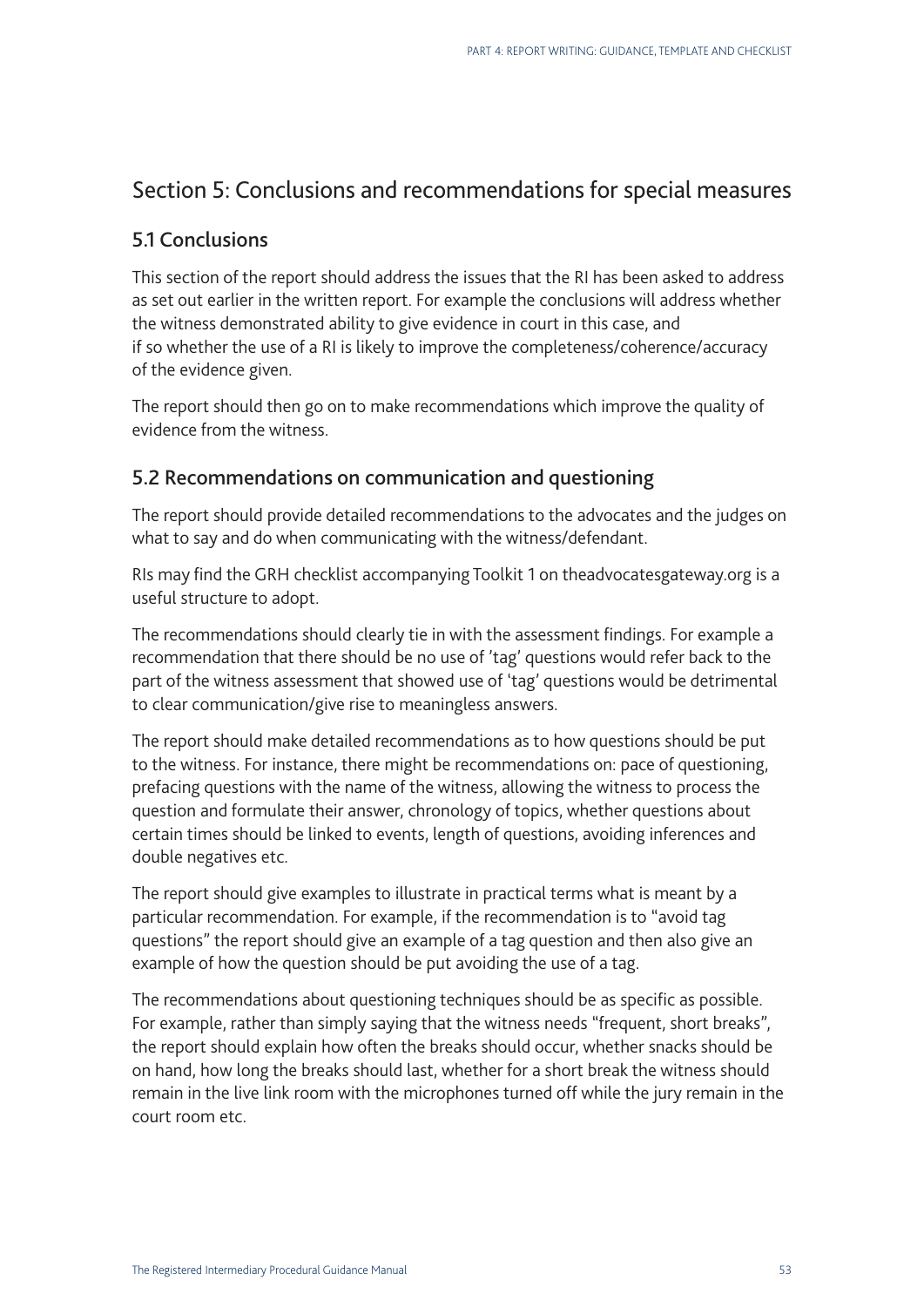## Section 5: Conclusions and recommendations for special measures

### 5.1 Conclusions

This section of the report should address the issues that the RI has been asked to address as set out earlier in the written report. For example the conclusions will address whether the witness demonstrated ability to give evidence in court in this case, and if so whether the use of a RI is likely to improve the completeness/coherence/accuracy of the evidence given.

The report should then go on to make recommendations which improve the quality of evidence from the witness.

### 5.2 Recommendations on communication and questioning

The report should provide detailed recommendations to the advocates and the judges on what to say and do when communicating with the witness/defendant.

RIs may find the GRH checklist accompanying Toolkit 1 on theadvocatesgateway.org is a useful structure to adopt.

The recommendations should clearly tie in with the assessment findings. For example a recommendation that there should be no use of 'tag' questions would refer back to the part of the witness assessment that showed use of 'tag' questions would be detrimental to clear communication/give rise to meaningless answers.

The report should make detailed recommendations as to how questions should be put to the witness. For instance, there might be recommendations on: pace of questioning, prefacing questions with the name of the witness, allowing the witness to process the question and formulate their answer, chronology of topics, whether questions about certain times should be linked to events, length of questions, avoiding inferences and double negatives etc.

The report should give examples to illustrate in practical terms what is meant by a particular recommendation. For example, if the recommendation is to "avoid tag questions" the report should give an example of a tag question and then also give an example of how the question should be put avoiding the use of a tag.

The recommendations about questioning techniques should be as specific as possible. For example, rather than simply saying that the witness needs "frequent, short breaks", the report should explain how often the breaks should occur, whether snacks should be on hand, how long the breaks should last, whether for a short break the witness should remain in the live link room with the microphones turned off while the jury remain in the court room etc.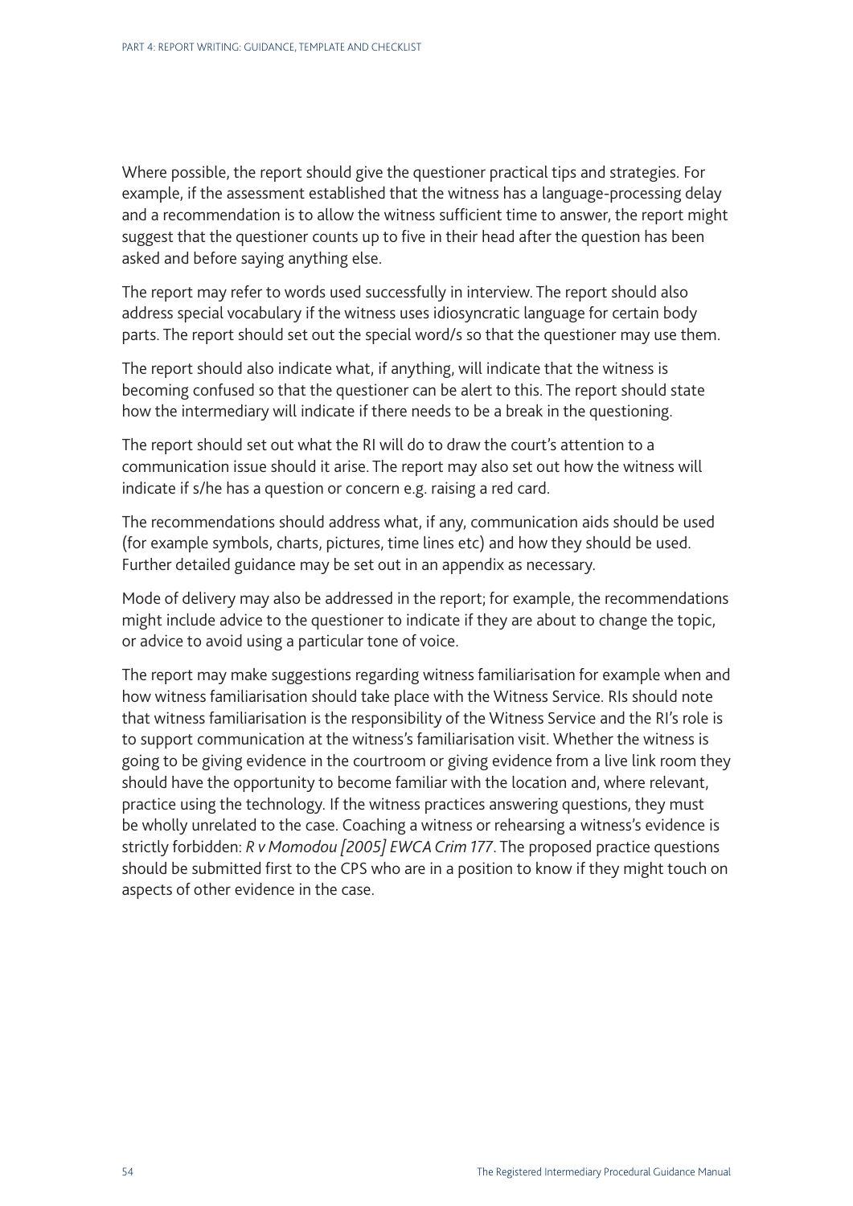Where possible, the report should give the questioner practical tips and strategies. For example, if the assessment established that the witness has a language-processing delay and a recommendation is to allow the witness sufficient time to answer, the report might suggest that the questioner counts up to five in their head after the question has been asked and before saying anything else.

The report may refer to words used successfully in interview. The report should also address special vocabulary if the witness uses idiosyncratic language for certain body parts. The report should set out the special word/s so that the questioner may use them.

The report should also indicate what, if anything, will indicate that the witness is becoming confused so that the questioner can be alert to this. The report should state how the intermediary will indicate if there needs to be a break in the questioning.

The report should set out what the RI will do to draw the court's attention to a communication issue should it arise. The report may also set out how the witness will indicate if s/he has a question or concern e.g. raising a red card.

The recommendations should address what, if any, communication aids should be used (for example symbols, charts, pictures, time lines etc) and how they should be used. Further detailed guidance may be set out in an appendix as necessary.

Mode of delivery may also be addressed in the report; for example, the recommendations might include advice to the questioner to indicate if they are about to change the topic, or advice to avoid using a particular tone of voice.

The report may make suggestions regarding witness familiarisation for example when and how witness familiarisation should take place with the Witness Service. RIs should note that witness familiarisation is the responsibility of the Witness Service and the RI's role is to support communication at the witness's familiarisation visit. Whether the witness is going to be giving evidence in the courtroom or giving evidence from a live link room they should have the opportunity to become familiar with the location and, where relevant, practice using the technology. If the witness practices answering questions, they must be wholly unrelated to the case. Coaching a witness or rehearsing a witness's evidence is strictly forbidden: *R v Momodou [2005] EWCA Crim 177*. The proposed practice questions should be submitted first to the CPS who are in a position to know if they might touch on aspects of other evidence in the case.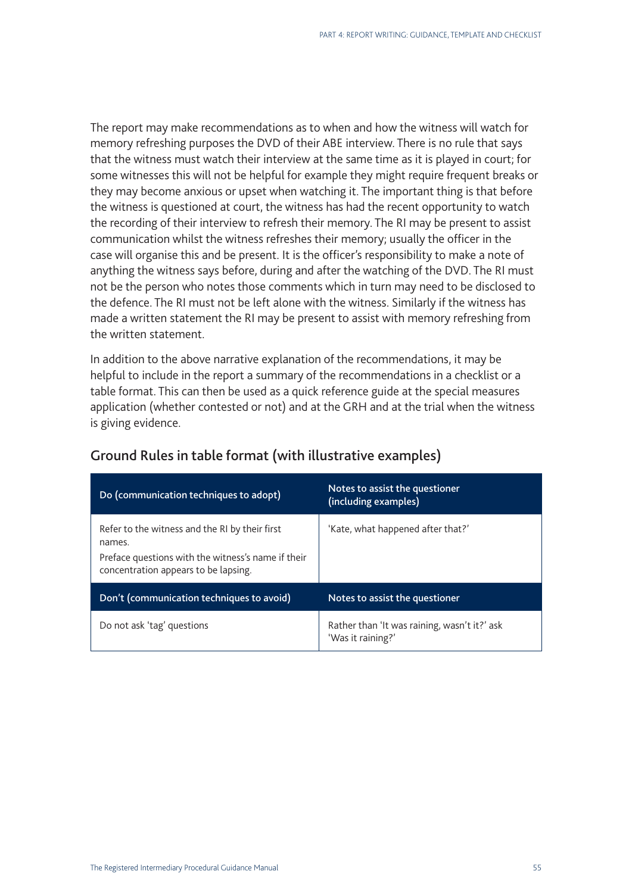The report may make recommendations as to when and how the witness will watch for memory refreshing purposes the DVD of their ABE interview. There is no rule that says that the witness must watch their interview at the same time as it is played in court; for some witnesses this will not be helpful for example they might require frequent breaks or they may become anxious or upset when watching it. The important thing is that before the witness is questioned at court, the witness has had the recent opportunity to watch the recording of their interview to refresh their memory. The RI may be present to assist communication whilst the witness refreshes their memory; usually the officer in the case will organise this and be present. It is the officer's responsibility to make a note of anything the witness says before, during and after the watching of the DVD. The RI must not be the person who notes those comments which in turn may need to be disclosed to the defence. The RI must not be left alone with the witness. Similarly if the witness has made a written statement the RI may be present to assist with memory refreshing from the written statement.

In addition to the above narrative explanation of the recommendations, it may be helpful to include in the report a summary of the recommendations in a checklist or a table format. This can then be used as a quick reference guide at the special measures application (whether contested or not) and at the GRH and at the trial when the witness is giving evidence.

## Ground Rules in table format (with illustrative examples)

| Do (communication techniques to adopt) | Notes to assist the questioner (including examples) |
|---|---|
| Refer to the witness and the RI by their first names.<br>Preface questions with the witness's name if their concentration appears to be lapsing. | 'Kate, what happened after that?' |
| **Don't (communication techniques to avoid)** | **Notes to assist the questioner** |
| Do not ask 'tag' questions | Rather than 'It was raining, wasn't it?' ask 'Was it raining?' |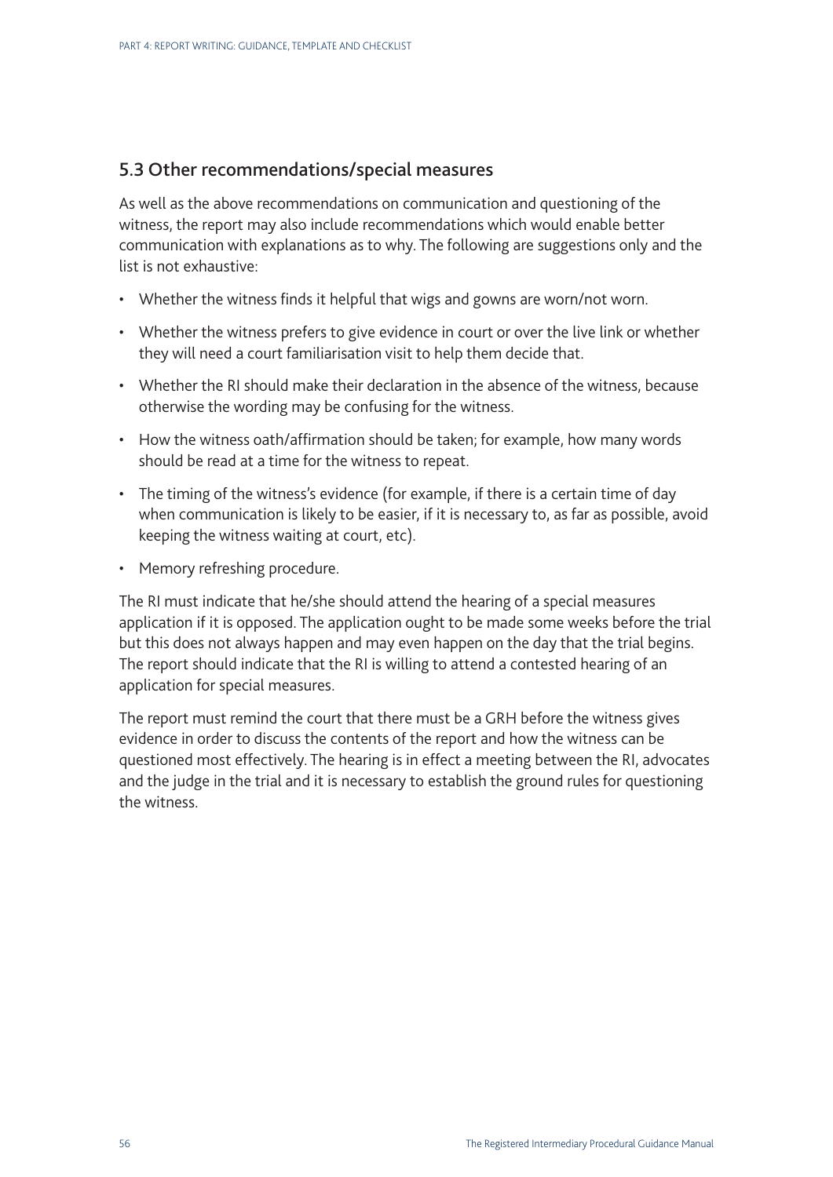## 5.3 Other recommendations/special measures

As well as the above recommendations on communication and questioning of the witness, the report may also include recommendations which would enable better communication with explanations as to why. The following are suggestions only and the list is not exhaustive:

- Whether the witness finds it helpful that wigs and gowns are worn/not worn.
- Whether the witness prefers to give evidence in court or over the live link or whether they will need a court familiarisation visit to help them decide that.
- Whether the RI should make their declaration in the absence of the witness, because otherwise the wording may be confusing for the witness.
- How the witness oath/affirmation should be taken; for example, how many words should be read at a time for the witness to repeat.
- The timing of the witness's evidence (for example, if there is a certain time of day when communication is likely to be easier, if it is necessary to, as far as possible, avoid keeping the witness waiting at court, etc).
- Memory refreshing procedure.

The RI must indicate that he/she should attend the hearing of a special measures application if it is opposed. The application ought to be made some weeks before the trial but this does not always happen and may even happen on the day that the trial begins. The report should indicate that the RI is willing to attend a contested hearing of an application for special measures.

The report must remind the court that there must be a GRH before the witness gives evidence in order to discuss the contents of the report and how the witness can be questioned most effectively. The hearing is in effect a meeting between the RI, advocates and the judge in the trial and it is necessary to establish the ground rules for questioning the witness.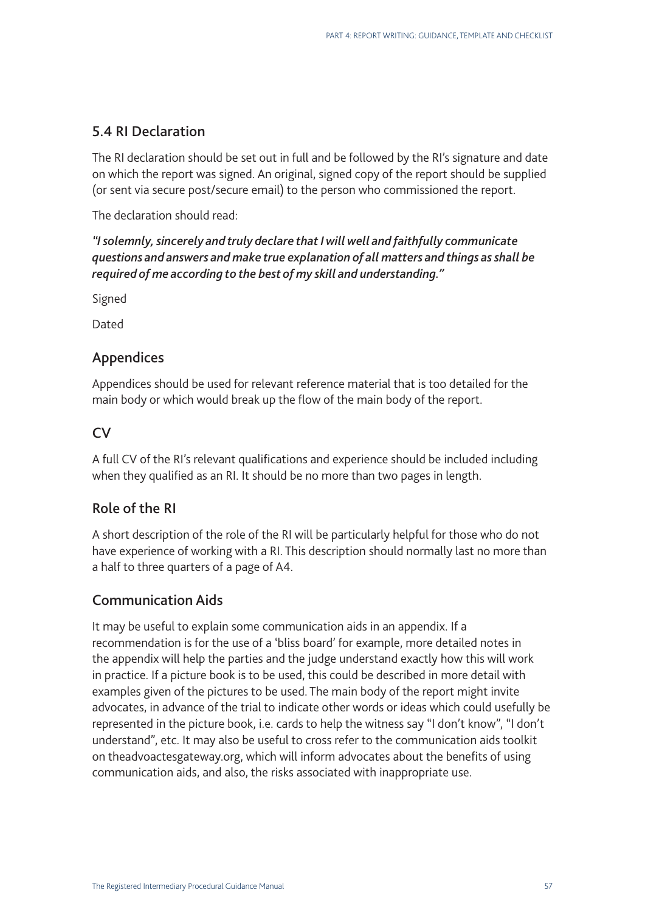## 5.4 RI Declaration

The RI declaration should be set out in full and be followed by the RI's signature and date on which the report was signed. An original, signed copy of the report should be supplied (or sent via secure post/secure email) to the person who commissioned the report.

The declaration should read:

***"I solemnly, sincerely and truly declare that I will well and faithfully communicate questions and answers and make true explanation of all matters and things as shall be required of me according to the best of my skill and understanding."***

Signed

Dated

### Appendices

Appendices should be used for relevant reference material that is too detailed for the main body or which would break up the flow of the main body of the report.

### CV

A full CV of the RI's relevant qualifications and experience should be included including when they qualified as an RI. It should be no more than two pages in length.

### Role of the RI

A short description of the role of the RI will be particularly helpful for those who do not have experience of working with a RI. This description should normally last no more than a half to three quarters of a page of A4.

### Communication Aids

It may be useful to explain some communication aids in an appendix. If a recommendation is for the use of a 'bliss board' for example, more detailed notes in the appendix will help the parties and the judge understand exactly how this will work in practice. If a picture book is to be used, this could be described in more detail with examples given of the pictures to be used. The main body of the report might invite advocates, in advance of the trial to indicate other words or ideas which could usefully be represented in the picture book, i.e. cards to help the witness say "I don't know", "I don't understand", etc. It may also be useful to cross refer to the communication aids toolkit on theadvoactesgateway.org, which will inform advocates about the benefits of using communication aids, and also, the risks associated with inappropriate use.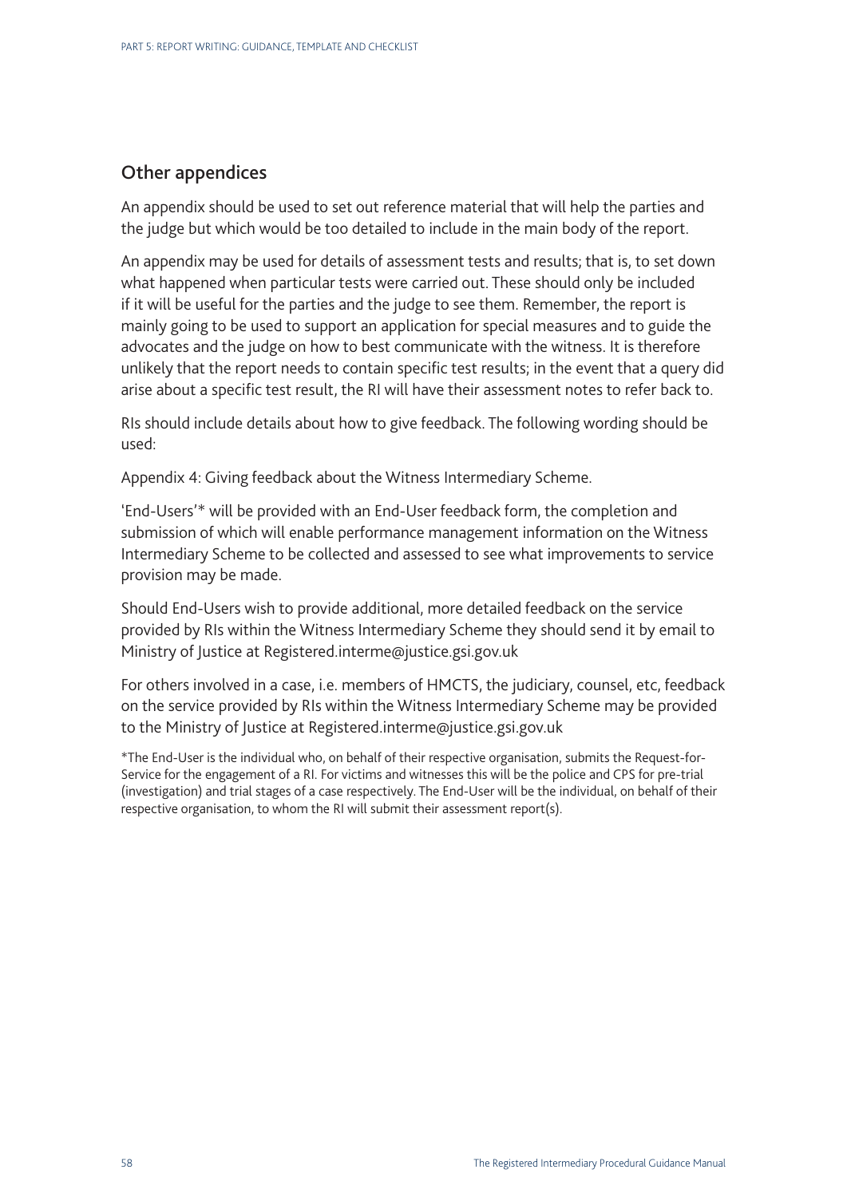## Other appendices

An appendix should be used to set out reference material that will help the parties and the judge but which would be too detailed to include in the main body of the report.

An appendix may be used for details of assessment tests and results; that is, to set down what happened when particular tests were carried out. These should only be included if it will be useful for the parties and the judge to see them. Remember, the report is mainly going to be used to support an application for special measures and to guide the advocates and the judge on how to best communicate with the witness. It is therefore unlikely that the report needs to contain specific test results; in the event that a query did arise about a specific test result, the RI will have their assessment notes to refer back to.

RIs should include details about how to give feedback. The following wording should be used:

Appendix 4: Giving feedback about the Witness Intermediary Scheme.

'End-Users'* will be provided with an End-User feedback form, the completion and submission of which will enable performance management information on the Witness Intermediary Scheme to be collected and assessed to see what improvements to service provision may be made.

Should End-Users wish to provide additional, more detailed feedback on the service provided by RIs within the Witness Intermediary Scheme they should send it by email to Ministry of Justice at Registered.interme@justice.gsi.gov.uk

For others involved in a case, i.e. members of HMCTS, the judiciary, counsel, etc, feedback on the service provided by RIs within the Witness Intermediary Scheme may be provided to the Ministry of Justice at Registered.interme@justice.gsi.gov.uk

*The End-User is the individual who, on behalf of their respective organisation, submits the Request-for-Service for the engagement of a RI. For victims and witnesses this will be the police and CPS for pre-trial (investigation) and trial stages of a case respectively. The End-User will be the individual, on behalf of their respective organisation, to whom the RI will submit their assessment report(s).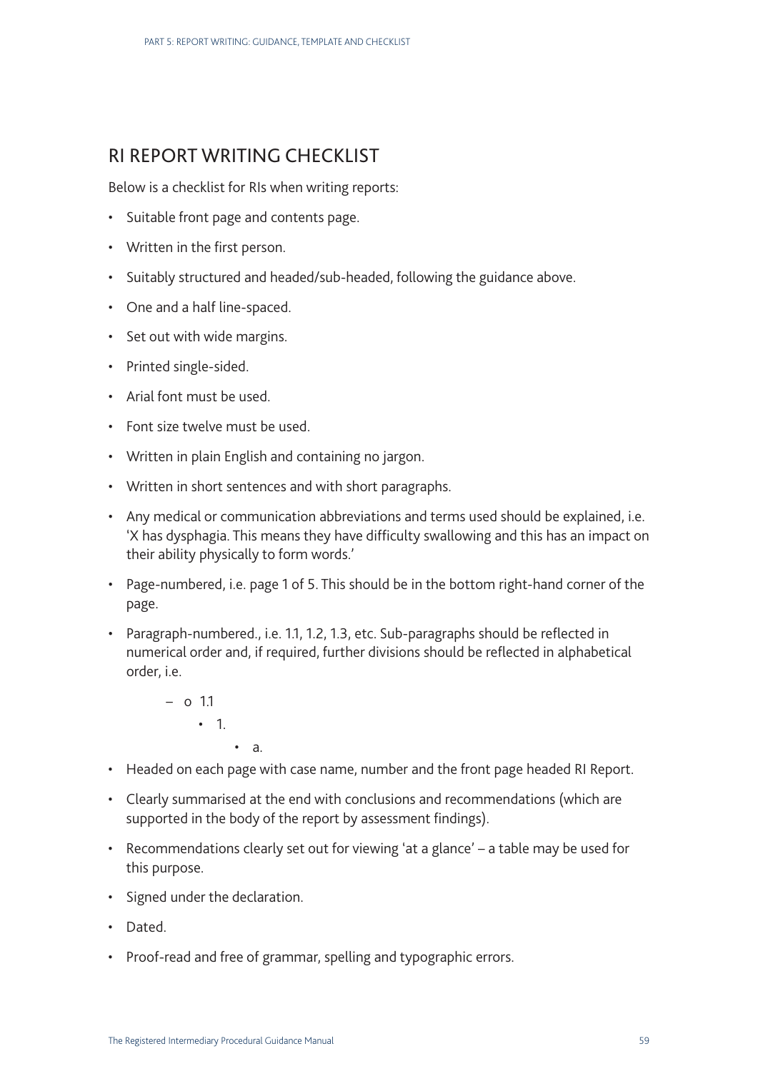## RI REPORT WRITING CHECKLIST

Below is a checklist for RIs when writing reports:

- Suitable front page and contents page.
- Written in the first person.
- Suitably structured and headed/sub-headed, following the guidance above.
- One and a half line-spaced.
- Set out with wide margins.
- Printed single-sided.
- Arial font must be used.
- Font size twelve must be used.
- Written in plain English and containing no jargon.
- Written in short sentences and with short paragraphs.
- Any medical or communication abbreviations and terms used should be explained, i.e. 'X has dysphagia. This means they have difficulty swallowing and this has an impact on their ability physically to form words.'
- Page-numbered, i.e. page 1 of 5. This should be in the bottom right-hand corner of the page.
- Paragraph-numbered., i.e. 1.1, 1.2, 1.3, etc. Sub-paragraphs should be reflected in numerical order and, if required, further divisions should be reflected in alphabetical order, i.e.
    - o 1.1
        - 1.
            - a.
- Headed on each page with case name, number and the front page headed RI Report.
- Clearly summarised at the end with conclusions and recommendations (which are supported in the body of the report by assessment findings).
- Recommendations clearly set out for viewing 'at a glance' – a table may be used for this purpose.
- Signed under the declaration.
- Dated.
- Proof-read and free of grammar, spelling and typographic errors.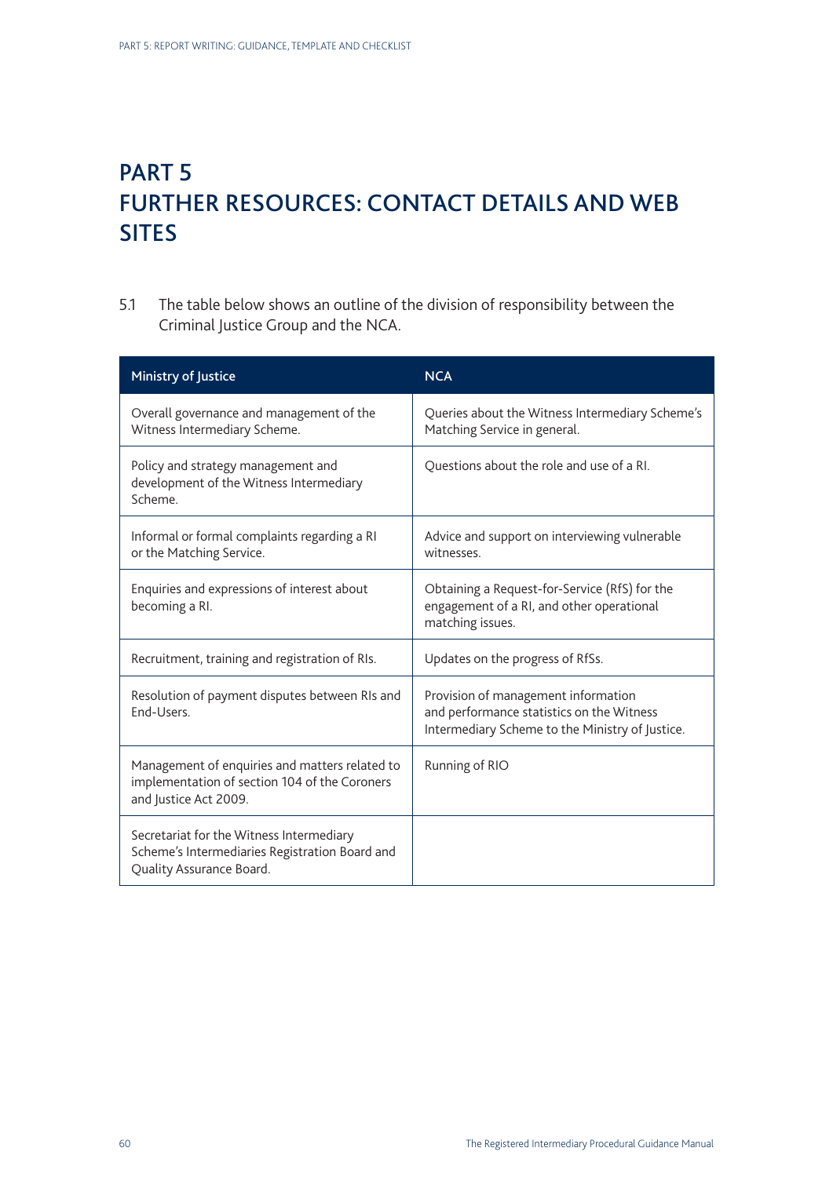# PART 5
# FURTHER RESOURCES: CONTACT DETAILS AND WEB SITES

5.1 The table below shows an outline of the division of responsibility between the Criminal Justice Group and the NCA.

| Ministry of Justice | NCA |
|---|---|
| Overall governance and management of the Witness Intermediary Scheme. | Queries about the Witness Intermediary Scheme's Matching Service in general. |
| Policy and strategy management and development of the Witness Intermediary Scheme. | Questions about the role and use of a RI. |
| Informal or formal complaints regarding a RI or the Matching Service. | Advice and support on interviewing vulnerable witnesses. |
| Enquiries and expressions of interest about becoming a RI. | Obtaining a Request-for-Service (RfS) for the engagement of a RI, and other operational matching issues. |
| Recruitment, training and registration of RIs. | Updates on the progress of RfSs. |
| Resolution of payment disputes between RIs and End-Users. | Provision of management information and performance statistics on the Witness Intermediary Scheme to the Ministry of Justice. |
| Management of enquiries and matters related to implementation of section 104 of the Coroners and Justice Act 2009. | Running of RIO |
| Secretariat for the Witness Intermediary Scheme's Intermediaries Registration Board and Quality Assurance Board. | |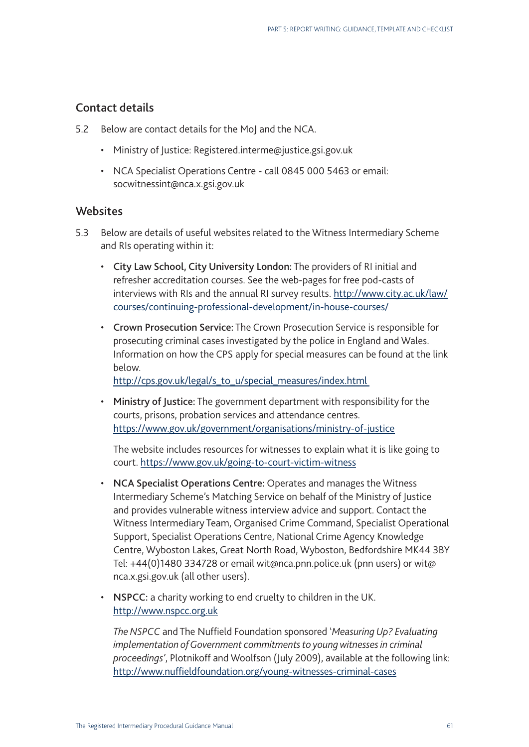## Contact details

5.2 Below are contact details for the MoJ and the NCA.

- Ministry of Justice: Registered.interme@justice.gsi.gov.uk
- NCA Specialist Operations Centre - call 0845 000 5463 or email: socwitnessint@nca.x.gsi.gov.uk

## Websites

5.3 Below are details of useful websites related to the Witness Intermediary Scheme and RIs operating within it:

- **City Law School, City University London:** The providers of RI initial and refresher accreditation courses. See the web-pages for free pod-casts of interviews with RIs and the annual RI survey results. http://www.city.ac.uk/law/courses/continuing-professional-development/in-house-courses/
- **Crown Prosecution Service:** The Crown Prosecution Service is responsible for prosecuting criminal cases investigated by the police in England and Wales. Information on how the CPS apply for special measures can be found at the link below.
  http://cps.gov.uk/legal/s_to_u/special_measures/index.html
- **Ministry of Justice:** The government department with responsibility for the courts, prisons, probation services and attendance centres. https://www.gov.uk/government/organisations/ministry-of-justice

  The website includes resources for witnesses to explain what it is like going to court. https://www.gov.uk/going-to-court-victim-witness
- **NCA Specialist Operations Centre:** Operates and manages the Witness Intermediary Scheme's Matching Service on behalf of the Ministry of Justice and provides vulnerable witness interview advice and support. Contact the Witness Intermediary Team, Organised Crime Command, Specialist Operational Support, Specialist Operations Centre, National Crime Agency Knowledge Centre, Wyboston Lakes, Great North Road, Wyboston, Bedfordshire MK44 3BY Tel: +44(0)1480 334728 or email wit@nca.pnn.police.uk (pnn users) or wit@nca.x.gsi.gov.uk (all other users).
- **NSPCC:** a charity working to end cruelty to children in the UK. http://www.nspcc.org.uk

  *The NSPCC* and The Nuffield Foundation sponsored '*Measuring Up? Evaluating implementation of Government commitments to young witnesses in criminal proceedings*', Plotnikoff and Woolfson (July 2009), available at the following link: http://www.nuffieldfoundation.org/young-witnesses-criminal-cases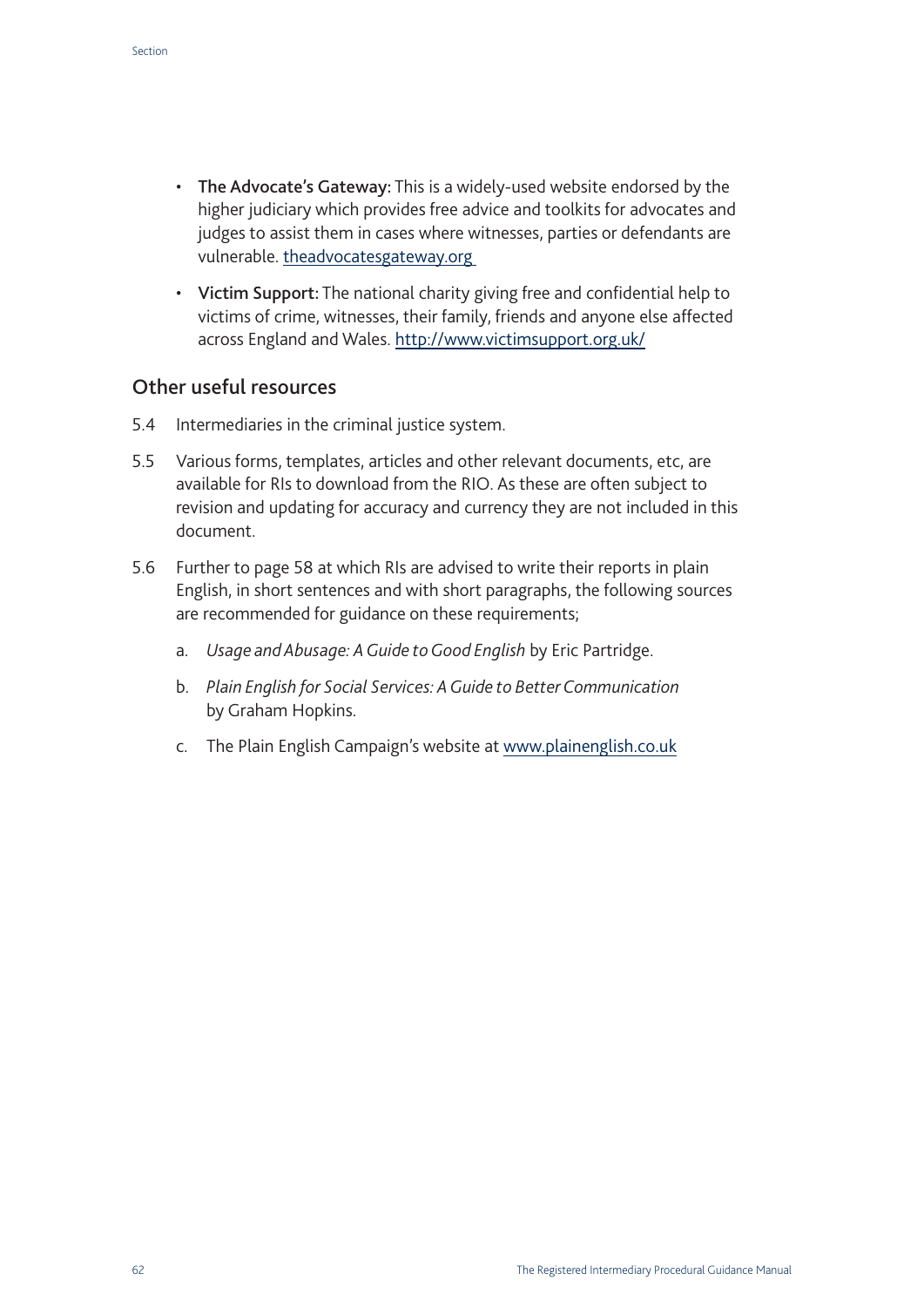- **The Advocate's Gateway:** This is a widely-used website endorsed by the higher judiciary which provides free advice and toolkits for advocates and judges to assist them in cases where witnesses, parties or defendants are vulnerable. theadvocatesgateway.org
- **Victim Support:** The national charity giving free and confidential help to victims of crime, witnesses, their family, friends and anyone else affected across England and Wales. http://www.victimsupport.org.uk/

## Other useful resources

5.4 Intermediaries in the criminal justice system.

5.5 Various forms, templates, articles and other relevant documents, etc, are available for RIs to download from the RIO. As these are often subject to revision and updating for accuracy and currency they are not included in this document.

5.6 Further to page 58 at which RIs are advised to write their reports in plain English, in short sentences and with short paragraphs, the following sources are recommended for guidance on these requirements;

a. *Usage and Abusage: A Guide to Good English* by Eric Partridge.

b. *Plain English for Social Services: A Guide to Better Communication* by Graham Hopkins.

c. The Plain English Campaign's website at www.plainenglish.co.uk